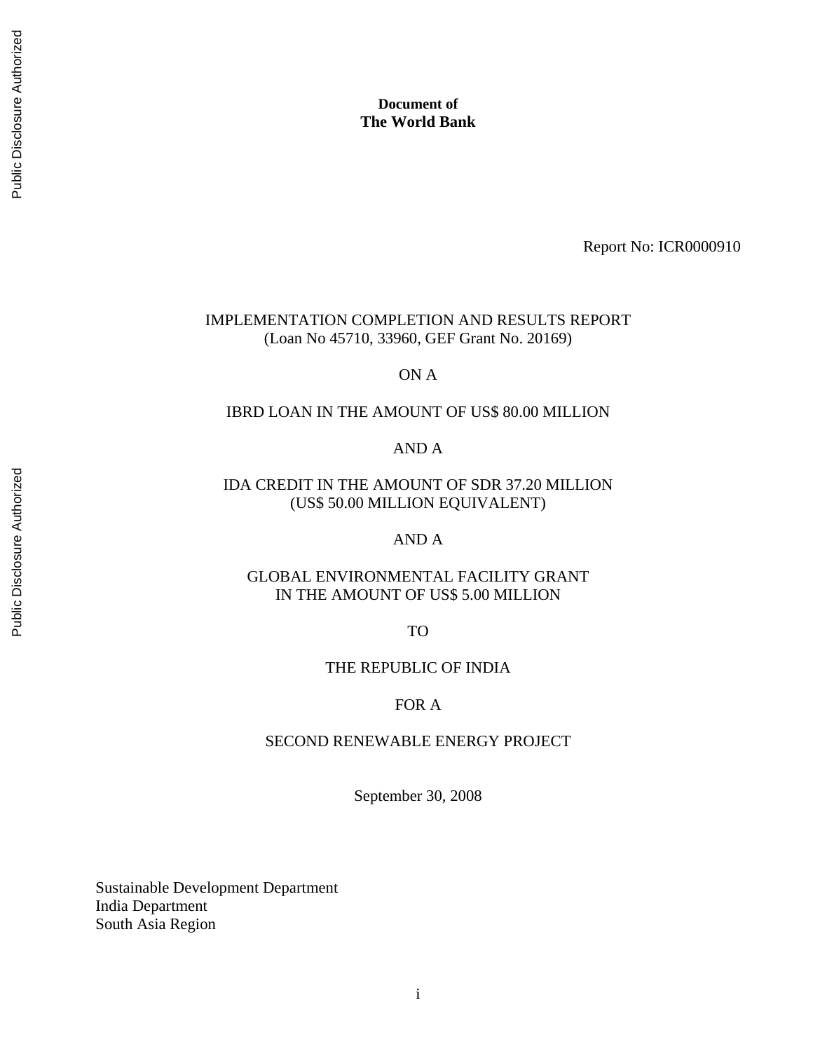**Document of**
**The World Bank**

Report No: ICR0000910

IMPLEMENTATION COMPLETION AND RESULTS REPORT
(Loan No 45710, 33960, GEF Grant No. 20169)

ON A

IBRD LOAN IN THE AMOUNT OF US$ 80.00 MILLION

AND A

IDA CREDIT IN THE AMOUNT OF SDR 37.20 MILLION
(US$ 50.00 MILLION EQUIVALENT)

AND A

GLOBAL ENVIRONMENTAL FACILITY GRANT
IN THE AMOUNT OF US$ 5.00 MILLION

TO

THE REPUBLIC OF INDIA

FOR A

SECOND RENEWABLE ENERGY PROJECT

September 30, 2008

Sustainable Development Department
India Department
South Asia Region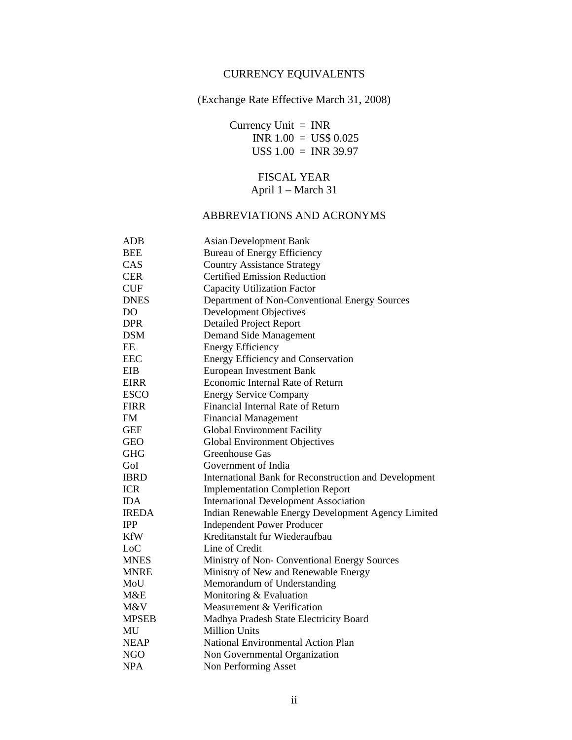## CURRENCY EQUIVALENTS

(Exchange Rate Effective March 31, 2008)

Currency Unit = INR
INR 1.00 = US$ 0.025
US$ 1.00 = INR 39.97

## FISCAL YEAR

April 1 – March 31

## ABBREVIATIONS AND ACRONYMS

| | |
|---|---|
| ADB | Asian Development Bank |
| BEE | Bureau of Energy Efficiency |
| CAS | Country Assistance Strategy |
| CER | Certified Emission Reduction |
| CUF | Capacity Utilization Factor |
| DNES | Department of Non-Conventional Energy Sources |
| DO | Development Objectives |
| DPR | Detailed Project Report |
| DSM | Demand Side Management |
| EE | Energy Efficiency |
| EEC | Energy Efficiency and Conservation |
| EIB | European Investment Bank |
| EIRR | Economic Internal Rate of Return |
| ESCO | Energy Service Company |
| FIRR | Financial Internal Rate of Return |
| FM | Financial Management |
| GEF | Global Environment Facility |
| GEO | Global Environment Objectives |
| GHG | Greenhouse Gas |
| GoI | Government of India |
| IBRD | International Bank for Reconstruction and Development |
| ICR | Implementation Completion Report |
| IDA | International Development Association |
| IREDA | Indian Renewable Energy Development Agency Limited |
| IPP | Independent Power Producer |
| KfW | Kreditanstalt fur Wiederaufbau |
| LoC | Line of Credit |
| MNES | Ministry of Non- Conventional Energy Sources |
| MNRE | Ministry of New and Renewable Energy |
| MoU | Memorandum of Understanding |
| M&E | Monitoring & Evaluation |
| M&V | Measurement & Verification |
| MPSEB | Madhya Pradesh State Electricity Board |
| MU | Million Units |
| NEAP | National Environmental Action Plan |
| NGO | Non Governmental Organization |
| NPA | Non Performing Asset |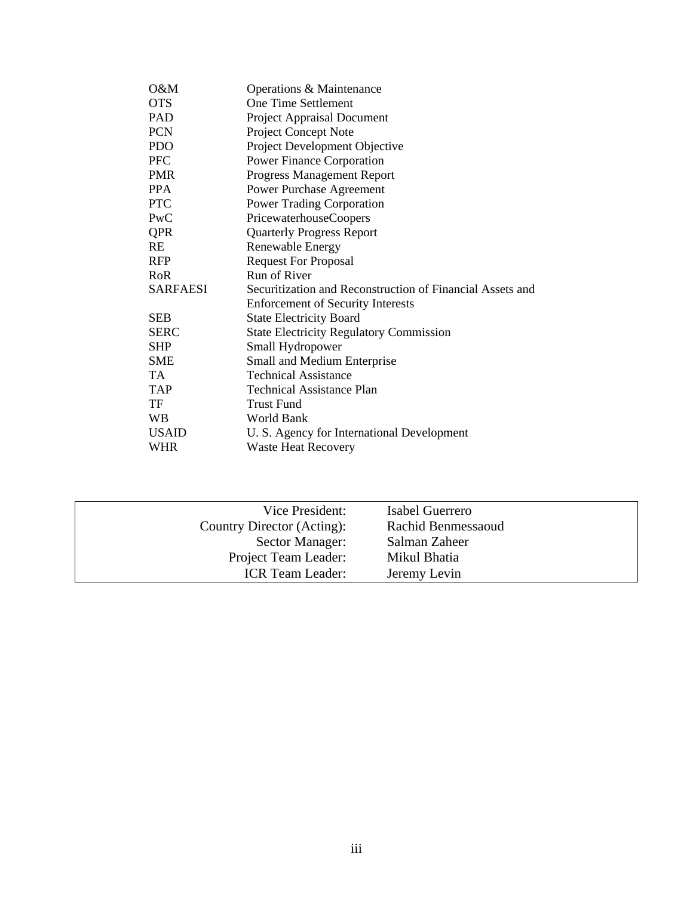| | |
|---|---|
| O&M | Operations & Maintenance |
| OTS | One Time Settlement |
| PAD | Project Appraisal Document |
| PCN | Project Concept Note |
| PDO | Project Development Objective |
| PFC | Power Finance Corporation |
| PMR | Progress Management Report |
| PPA | Power Purchase Agreement |
| PTC | Power Trading Corporation |
| PwC | PricewaterhouseCoopers |
| QPR | Quarterly Progress Report |
| RE | Renewable Energy |
| RFP | Request For Proposal |
| RoR | Run of River |
| SARFAESI | Securitization and Reconstruction of Financial Assets and Enforcement of Security Interests |
| SEB | State Electricity Board |
| SERC | State Electricity Regulatory Commission |
| SHP | Small Hydropower |
| SME | Small and Medium Enterprise |
| TA | Technical Assistance |
| TAP | Technical Assistance Plan |
| TF | Trust Fund |
| WB | World Bank |
| USAID | U. S. Agency for International Development |
| WHR | Waste Heat Recovery |

| | |
|---|---|
| Vice President: | Isabel Guerrero |
| Country Director (Acting): | Rachid Benmessaoud |
| Sector Manager: | Salman Zaheer |
| Project Team Leader: | Mikul Bhatia |
| ICR Team Leader: | Jeremy Levin |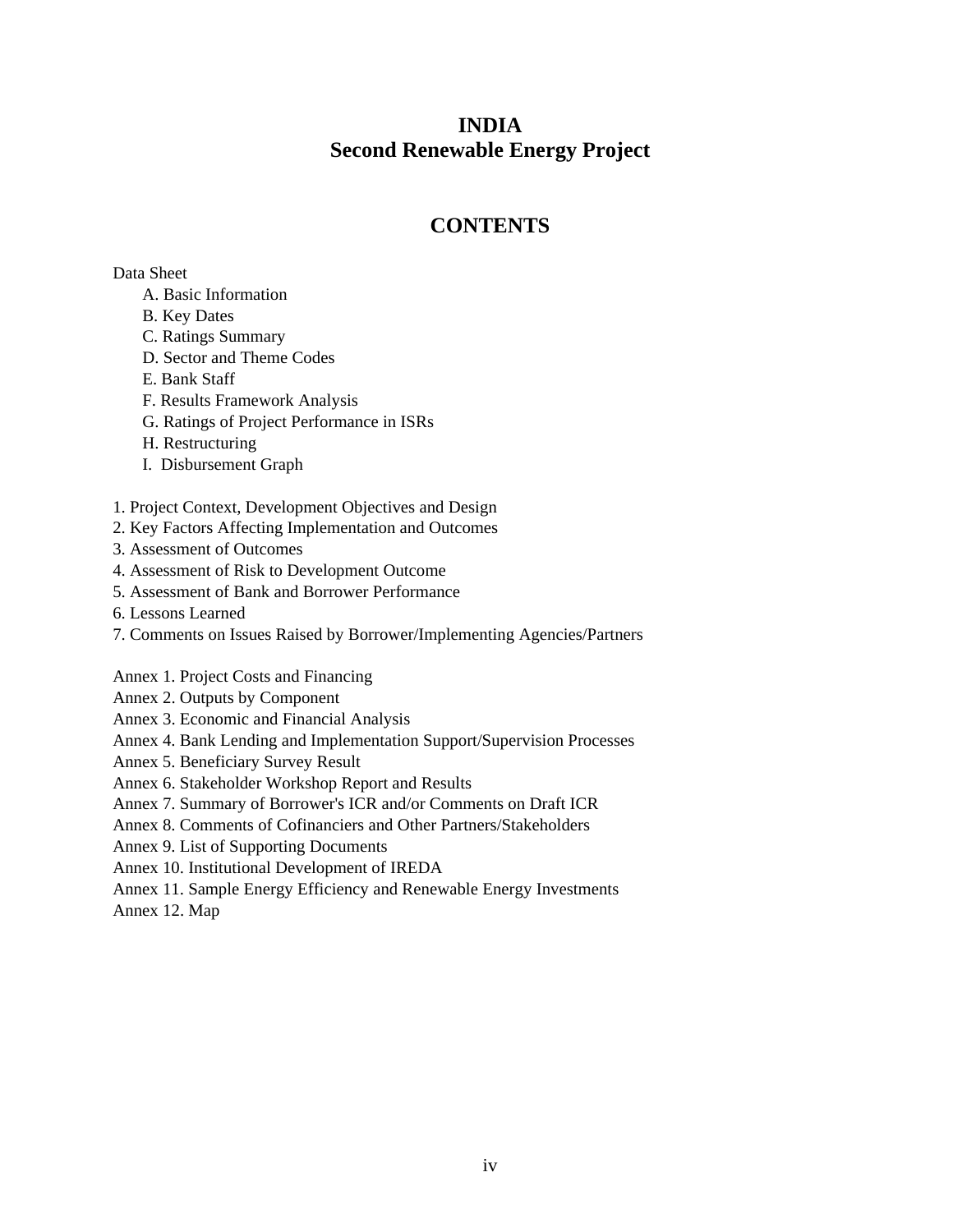# INDIA
# Second Renewable Energy Project

## CONTENTS

Data Sheet

- A. Basic Information
- B. Key Dates
- C. Ratings Summary
- D. Sector and Theme Codes
- E. Bank Staff
- F. Results Framework Analysis
- G. Ratings of Project Performance in ISRs
- H. Restructuring
- I. Disbursement Graph

1. Project Context, Development Objectives and Design
2. Key Factors Affecting Implementation and Outcomes
3. Assessment of Outcomes
4. Assessment of Risk to Development Outcome
5. Assessment of Bank and Borrower Performance
6. Lessons Learned
7. Comments on Issues Raised by Borrower/Implementing Agencies/Partners

Annex 1. Project Costs and Financing
Annex 2. Outputs by Component
Annex 3. Economic and Financial Analysis
Annex 4. Bank Lending and Implementation Support/Supervision Processes
Annex 5. Beneficiary Survey Result
Annex 6. Stakeholder Workshop Report and Results
Annex 7. Summary of Borrower's ICR and/or Comments on Draft ICR
Annex 8. Comments of Cofinanciers and Other Partners/Stakeholders
Annex 9. List of Supporting Documents
Annex 10. Institutional Development of IREDA
Annex 11. Sample Energy Efficiency and Renewable Energy Investments
Annex 12. Map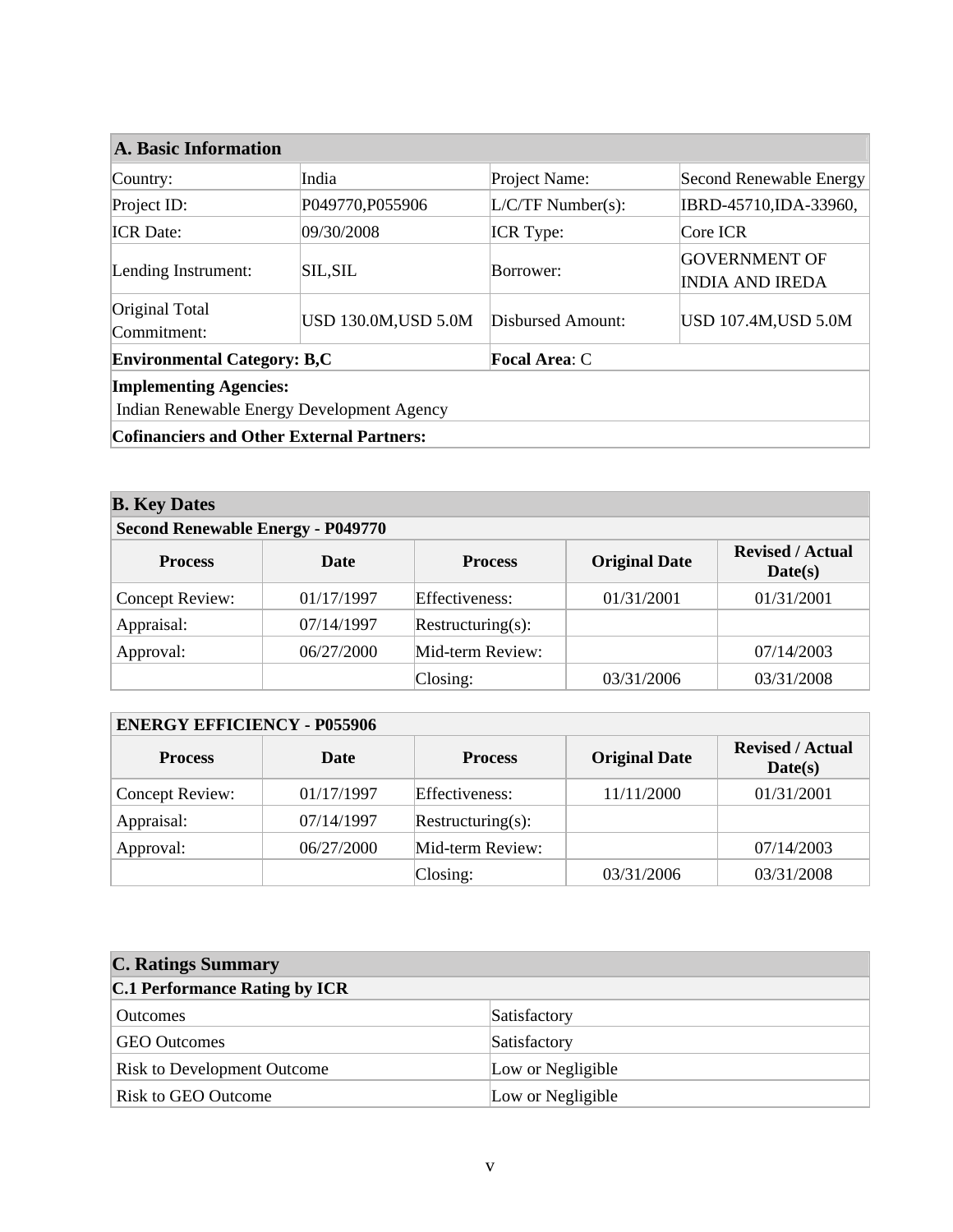## A. Basic Information

| | | | |
|---|---|---|---|
| Country: | India | Project Name: | Second Renewable Energy |
| Project ID: | P049770,P055906 | L/C/TF Number(s): | IBRD-45710,IDA-33960, |
| ICR Date: | 09/30/2008 | ICR Type: | Core ICR |
| Lending Instrument: | SIL,SIL | Borrower: | GOVERNMENT OF INDIA AND IREDA |
| Original Total Commitment: | USD 130.0M,USD 5.0M | Disbursed Amount: | USD 107.4M,USD 5.0M |
| **Environmental Category: B,C** | | **Focal Area**: C | |

**Implementing Agencies:**
Indian Renewable Energy Development Agency

**Cofinanciers and Other External Partners:**

## B. Key Dates

**Second Renewable Energy - P049770**

| Process | Date | Process | Original Date | Revised / Actual Date(s) |
|---|---|---|---|---|
| Concept Review: | 01/17/1997 | Effectiveness: | 01/31/2001 | 01/31/2001 |
| Appraisal: | 07/14/1997 | Restructuring(s): | | |
| Approval: | 06/27/2000 | Mid-term Review: | | 07/14/2003 |
| | | Closing: | 03/31/2006 | 03/31/2008 |

**ENERGY EFFICIENCY - P055906**

| Process | Date | Process | Original Date | Revised / Actual Date(s) |
|---|---|---|---|---|
| Concept Review: | 01/17/1997 | Effectiveness: | 11/11/2000 | 01/31/2001 |
| Appraisal: | 07/14/1997 | Restructuring(s): | | |
| Approval: | 06/27/2000 | Mid-term Review: | | 07/14/2003 |
| | | Closing: | 03/31/2006 | 03/31/2008 |

## C. Ratings Summary

**C.1 Performance Rating by ICR**

| | |
|---|---|
| Outcomes | Satisfactory |
| GEO Outcomes | Satisfactory |
| Risk to Development Outcome | Low or Negligible |
| Risk to GEO Outcome | Low or Negligible |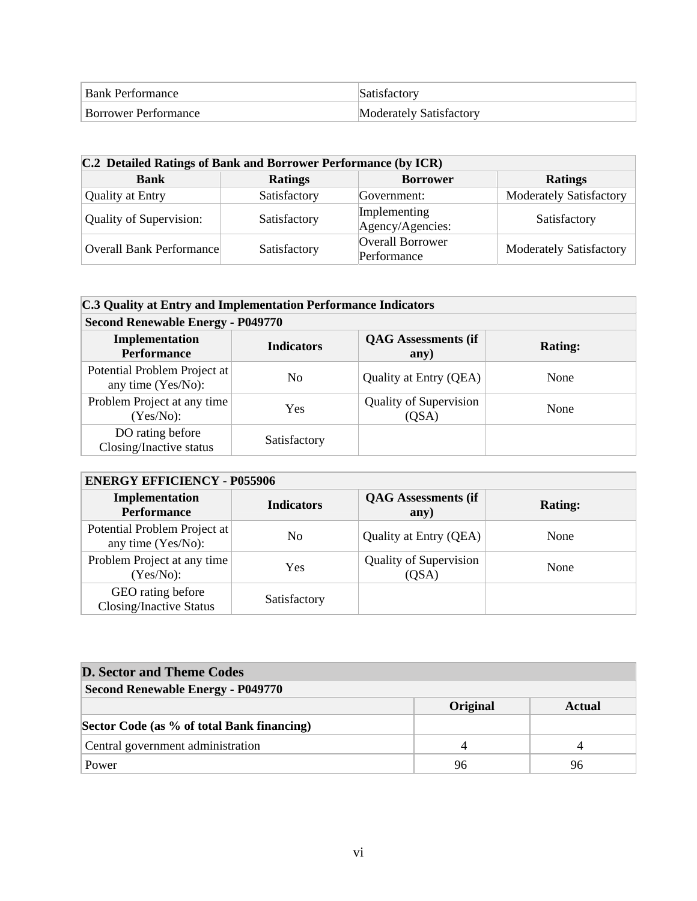| Bank Performance | Satisfactory |
|---|---|
| Borrower Performance | Moderately Satisfactory |

| **C.2 Detailed Ratings of Bank and Borrower Performance (by ICR)** | | | |
|---|---|---|---|
| **Bank** | **Ratings** | **Borrower** | **Ratings** |
| Quality at Entry | Satisfactory | Government: | Moderately Satisfactory |
| Quality of Supervision: | Satisfactory | Implementing Agency/Agencies: | Satisfactory |
| Overall Bank Performance | Satisfactory | Overall Borrower Performance | Moderately Satisfactory |

| **C.3 Quality at Entry and Implementation Performance Indicators** | | | |
|---|---|---|---|
| **Second Renewable Energy - P049770** | | | |
| **Implementation Performance** | **Indicators** | **QAG Assessments (if any)** | **Rating:** |
| Potential Problem Project at any time (Yes/No): | No | Quality at Entry (QEA) | None |
| Problem Project at any time (Yes/No): | Yes | Quality of Supervision (QSA) | None |
| DO rating before Closing/Inactive status | Satisfactory | | |

| **ENERGY EFFICIENCY - P055906** | | | |
|---|---|---|---|
| **Implementation Performance** | **Indicators** | **QAG Assessments (if any)** | **Rating:** |
| Potential Problem Project at any time (Yes/No): | No | Quality at Entry (QEA) | None |
| Problem Project at any time (Yes/No): | Yes | Quality of Supervision (QSA) | None |
| GEO rating before Closing/Inactive Status | Satisfactory | | |

## D. Sector and Theme Codes

| **Second Renewable Energy - P049770** | | |
|---|---|---|
| | **Original** | **Actual** |
| **Sector Code (as % of total Bank financing)** | | |
| Central government administration | 4 | 4 |
| Power | 96 | 96 |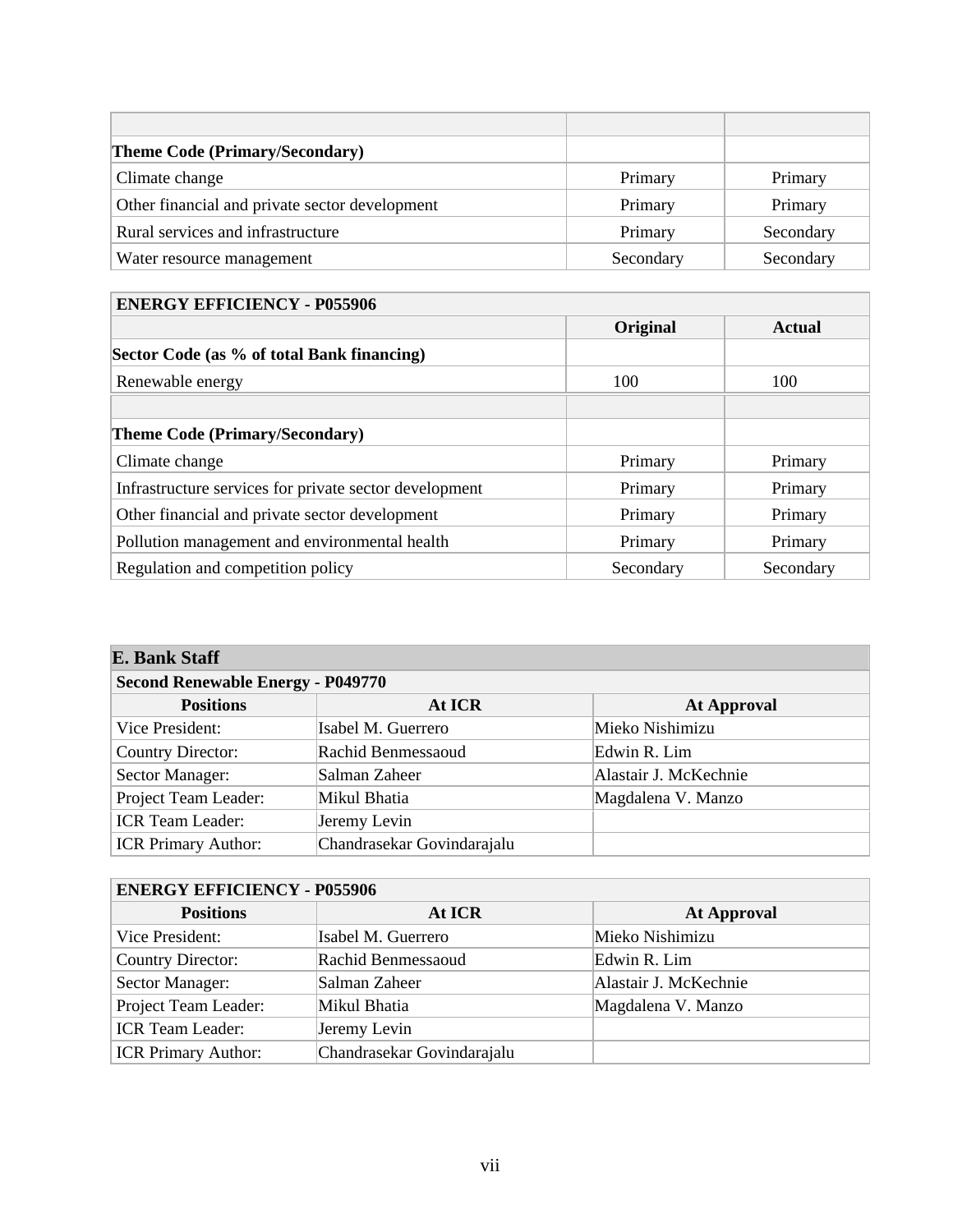| | | |
|---|---|---|
| **Theme Code (Primary/Secondary)** | | |
| Climate change | Primary | Primary |
| Other financial and private sector development | Primary | Primary |
| Rural services and infrastructure | Primary | Secondary |
| Water resource management | Secondary | Secondary |

| **ENERGY EFFICIENCY - P055906** | | |
|---|---|---|
| | **Original** | **Actual** |
| **Sector Code (as % of total Bank financing)** | | |
| Renewable energy | 100 | 100 |
| | | |
| **Theme Code (Primary/Secondary)** | | |
| Climate change | Primary | Primary |
| Infrastructure services for private sector development | Primary | Primary |
| Other financial and private sector development | Primary | Primary |
| Pollution management and environmental health | Primary | Primary |
| Regulation and competition policy | Secondary | Secondary |

## E. Bank Staff

| **Second Renewable Energy - P049770** | | |
|---|---|---|
| **Positions** | **At ICR** | **At Approval** |
| Vice President: | Isabel M. Guerrero | Mieko Nishimizu |
| Country Director: | Rachid Benmessaoud | Edwin R. Lim |
| Sector Manager: | Salman Zaheer | Alastair J. McKechnie |
| Project Team Leader: | Mikul Bhatia | Magdalena V. Manzo |
| ICR Team Leader: | Jeremy Levin | |
| ICR Primary Author: | Chandrasekar Govindarajalu | |

| **ENERGY EFFICIENCY - P055906** | | |
|---|---|---|
| **Positions** | **At ICR** | **At Approval** |
| Vice President: | Isabel M. Guerrero | Mieko Nishimizu |
| Country Director: | Rachid Benmessaoud | Edwin R. Lim |
| Sector Manager: | Salman Zaheer | Alastair J. McKechnie |
| Project Team Leader: | Mikul Bhatia | Magdalena V. Manzo |
| ICR Team Leader: | Jeremy Levin | |
| ICR Primary Author: | Chandrasekar Govindarajalu | |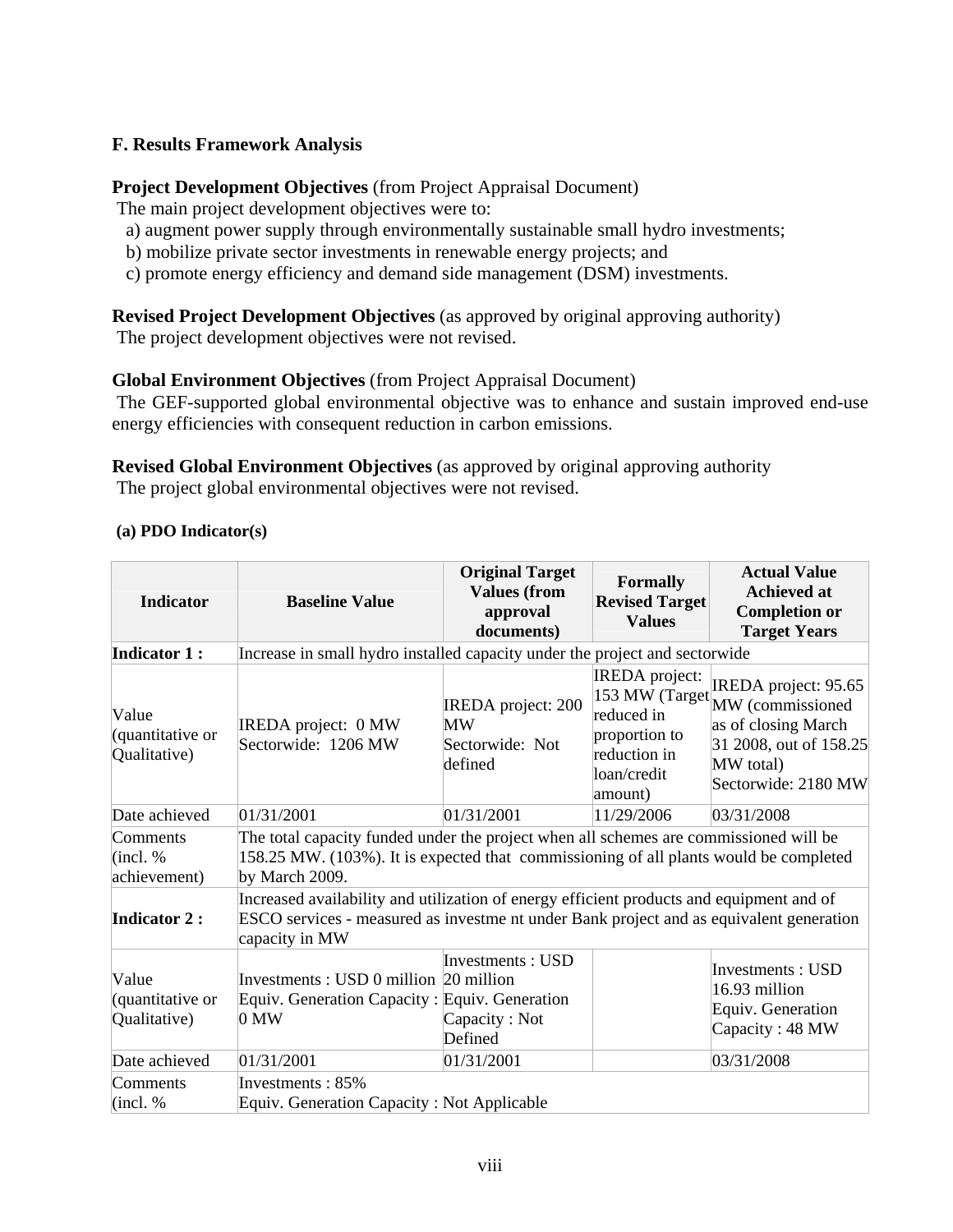### F. Results Framework Analysis

**Project Development Objectives** (from Project Appraisal Document)

The main project development objectives were to:

a) augment power supply through environmentally sustainable small hydro investments;
b) mobilize private sector investments in renewable energy projects; and
c) promote energy efficiency and demand side management (DSM) investments.

**Revised Project Development Objectives** (as approved by original approving authority)

The project development objectives were not revised.

**Global Environment Objectives** (from Project Appraisal Document)

The GEF-supported global environmental objective was to enhance and sustain improved end-use energy efficiencies with consequent reduction in carbon emissions.

**Revised Global Environment Objectives** (as approved by original approving authority

The project global environmental objectives were not revised.

**(a) PDO Indicator(s)**

| Indicator | Baseline Value | Original Target Values (from approval documents) | Formally Revised Target Values | Actual Value Achieved at Completion or Target Years |
|---|---|---|---|---|
| **Indicator 1 :** | Increase in small hydro installed capacity under the project and sectorwide | | | |
| Value (quantitative or Qualitative) | IREDA project: 0 MW<br>Sectorwide: 1206 MW | IREDA project: 200 MW<br>Sectorwide: Not defined | IREDA project: 153 MW (Target reduced in proportion to reduction in loan/credit amount) | IREDA project: 95.65 MW (commissioned as of closing March 31 2008, out of 158.25 MW total)<br>Sectorwide: 2180 MW |
| Date achieved | 01/31/2001 | 01/31/2001 | 11/29/2006 | 03/31/2008 |
| Comments (incl. % achievement) | The total capacity funded under the project when all schemes are commissioned will be 158.25 MW. (103%). It is expected that commissioning of all plants would be completed by March 2009. | | | |
| **Indicator 2 :** | Increased availability and utilization of energy efficient products and equipment and of ESCO services - measured as investme nt under Bank project and as equivalent generation capacity in MW | | | |
| Value (quantitative or Qualitative) | Investments : USD 0 million<br>Equiv. Generation Capacity : 0 MW | Investments : USD 20 million<br>Equiv. Generation Capacity : Not Defined | | Investments : USD 16.93 million<br>Equiv. Generation Capacity : 48 MW |
| Date achieved | 01/31/2001 | 01/31/2001 | | 03/31/2008 |
| Comments (incl. % | Investments : 85%<br>Equiv. Generation Capacity : Not Applicable | | | |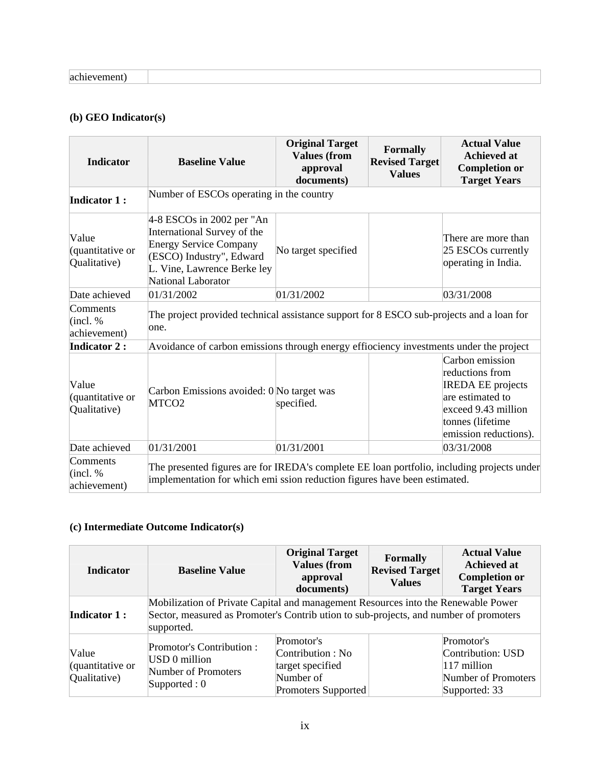| achievement) | |
|---|---|

**(b) GEO Indicator(s)**

| Indicator | Baseline Value | Original Target Values (from approval documents) | Formally Revised Target Values | Actual Value Achieved at Completion or Target Years |
|---|---|---|---|---|
| **Indicator 1 :** | Number of ESCOs operating in the country | | | |
| Value (quantitative or Qualitative) | 4-8 ESCOs in 2002 per "An International Survey of the Energy Service Company (ESCO) Industry", Edward L. Vine, Lawrence Berke ley National Laborator | No target specified | | There are more than 25 ESCOs currently operating in India. |
| Date achieved | 01/31/2002 | 01/31/2002 | | 03/31/2008 |
| Comments (incl. % achievement) | The project provided technical assistance support for 8 ESCO sub-projects and a loan for one. | | | |
| **Indicator 2 :** | Avoidance of carbon emissions through energy effiociency investments under the project | | | |
| Value (quantitative or Qualitative) | Carbon Emissions avoided: 0 MTCO2 | No target was specified. | | Carbon emission reductions from IREDA EE projects are estimated to exceed 9.43 million tonnes (lifetime emission reductions). |
| Date achieved | 01/31/2001 | 01/31/2001 | | 03/31/2008 |
| Comments (incl. % achievement) | The presented figures are for IREDA's complete EE loan portfolio, including projects under implementation for which emi ssion reduction figures have been estimated. | | | |

**(c) Intermediate Outcome Indicator(s)**

| Indicator | Baseline Value | Original Target Values (from approval documents) | Formally Revised Target Values | Actual Value Achieved at Completion or Target Years |
|---|---|---|---|---|
| **Indicator 1 :** | Mobilization of Private Capital and management Resources into the Renewable Power Sector, measured as Promoter's Contrib ution to sub-projects, and number of promoters supported. | | | |
| Value (quantitative or Qualitative) | Promotor's Contribution : USD 0 million<br>Number of Promoters Supported : 0 | Promotor's Contribution : No target specified<br>Number of Promoters Supported | | Promotor's Contribution: USD 117 million<br>Number of Promoters Supported: 33 |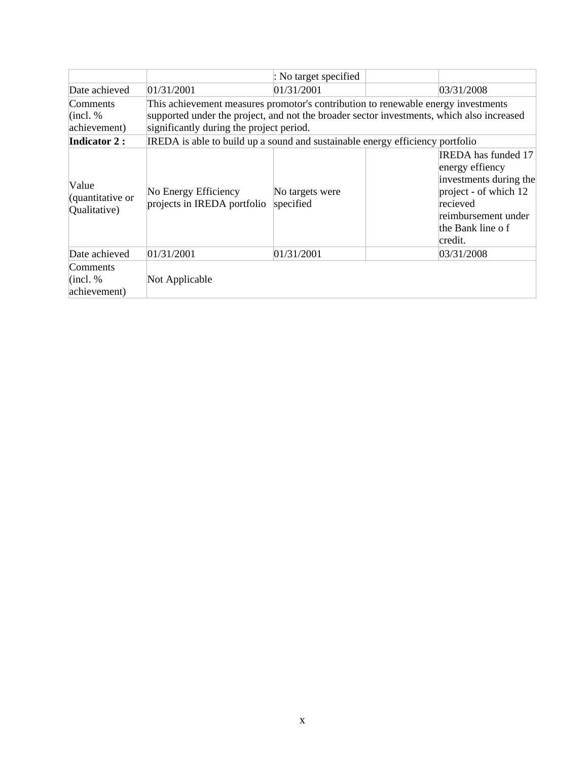| | | : No target specified | | |
|---|---|---|---|---|
| Date achieved | 01/31/2001 | 01/31/2001 | | 03/31/2008 |
| Comments (incl. % achievement) | This achievement measures promotor's contribution to renewable energy investments supported under the project, and not the broader sector investments, which also increased significantly during the project period. | | | |
| **Indicator 2 :** | IREDA is able to build up a sound and sustainable energy efficiency portfolio | | | |
| Value (quantitative or Qualitative) | No Energy Efficiency projects in IREDA portfolio | No targets were specified | | IREDA has funded 17 energy effiency investments during the project - of which 12 recieved reimbursement under the Bank line o f credit. |
| Date achieved | 01/31/2001 | 01/31/2001 | | 03/31/2008 |
| Comments (incl. % achievement) | Not Applicable | | | |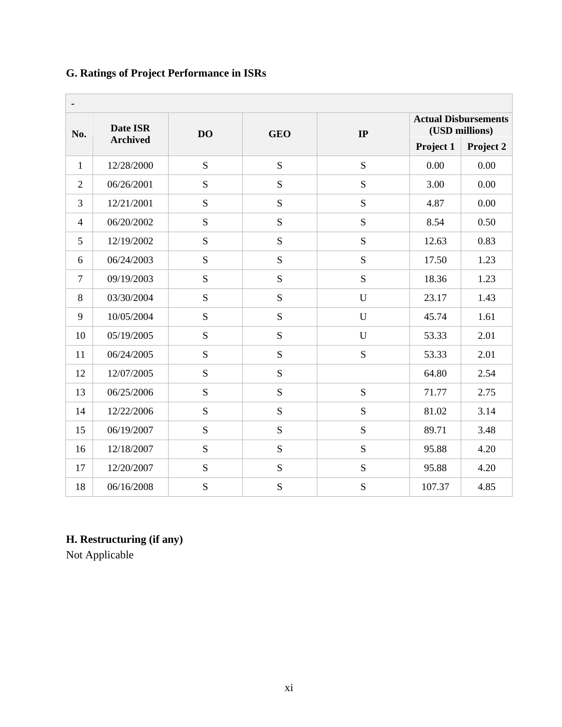## G. Ratings of Project Performance in ISRs

| - | | | | | | |
|---|---|---|---|---|---|---|
| No. | Date ISR Archived | DO | GEO | IP | Actual Disbursements (USD millions) | |
| | | | | | Project 1 | Project 2 |
| 1 | 12/28/2000 | S | S | S | 0.00 | 0.00 |
| 2 | 06/26/2001 | S | S | S | 3.00 | 0.00 |
| 3 | 12/21/2001 | S | S | S | 4.87 | 0.00 |
| 4 | 06/20/2002 | S | S | S | 8.54 | 0.50 |
| 5 | 12/19/2002 | S | S | S | 12.63 | 0.83 |
| 6 | 06/24/2003 | S | S | S | 17.50 | 1.23 |
| 7 | 09/19/2003 | S | S | S | 18.36 | 1.23 |
| 8 | 03/30/2004 | S | S | U | 23.17 | 1.43 |
| 9 | 10/05/2004 | S | S | U | 45.74 | 1.61 |
| 10 | 05/19/2005 | S | S | U | 53.33 | 2.01 |
| 11 | 06/24/2005 | S | S | S | 53.33 | 2.01 |
| 12 | 12/07/2005 | S | S | | 64.80 | 2.54 |
| 13 | 06/25/2006 | S | S | S | 71.77 | 2.75 |
| 14 | 12/22/2006 | S | S | S | 81.02 | 3.14 |
| 15 | 06/19/2007 | S | S | S | 89.71 | 3.48 |
| 16 | 12/18/2007 | S | S | S | 95.88 | 4.20 |
| 17 | 12/20/2007 | S | S | S | 95.88 | 4.20 |
| 18 | 06/16/2008 | S | S | S | 107.37 | 4.85 |

## H. Restructuring (if any)

Not Applicable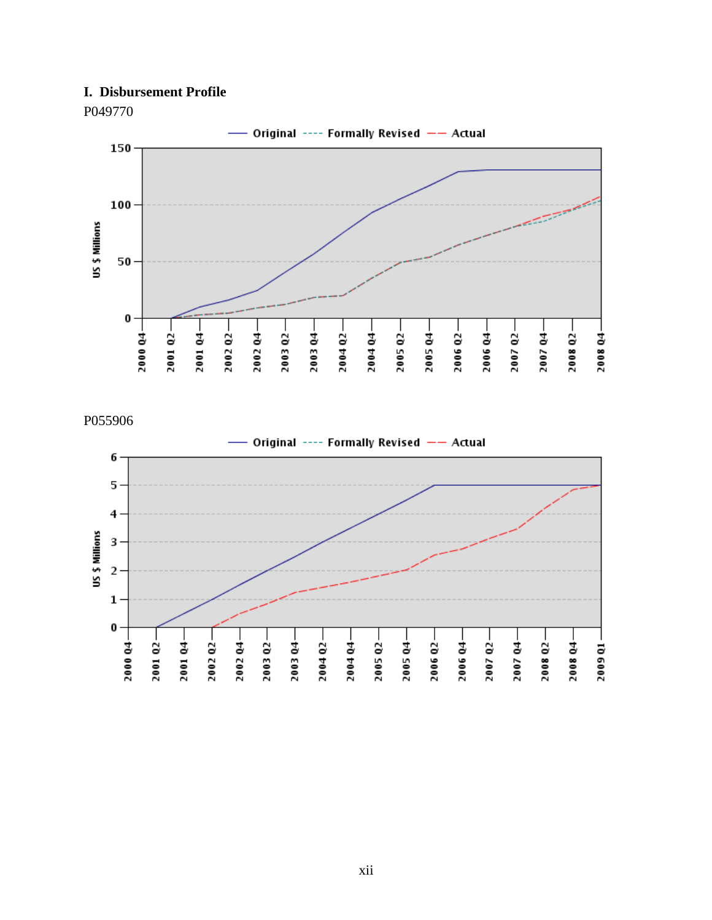## I. Disbursement Profile

P049770

P055906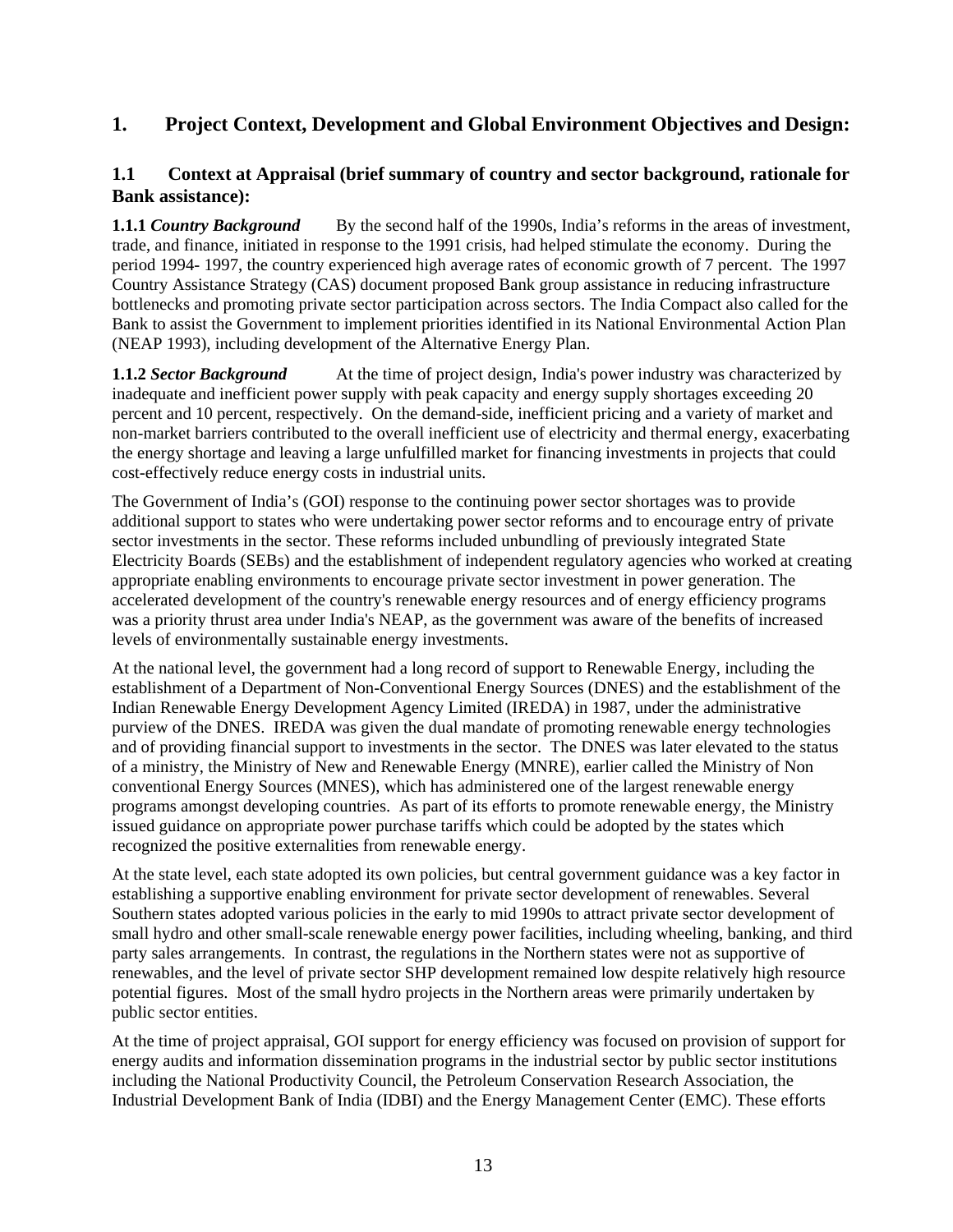## 1. Project Context, Development and Global Environment Objectives and Design:

### 1.1 Context at Appraisal (brief summary of country and sector background, rationale for Bank assistance):

**1.1.1 *Country Background*** By the second half of the 1990s, India's reforms in the areas of investment, trade, and finance, initiated in response to the 1991 crisis, had helped stimulate the economy. During the period 1994- 1997, the country experienced high average rates of economic growth of 7 percent. The 1997 Country Assistance Strategy (CAS) document proposed Bank group assistance in reducing infrastructure bottlenecks and promoting private sector participation across sectors. The India Compact also called for the Bank to assist the Government to implement priorities identified in its National Environmental Action Plan (NEAP 1993), including development of the Alternative Energy Plan.

**1.1.2 *Sector Background*** At the time of project design, India's power industry was characterized by inadequate and inefficient power supply with peak capacity and energy supply shortages exceeding 20 percent and 10 percent, respectively. On the demand-side, inefficient pricing and a variety of market and non-market barriers contributed to the overall inefficient use of electricity and thermal energy, exacerbating the energy shortage and leaving a large unfulfilled market for financing investments in projects that could cost-effectively reduce energy costs in industrial units.

The Government of India's (GOI) response to the continuing power sector shortages was to provide additional support to states who were undertaking power sector reforms and to encourage entry of private sector investments in the sector. These reforms included unbundling of previously integrated State Electricity Boards (SEBs) and the establishment of independent regulatory agencies who worked at creating appropriate enabling environments to encourage private sector investment in power generation. The accelerated development of the country's renewable energy resources and of energy efficiency programs was a priority thrust area under India's NEAP, as the government was aware of the benefits of increased levels of environmentally sustainable energy investments.

At the national level, the government had a long record of support to Renewable Energy, including the establishment of a Department of Non-Conventional Energy Sources (DNES) and the establishment of the Indian Renewable Energy Development Agency Limited (IREDA) in 1987, under the administrative purview of the DNES. IREDA was given the dual mandate of promoting renewable energy technologies and of providing financial support to investments in the sector. The DNES was later elevated to the status of a ministry, the Ministry of New and Renewable Energy (MNRE), earlier called the Ministry of Non conventional Energy Sources (MNES), which has administered one of the largest renewable energy programs amongst developing countries. As part of its efforts to promote renewable energy, the Ministry issued guidance on appropriate power purchase tariffs which could be adopted by the states which recognized the positive externalities from renewable energy.

At the state level, each state adopted its own policies, but central government guidance was a key factor in establishing a supportive enabling environment for private sector development of renewables. Several Southern states adopted various policies in the early to mid 1990s to attract private sector development of small hydro and other small-scale renewable energy power facilities, including wheeling, banking, and third party sales arrangements. In contrast, the regulations in the Northern states were not as supportive of renewables, and the level of private sector SHP development remained low despite relatively high resource potential figures. Most of the small hydro projects in the Northern areas were primarily undertaken by public sector entities.

At the time of project appraisal, GOI support for energy efficiency was focused on provision of support for energy audits and information dissemination programs in the industrial sector by public sector institutions including the National Productivity Council, the Petroleum Conservation Research Association, the Industrial Development Bank of India (IDBI) and the Energy Management Center (EMC). These efforts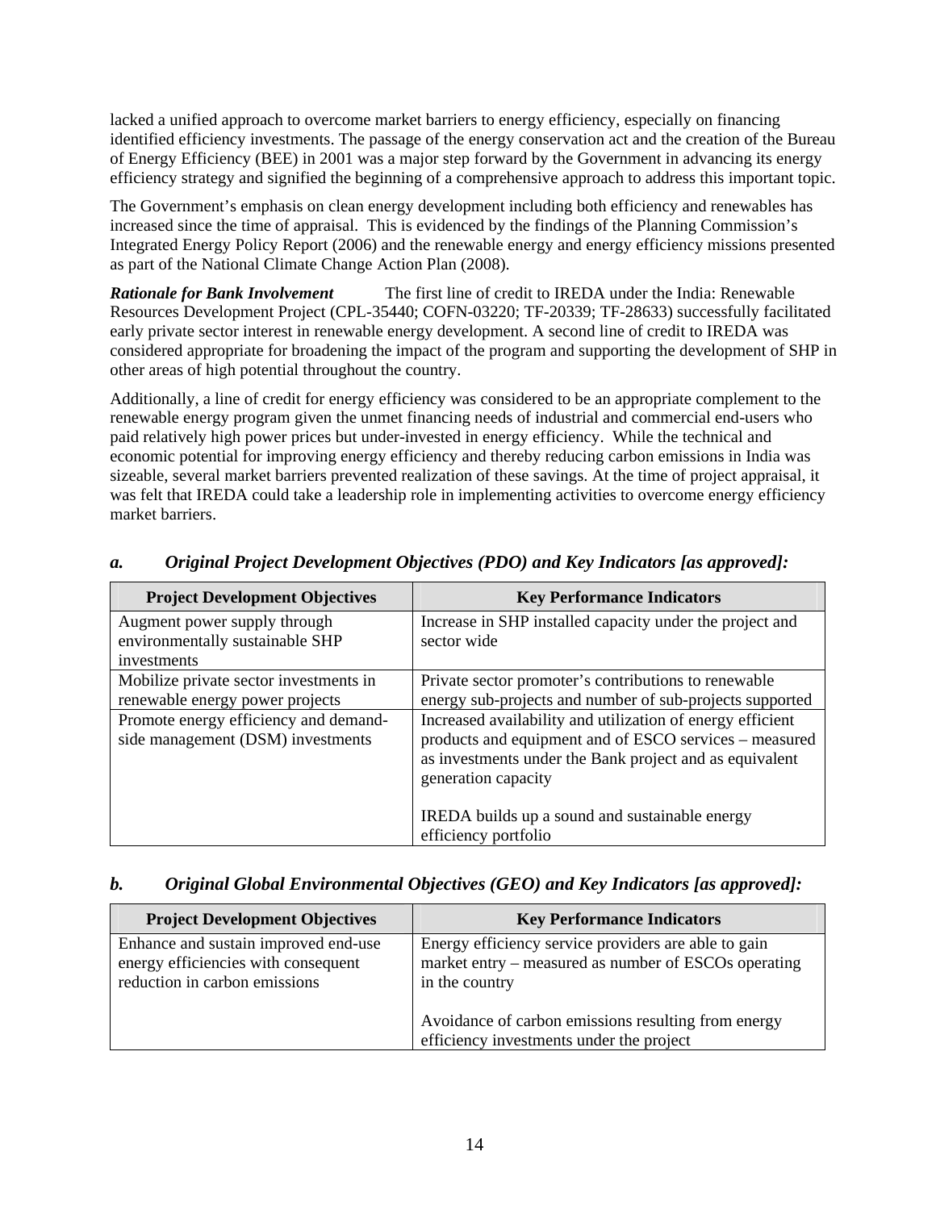lacked a unified approach to overcome market barriers to energy efficiency, especially on financing identified efficiency investments. The passage of the energy conservation act and the creation of the Bureau of Energy Efficiency (BEE) in 2001 was a major step forward by the Government in advancing its energy efficiency strategy and signified the beginning of a comprehensive approach to address this important topic.

The Government's emphasis on clean energy development including both efficiency and renewables has increased since the time of appraisal. This is evidenced by the findings of the Planning Commission's Integrated Energy Policy Report (2006) and the renewable energy and energy efficiency missions presented as part of the National Climate Change Action Plan (2008).

***Rationale for Bank Involvement*** The first line of credit to IREDA under the India: Renewable Resources Development Project (CPL-35440; COFN-03220; TF-20339; TF-28633) successfully facilitated early private sector interest in renewable energy development. A second line of credit to IREDA was considered appropriate for broadening the impact of the program and supporting the development of SHP in other areas of high potential throughout the country.

Additionally, a line of credit for energy efficiency was considered to be an appropriate complement to the renewable energy program given the unmet financing needs of industrial and commercial end-users who paid relatively high power prices but under-invested in energy efficiency. While the technical and economic potential for improving energy efficiency and thereby reducing carbon emissions in India was sizeable, several market barriers prevented realization of these savings. At the time of project appraisal, it was felt that IREDA could take a leadership role in implementing activities to overcome energy efficiency market barriers.

### *a. Original Project Development Objectives (PDO) and Key Indicators [as approved]:*

| Project Development Objectives | Key Performance Indicators |
|---|---|
| Augment power supply through environmentally sustainable SHP investments | Increase in SHP installed capacity under the project and sector wide |
| Mobilize private sector investments in renewable energy power projects | Private sector promoter's contributions to renewable energy sub-projects and number of sub-projects supported |
| Promote energy efficiency and demand-side management (DSM) investments | Increased availability and utilization of energy efficient products and equipment and of ESCO services – measured as investments under the Bank project and as equivalent generation capacity<br><br>IREDA builds up a sound and sustainable energy efficiency portfolio |

### *b. Original Global Environmental Objectives (GEO) and Key Indicators [as approved]:*

| Project Development Objectives | Key Performance Indicators |
|---|---|
| Enhance and sustain improved end-use energy efficiencies with consequent reduction in carbon emissions | Energy efficiency service providers are able to gain market entry – measured as number of ESCOs operating in the country<br><br>Avoidance of carbon emissions resulting from energy efficiency investments under the project |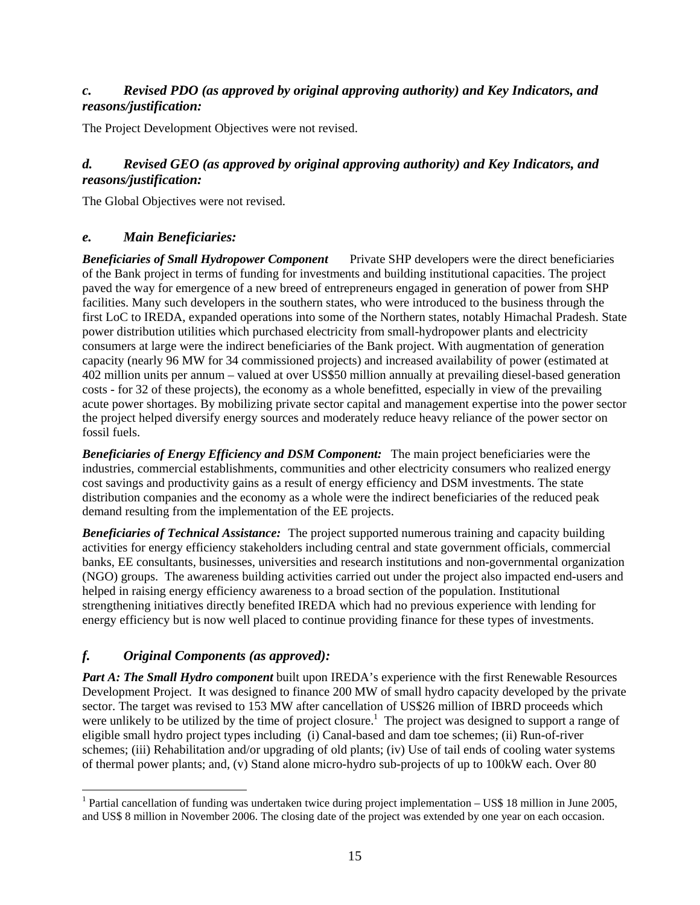### *c. Revised PDO (as approved by original approving authority) and Key Indicators, and reasons/justification:*

The Project Development Objectives were not revised.

### *d. Revised GEO (as approved by original approving authority) and Key Indicators, and reasons/justification:*

The Global Objectives were not revised.

## *e. Main Beneficiaries:*

***Beneficiaries of Small Hydropower Component*** Private SHP developers were the direct beneficiaries of the Bank project in terms of funding for investments and building institutional capacities. The project paved the way for emergence of a new breed of entrepreneurs engaged in generation of power from SHP facilities. Many such developers in the southern states, who were introduced to the business through the first LoC to IREDA, expanded operations into some of the Northern states, notably Himachal Pradesh. State power distribution utilities which purchased electricity from small-hydropower plants and electricity consumers at large were the indirect beneficiaries of the Bank project. With augmentation of generation capacity (nearly 96 MW for 34 commissioned projects) and increased availability of power (estimated at 402 million units per annum – valued at over US$50 million annually at prevailing diesel-based generation costs - for 32 of these projects), the economy as a whole benefitted, especially in view of the prevailing acute power shortages. By mobilizing private sector capital and management expertise into the power sector the project helped diversify energy sources and moderately reduce heavy reliance of the power sector on fossil fuels.

***Beneficiaries of Energy Efficiency and DSM Component:*** The main project beneficiaries were the industries, commercial establishments, communities and other electricity consumers who realized energy cost savings and productivity gains as a result of energy efficiency and DSM investments. The state distribution companies and the economy as a whole were the indirect beneficiaries of the reduced peak demand resulting from the implementation of the EE projects.

***Beneficiaries of Technical Assistance:*** The project supported numerous training and capacity building activities for energy efficiency stakeholders including central and state government officials, commercial banks, EE consultants, businesses, universities and research institutions and non-governmental organization (NGO) groups. The awareness building activities carried out under the project also impacted end-users and helped in raising energy efficiency awareness to a broad section of the population. Institutional strengthening initiatives directly benefited IREDA which had no previous experience with lending for energy efficiency but is now well placed to continue providing finance for these types of investments.

## *f. Original Components (as approved):*

***Part A: The Small Hydro component*** built upon IREDA's experience with the first Renewable Resources Development Project. It was designed to finance 200 MW of small hydro capacity developed by the private sector. The target was revised to 153 MW after cancellation of US$26 million of IBRD proceeds which were unlikely to be utilized by the time of project closure.[1] The project was designed to support a range of eligible small hydro project types including (i) Canal-based and dam toe schemes; (ii) Run-of-river schemes; (iii) Rehabilitation and/or upgrading of old plants; (iv) Use of tail ends of cooling water systems of thermal power plants; and, (v) Stand alone micro-hydro sub-projects of up to 100kW each. Over 80

[1] Partial cancellation of funding was undertaken twice during project implementation – US$ 18 million in June 2005, and US$ 8 million in November 2006. The closing date of the project was extended by one year on each occasion.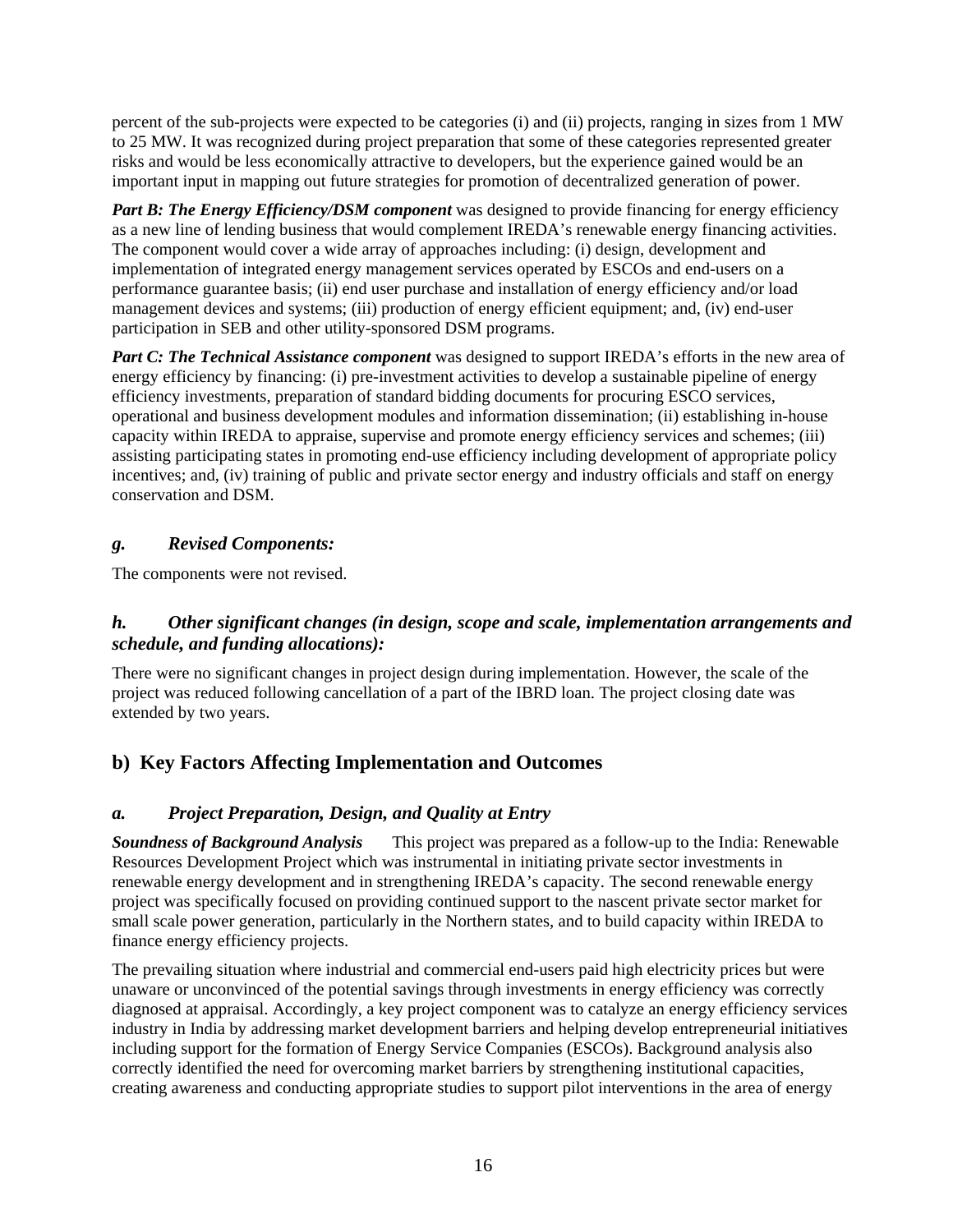percent of the sub-projects were expected to be categories (i) and (ii) projects, ranging in sizes from 1 MW to 25 MW. It was recognized during project preparation that some of these categories represented greater risks and would be less economically attractive to developers, but the experience gained would be an important input in mapping out future strategies for promotion of decentralized generation of power.

***Part B: The Energy Efficiency/DSM component*** was designed to provide financing for energy efficiency as a new line of lending business that would complement IREDA's renewable energy financing activities. The component would cover a wide array of approaches including: (i) design, development and implementation of integrated energy management services operated by ESCOs and end-users on a performance guarantee basis; (ii) end user purchase and installation of energy efficiency and/or load management devices and systems; (iii) production of energy efficient equipment; and, (iv) end-user participation in SEB and other utility-sponsored DSM programs.

***Part C: The Technical Assistance component*** was designed to support IREDA's efforts in the new area of energy efficiency by financing: (i) pre-investment activities to develop a sustainable pipeline of energy efficiency investments, preparation of standard bidding documents for procuring ESCO services, operational and business development modules and information dissemination; (ii) establishing in-house capacity within IREDA to appraise, supervise and promote energy efficiency services and schemes; (iii) assisting participating states in promoting end-use efficiency including development of appropriate policy incentives; and, (iv) training of public and private sector energy and industry officials and staff on energy conservation and DSM.

### *g. Revised Components:*

The components were not revised.

### *h. Other significant changes (in design, scope and scale, implementation arrangements and schedule, and funding allocations):*

There were no significant changes in project design during implementation. However, the scale of the project was reduced following cancellation of a part of the IBRD loan. The project closing date was extended by two years.

## b) Key Factors Affecting Implementation and Outcomes

### *a. Project Preparation, Design, and Quality at Entry*

***Soundness of Background Analysis*** This project was prepared as a follow-up to the India: Renewable Resources Development Project which was instrumental in initiating private sector investments in renewable energy development and in strengthening IREDA's capacity. The second renewable energy project was specifically focused on providing continued support to the nascent private sector market for small scale power generation, particularly in the Northern states, and to build capacity within IREDA to finance energy efficiency projects.

The prevailing situation where industrial and commercial end-users paid high electricity prices but were unaware or unconvinced of the potential savings through investments in energy efficiency was correctly diagnosed at appraisal. Accordingly, a key project component was to catalyze an energy efficiency services industry in India by addressing market development barriers and helping develop entrepreneurial initiatives including support for the formation of Energy Service Companies (ESCOs). Background analysis also correctly identified the need for overcoming market barriers by strengthening institutional capacities, creating awareness and conducting appropriate studies to support pilot interventions in the area of energy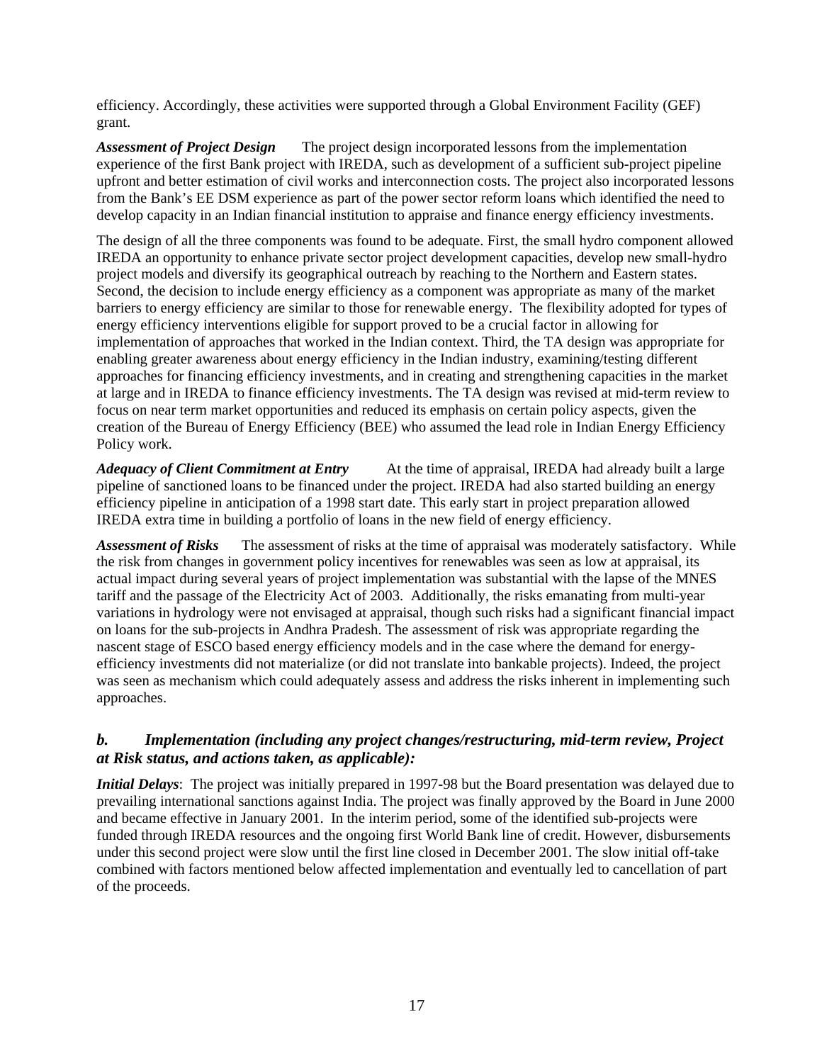efficiency. Accordingly, these activities were supported through a Global Environment Facility (GEF) grant.

***Assessment of Project Design*** The project design incorporated lessons from the implementation experience of the first Bank project with IREDA, such as development of a sufficient sub-project pipeline upfront and better estimation of civil works and interconnection costs. The project also incorporated lessons from the Bank's EE DSM experience as part of the power sector reform loans which identified the need to develop capacity in an Indian financial institution to appraise and finance energy efficiency investments.

The design of all the three components was found to be adequate. First, the small hydro component allowed IREDA an opportunity to enhance private sector project development capacities, develop new small-hydro project models and diversify its geographical outreach by reaching to the Northern and Eastern states. Second, the decision to include energy efficiency as a component was appropriate as many of the market barriers to energy efficiency are similar to those for renewable energy. The flexibility adopted for types of energy efficiency interventions eligible for support proved to be a crucial factor in allowing for implementation of approaches that worked in the Indian context. Third, the TA design was appropriate for enabling greater awareness about energy efficiency in the Indian industry, examining/testing different approaches for financing efficiency investments, and in creating and strengthening capacities in the market at large and in IREDA to finance efficiency investments. The TA design was revised at mid-term review to focus on near term market opportunities and reduced its emphasis on certain policy aspects, given the creation of the Bureau of Energy Efficiency (BEE) who assumed the lead role in Indian Energy Efficiency Policy work.

***Adequacy of Client Commitment at Entry*** At the time of appraisal, IREDA had already built a large pipeline of sanctioned loans to be financed under the project. IREDA had also started building an energy efficiency pipeline in anticipation of a 1998 start date. This early start in project preparation allowed IREDA extra time in building a portfolio of loans in the new field of energy efficiency.

***Assessment of Risks*** The assessment of risks at the time of appraisal was moderately satisfactory. While the risk from changes in government policy incentives for renewables was seen as low at appraisal, its actual impact during several years of project implementation was substantial with the lapse of the MNES tariff and the passage of the Electricity Act of 2003. Additionally, the risks emanating from multi-year variations in hydrology were not envisaged at appraisal, though such risks had a significant financial impact on loans for the sub-projects in Andhra Pradesh. The assessment of risk was appropriate regarding the nascent stage of ESCO based energy efficiency models and in the case where the demand for energy-efficiency investments did not materialize (or did not translate into bankable projects). Indeed, the project was seen as mechanism which could adequately assess and address the risks inherent in implementing such approaches.

### *b. Implementation (including any project changes/restructuring, mid-term review, Project at Risk status, and actions taken, as applicable):*

***Initial Delays***: The project was initially prepared in 1997-98 but the Board presentation was delayed due to prevailing international sanctions against India. The project was finally approved by the Board in June 2000 and became effective in January 2001. In the interim period, some of the identified sub-projects were funded through IREDA resources and the ongoing first World Bank line of credit. However, disbursements under this second project were slow until the first line closed in December 2001. The slow initial off-take combined with factors mentioned below affected implementation and eventually led to cancellation of part of the proceeds.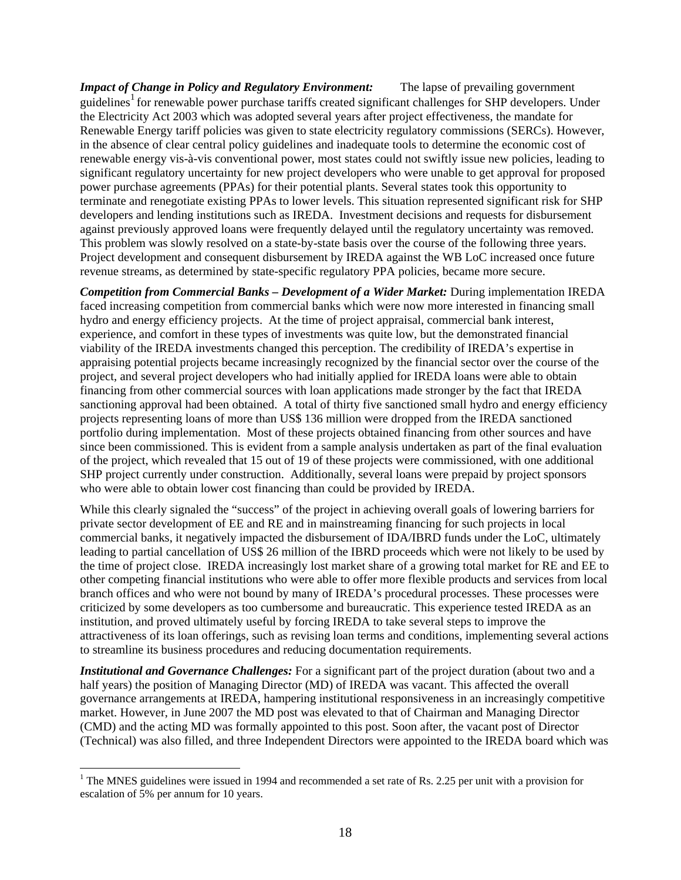***Impact of Change in Policy and Regulatory Environment:*** The lapse of prevailing government guidelines[1] for renewable power purchase tariffs created significant challenges for SHP developers. Under the Electricity Act 2003 which was adopted several years after project effectiveness, the mandate for Renewable Energy tariff policies was given to state electricity regulatory commissions (SERCs). However, in the absence of clear central policy guidelines and inadequate tools to determine the economic cost of renewable energy vis-à-vis conventional power, most states could not swiftly issue new policies, leading to significant regulatory uncertainty for new project developers who were unable to get approval for proposed power purchase agreements (PPAs) for their potential plants. Several states took this opportunity to terminate and renegotiate existing PPAs to lower levels. This situation represented significant risk for SHP developers and lending institutions such as IREDA. Investment decisions and requests for disbursement against previously approved loans were frequently delayed until the regulatory uncertainty was removed. This problem was slowly resolved on a state-by-state basis over the course of the following three years. Project development and consequent disbursement by IREDA against the WB LoC increased once future revenue streams, as determined by state-specific regulatory PPA policies, became more secure.

***Competition from Commercial Banks – Development of a Wider Market:*** During implementation IREDA faced increasing competition from commercial banks which were now more interested in financing small hydro and energy efficiency projects. At the time of project appraisal, commercial bank interest, experience, and comfort in these types of investments was quite low, but the demonstrated financial viability of the IREDA investments changed this perception. The credibility of IREDA's expertise in appraising potential projects became increasingly recognized by the financial sector over the course of the project, and several project developers who had initially applied for IREDA loans were able to obtain financing from other commercial sources with loan applications made stronger by the fact that IREDA sanctioning approval had been obtained. A total of thirty five sanctioned small hydro and energy efficiency projects representing loans of more than US$ 136 million were dropped from the IREDA sanctioned portfolio during implementation. Most of these projects obtained financing from other sources and have since been commissioned. This is evident from a sample analysis undertaken as part of the final evaluation of the project, which revealed that 15 out of 19 of these projects were commissioned, with one additional SHP project currently under construction. Additionally, several loans were prepaid by project sponsors who were able to obtain lower cost financing than could be provided by IREDA.

While this clearly signaled the "success" of the project in achieving overall goals of lowering barriers for private sector development of EE and RE and in mainstreaming financing for such projects in local commercial banks, it negatively impacted the disbursement of IDA/IBRD funds under the LoC, ultimately leading to partial cancellation of US$ 26 million of the IBRD proceeds which were not likely to be used by the time of project close. IREDA increasingly lost market share of a growing total market for RE and EE to other competing financial institutions who were able to offer more flexible products and services from local branch offices and who were not bound by many of IREDA's procedural processes. These processes were criticized by some developers as too cumbersome and bureaucratic. This experience tested IREDA as an institution, and proved ultimately useful by forcing IREDA to take several steps to improve the attractiveness of its loan offerings, such as revising loan terms and conditions, implementing several actions to streamline its business procedures and reducing documentation requirements.

***Institutional and Governance Challenges:*** For a significant part of the project duration (about two and a half years) the position of Managing Director (MD) of IREDA was vacant. This affected the overall governance arrangements at IREDA, hampering institutional responsiveness in an increasingly competitive market. However, in June 2007 the MD post was elevated to that of Chairman and Managing Director (CMD) and the acting MD was formally appointed to this post. Soon after, the vacant post of Director (Technical) was also filled, and three Independent Directors were appointed to the IREDA board which was

[1] The MNES guidelines were issued in 1994 and recommended a set rate of Rs. 2.25 per unit with a provision for escalation of 5% per annum for 10 years.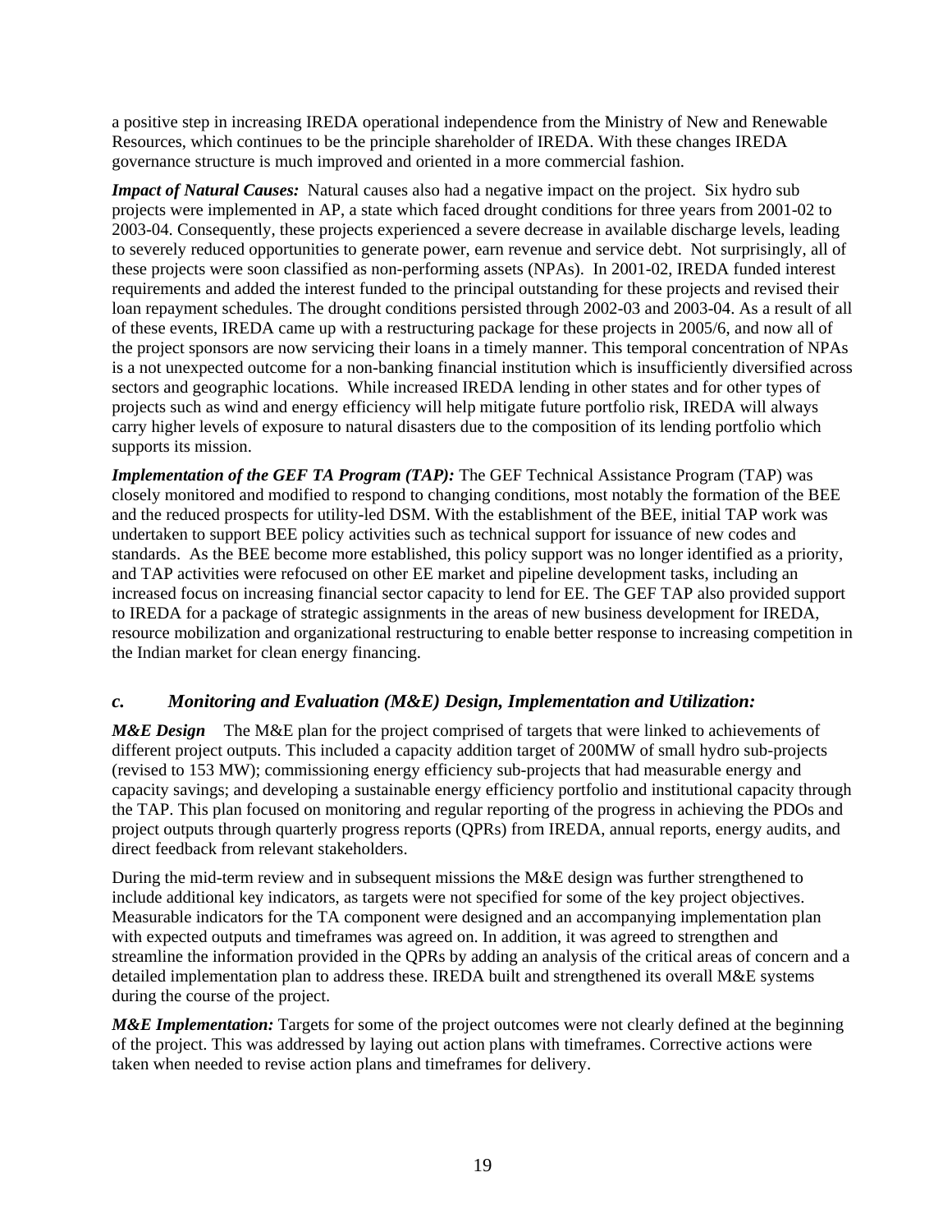a positive step in increasing IREDA operational independence from the Ministry of New and Renewable Resources, which continues to be the principle shareholder of IREDA. With these changes IREDA governance structure is much improved and oriented in a more commercial fashion.

***Impact of Natural Causes:*** Natural causes also had a negative impact on the project. Six hydro sub projects were implemented in AP, a state which faced drought conditions for three years from 2001-02 to 2003-04. Consequently, these projects experienced a severe decrease in available discharge levels, leading to severely reduced opportunities to generate power, earn revenue and service debt. Not surprisingly, all of these projects were soon classified as non-performing assets (NPAs). In 2001-02, IREDA funded interest requirements and added the interest funded to the principal outstanding for these projects and revised their loan repayment schedules. The drought conditions persisted through 2002-03 and 2003-04. As a result of all of these events, IREDA came up with a restructuring package for these projects in 2005/6, and now all of the project sponsors are now servicing their loans in a timely manner. This temporal concentration of NPAs is a not unexpected outcome for a non-banking financial institution which is insufficiently diversified across sectors and geographic locations. While increased IREDA lending in other states and for other types of projects such as wind and energy efficiency will help mitigate future portfolio risk, IREDA will always carry higher levels of exposure to natural disasters due to the composition of its lending portfolio which supports its mission.

***Implementation of the GEF TA Program (TAP):*** The GEF Technical Assistance Program (TAP) was closely monitored and modified to respond to changing conditions, most notably the formation of the BEE and the reduced prospects for utility-led DSM. With the establishment of the BEE, initial TAP work was undertaken to support BEE policy activities such as technical support for issuance of new codes and standards. As the BEE become more established, this policy support was no longer identified as a priority, and TAP activities were refocused on other EE market and pipeline development tasks, including an increased focus on increasing financial sector capacity to lend for EE. The GEF TAP also provided support to IREDA for a package of strategic assignments in the areas of new business development for IREDA, resource mobilization and organizational restructuring to enable better response to increasing competition in the Indian market for clean energy financing.

### *c. Monitoring and Evaluation (M&E) Design, Implementation and Utilization:*

***M&E Design*** The M&E plan for the project comprised of targets that were linked to achievements of different project outputs. This included a capacity addition target of 200MW of small hydro sub-projects (revised to 153 MW); commissioning energy efficiency sub-projects that had measurable energy and capacity savings; and developing a sustainable energy efficiency portfolio and institutional capacity through the TAP. This plan focused on monitoring and regular reporting of the progress in achieving the PDOs and project outputs through quarterly progress reports (QPRs) from IREDA, annual reports, energy audits, and direct feedback from relevant stakeholders.

During the mid-term review and in subsequent missions the M&E design was further strengthened to include additional key indicators, as targets were not specified for some of the key project objectives. Measurable indicators for the TA component were designed and an accompanying implementation plan with expected outputs and timeframes was agreed on. In addition, it was agreed to strengthen and streamline the information provided in the QPRs by adding an analysis of the critical areas of concern and a detailed implementation plan to address these. IREDA built and strengthened its overall M&E systems during the course of the project.

***M&E Implementation:*** Targets for some of the project outcomes were not clearly defined at the beginning of the project. This was addressed by laying out action plans with timeframes. Corrective actions were taken when needed to revise action plans and timeframes for delivery.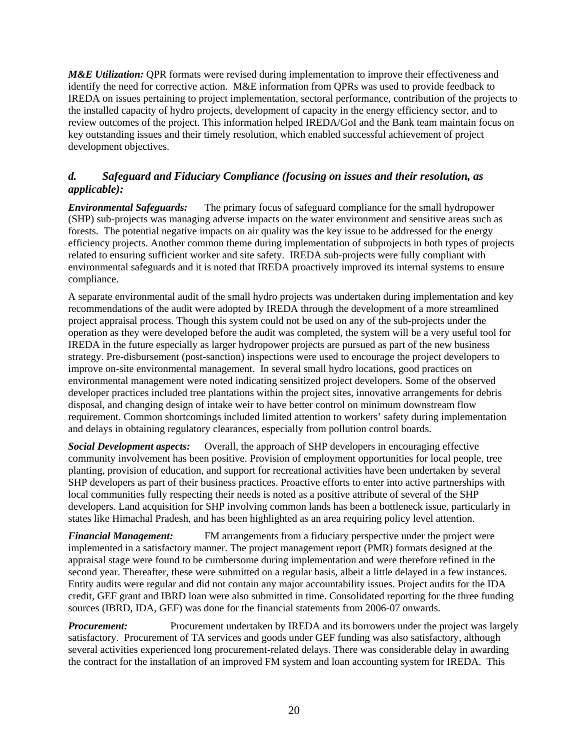***M&E Utilization:*** QPR formats were revised during implementation to improve their effectiveness and identify the need for corrective action. M&E information from QPRs was used to provide feedback to IREDA on issues pertaining to project implementation, sectoral performance, contribution of the projects to the installed capacity of hydro projects, development of capacity in the energy efficiency sector, and to review outcomes of the project. This information helped IREDA/GoI and the Bank team maintain focus on key outstanding issues and their timely resolution, which enabled successful achievement of project development objectives.

### *d. Safeguard and Fiduciary Compliance (focusing on issues and their resolution, as applicable):*

***Environmental Safeguards:*** The primary focus of safeguard compliance for the small hydropower (SHP) sub-projects was managing adverse impacts on the water environment and sensitive areas such as forests. The potential negative impacts on air quality was the key issue to be addressed for the energy efficiency projects. Another common theme during implementation of subprojects in both types of projects related to ensuring sufficient worker and site safety. IREDA sub-projects were fully compliant with environmental safeguards and it is noted that IREDA proactively improved its internal systems to ensure compliance.

A separate environmental audit of the small hydro projects was undertaken during implementation and key recommendations of the audit were adopted by IREDA through the development of a more streamlined project appraisal process. Though this system could not be used on any of the sub-projects under the operation as they were developed before the audit was completed, the system will be a very useful tool for IREDA in the future especially as larger hydropower projects are pursued as part of the new business strategy. Pre-disbursement (post-sanction) inspections were used to encourage the project developers to improve on-site environmental management. In several small hydro locations, good practices on environmental management were noted indicating sensitized project developers. Some of the observed developer practices included tree plantations within the project sites, innovative arrangements for debris disposal, and changing design of intake weir to have better control on minimum downstream flow requirement. Common shortcomings included limited attention to workers' safety during implementation and delays in obtaining regulatory clearances, especially from pollution control boards.

***Social Development aspects:*** Overall, the approach of SHP developers in encouraging effective community involvement has been positive. Provision of employment opportunities for local people, tree planting, provision of education, and support for recreational activities have been undertaken by several SHP developers as part of their business practices. Proactive efforts to enter into active partnerships with local communities fully respecting their needs is noted as a positive attribute of several of the SHP developers. Land acquisition for SHP involving common lands has been a bottleneck issue, particularly in states like Himachal Pradesh, and has been highlighted as an area requiring policy level attention.

***Financial Management:*** FM arrangements from a fiduciary perspective under the project were implemented in a satisfactory manner. The project management report (PMR) formats designed at the appraisal stage were found to be cumbersome during implementation and were therefore refined in the second year. Thereafter, these were submitted on a regular basis, albeit a little delayed in a few instances. Entity audits were regular and did not contain any major accountability issues. Project audits for the IDA credit, GEF grant and IBRD loan were also submitted in time. Consolidated reporting for the three funding sources (IBRD, IDA, GEF) was done for the financial statements from 2006-07 onwards.

***Procurement:*** Procurement undertaken by IREDA and its borrowers under the project was largely satisfactory. Procurement of TA services and goods under GEF funding was also satisfactory, although several activities experienced long procurement-related delays. There was considerable delay in awarding the contract for the installation of an improved FM system and loan accounting system for IREDA. This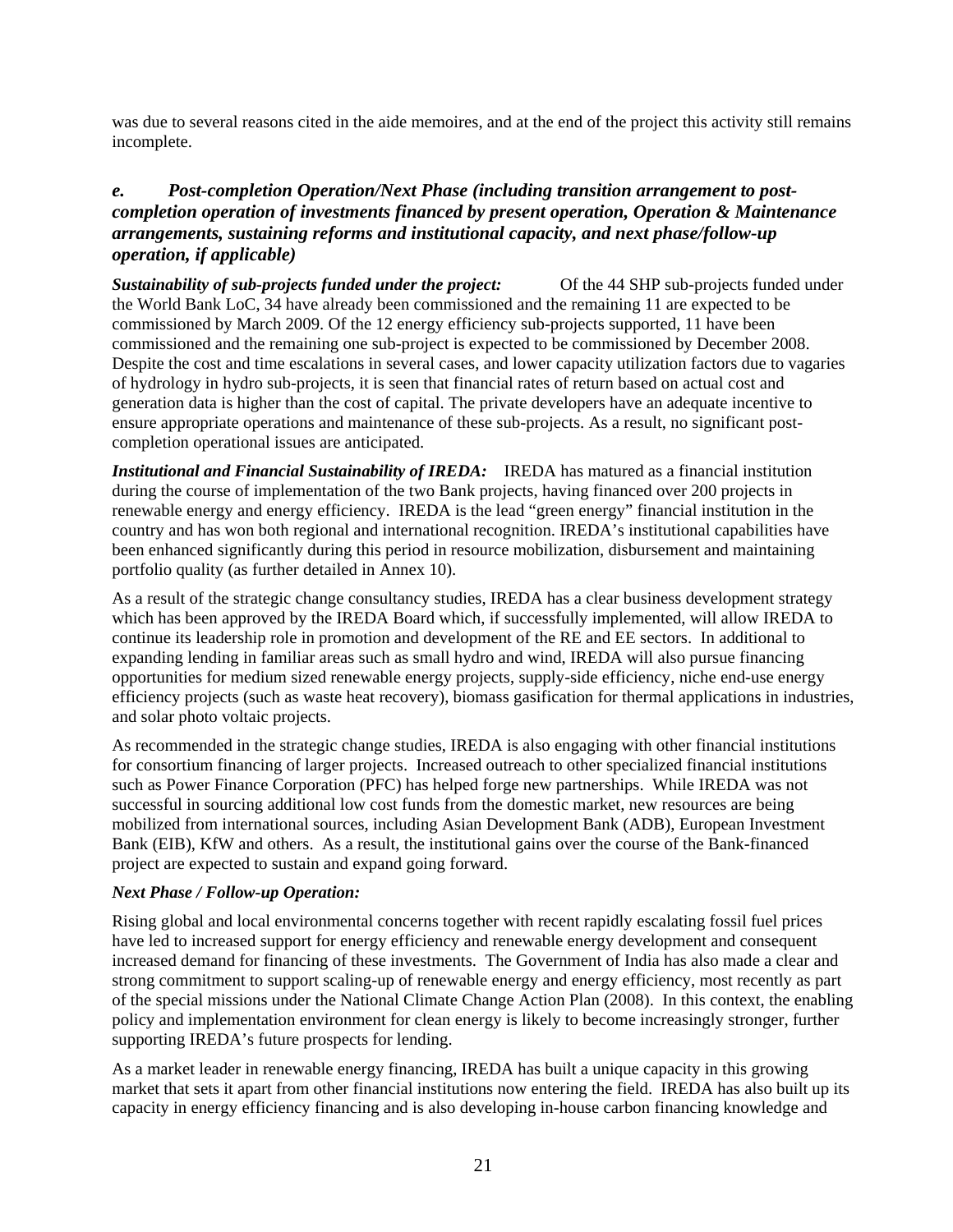was due to several reasons cited in the aide memoires, and at the end of the project this activity still remains incomplete.

### *e. Post-completion Operation/Next Phase (including transition arrangement to post-completion operation of investments financed by present operation, Operation & Maintenance arrangements, sustaining reforms and institutional capacity, and next phase/follow-up operation, if applicable)*

***Sustainability of sub-projects funded under the project:*** Of the 44 SHP sub-projects funded under the World Bank LoC, 34 have already been commissioned and the remaining 11 are expected to be commissioned by March 2009. Of the 12 energy efficiency sub-projects supported, 11 have been commissioned and the remaining one sub-project is expected to be commissioned by December 2008. Despite the cost and time escalations in several cases, and lower capacity utilization factors due to vagaries of hydrology in hydro sub-projects, it is seen that financial rates of return based on actual cost and generation data is higher than the cost of capital. The private developers have an adequate incentive to ensure appropriate operations and maintenance of these sub-projects. As a result, no significant post-completion operational issues are anticipated.

***Institutional and Financial Sustainability of IREDA:*** IREDA has matured as a financial institution during the course of implementation of the two Bank projects, having financed over 200 projects in renewable energy and energy efficiency. IREDA is the lead "green energy" financial institution in the country and has won both regional and international recognition. IREDA's institutional capabilities have been enhanced significantly during this period in resource mobilization, disbursement and maintaining portfolio quality (as further detailed in Annex 10).

As a result of the strategic change consultancy studies, IREDA has a clear business development strategy which has been approved by the IREDA Board which, if successfully implemented, will allow IREDA to continue its leadership role in promotion and development of the RE and EE sectors. In additional to expanding lending in familiar areas such as small hydro and wind, IREDA will also pursue financing opportunities for medium sized renewable energy projects, supply-side efficiency, niche end-use energy efficiency projects (such as waste heat recovery), biomass gasification for thermal applications in industries, and solar photo voltaic projects.

As recommended in the strategic change studies, IREDA is also engaging with other financial institutions for consortium financing of larger projects. Increased outreach to other specialized financial institutions such as Power Finance Corporation (PFC) has helped forge new partnerships. While IREDA was not successful in sourcing additional low cost funds from the domestic market, new resources are being mobilized from international sources, including Asian Development Bank (ADB), European Investment Bank (EIB), KfW and others. As a result, the institutional gains over the course of the Bank-financed project are expected to sustain and expand going forward.

***Next Phase / Follow-up Operation:***

Rising global and local environmental concerns together with recent rapidly escalating fossil fuel prices have led to increased support for energy efficiency and renewable energy development and consequent increased demand for financing of these investments. The Government of India has also made a clear and strong commitment to support scaling-up of renewable energy and energy efficiency, most recently as part of the special missions under the National Climate Change Action Plan (2008). In this context, the enabling policy and implementation environment for clean energy is likely to become increasingly stronger, further supporting IREDA's future prospects for lending.

As a market leader in renewable energy financing, IREDA has built a unique capacity in this growing market that sets it apart from other financial institutions now entering the field. IREDA has also built up its capacity in energy efficiency financing and is also developing in-house carbon financing knowledge and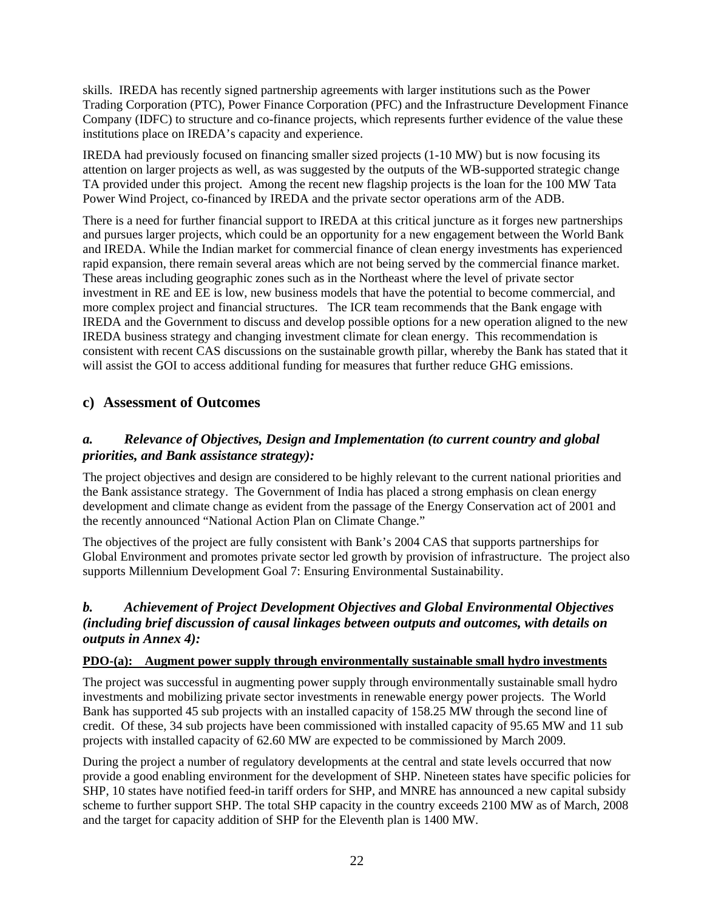skills. IREDA has recently signed partnership agreements with larger institutions such as the Power Trading Corporation (PTC), Power Finance Corporation (PFC) and the Infrastructure Development Finance Company (IDFC) to structure and co-finance projects, which represents further evidence of the value these institutions place on IREDA's capacity and experience.

IREDA had previously focused on financing smaller sized projects (1-10 MW) but is now focusing its attention on larger projects as well, as was suggested by the outputs of the WB-supported strategic change TA provided under this project. Among the recent new flagship projects is the loan for the 100 MW Tata Power Wind Project, co-financed by IREDA and the private sector operations arm of the ADB.

There is a need for further financial support to IREDA at this critical juncture as it forges new partnerships and pursues larger projects, which could be an opportunity for a new engagement between the World Bank and IREDA. While the Indian market for commercial finance of clean energy investments has experienced rapid expansion, there remain several areas which are not being served by the commercial finance market. These areas including geographic zones such as in the Northeast where the level of private sector investment in RE and EE is low, new business models that have the potential to become commercial, and more complex project and financial structures. The ICR team recommends that the Bank engage with IREDA and the Government to discuss and develop possible options for a new operation aligned to the new IREDA business strategy and changing investment climate for clean energy. This recommendation is consistent with recent CAS discussions on the sustainable growth pillar, whereby the Bank has stated that it will assist the GOI to access additional funding for measures that further reduce GHG emissions.

## c) Assessment of Outcomes

### *a. Relevance of Objectives, Design and Implementation (to current country and global priorities, and Bank assistance strategy):*

The project objectives and design are considered to be highly relevant to the current national priorities and the Bank assistance strategy. The Government of India has placed a strong emphasis on clean energy development and climate change as evident from the passage of the Energy Conservation act of 2001 and the recently announced "National Action Plan on Climate Change."

The objectives of the project are fully consistent with Bank's 2004 CAS that supports partnerships for Global Environment and promotes private sector led growth by provision of infrastructure. The project also supports Millennium Development Goal 7: Ensuring Environmental Sustainability.

### *b. Achievement of Project Development Objectives and Global Environmental Objectives (including brief discussion of causal linkages between outputs and outcomes, with details on outputs in Annex 4):*

**PDO-(a): Augment power supply through environmentally sustainable small hydro investments**

The project was successful in augmenting power supply through environmentally sustainable small hydro investments and mobilizing private sector investments in renewable energy power projects. The World Bank has supported 45 sub projects with an installed capacity of 158.25 MW through the second line of credit. Of these, 34 sub projects have been commissioned with installed capacity of 95.65 MW and 11 sub projects with installed capacity of 62.60 MW are expected to be commissioned by March 2009.

During the project a number of regulatory developments at the central and state levels occurred that now provide a good enabling environment for the development of SHP. Nineteen states have specific policies for SHP, 10 states have notified feed-in tariff orders for SHP, and MNRE has announced a new capital subsidy scheme to further support SHP. The total SHP capacity in the country exceeds 2100 MW as of March, 2008 and the target for capacity addition of SHP for the Eleventh plan is 1400 MW.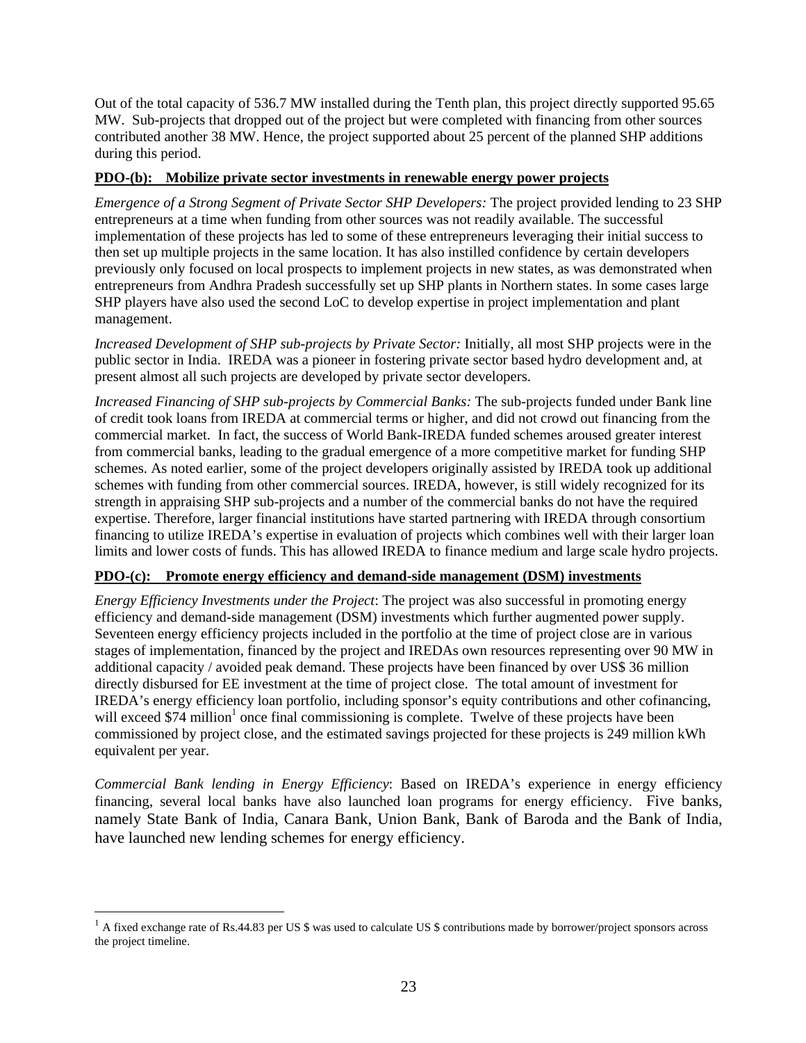Out of the total capacity of 536.7 MW installed during the Tenth plan, this project directly supported 95.65 MW. Sub-projects that dropped out of the project but were completed with financing from other sources contributed another 38 MW. Hence, the project supported about 25 percent of the planned SHP additions during this period.

**PDO-(b): Mobilize private sector investments in renewable energy power projects**

*Emergence of a Strong Segment of Private Sector SHP Developers:* The project provided lending to 23 SHP entrepreneurs at a time when funding from other sources was not readily available. The successful implementation of these projects has led to some of these entrepreneurs leveraging their initial success to then set up multiple projects in the same location. It has also instilled confidence by certain developers previously only focused on local prospects to implement projects in new states, as was demonstrated when entrepreneurs from Andhra Pradesh successfully set up SHP plants in Northern states. In some cases large SHP players have also used the second LoC to develop expertise in project implementation and plant management.

*Increased Development of SHP sub-projects by Private Sector:* Initially, all most SHP projects were in the public sector in India. IREDA was a pioneer in fostering private sector based hydro development and, at present almost all such projects are developed by private sector developers.

*Increased Financing of SHP sub-projects by Commercial Banks:* The sub-projects funded under Bank line of credit took loans from IREDA at commercial terms or higher, and did not crowd out financing from the commercial market. In fact, the success of World Bank-IREDA funded schemes aroused greater interest from commercial banks, leading to the gradual emergence of a more competitive market for funding SHP schemes. As noted earlier, some of the project developers originally assisted by IREDA took up additional schemes with funding from other commercial sources. IREDA, however, is still widely recognized for its strength in appraising SHP sub-projects and a number of the commercial banks do not have the required expertise. Therefore, larger financial institutions have started partnering with IREDA through consortium financing to utilize IREDA's expertise in evaluation of projects which combines well with their larger loan limits and lower costs of funds. This has allowed IREDA to finance medium and large scale hydro projects.

**PDO-(c): Promote energy efficiency and demand-side management (DSM) investments**

*Energy Efficiency Investments under the Project*: The project was also successful in promoting energy efficiency and demand-side management (DSM) investments which further augmented power supply. Seventeen energy efficiency projects included in the portfolio at the time of project close are in various stages of implementation, financed by the project and IREDAs own resources representing over 90 MW in additional capacity / avoided peak demand. These projects have been financed by over US$ 36 million directly disbursed for EE investment at the time of project close. The total amount of investment for IREDA's energy efficiency loan portfolio, including sponsor's equity contributions and other cofinancing, will exceed $74 million[1] once final commissioning is complete. Twelve of these projects have been commissioned by project close, and the estimated savings projected for these projects is 249 million kWh equivalent per year.

*Commercial Bank lending in Energy Efficiency*: Based on IREDA's experience in energy efficiency financing, several local banks have also launched loan programs for energy efficiency. Five banks, namely State Bank of India, Canara Bank, Union Bank, Bank of Baroda and the Bank of India, have launched new lending schemes for energy efficiency.

---

[1] A fixed exchange rate of Rs.44.83 per US $ was used to calculate US $ contributions made by borrower/project sponsors across the project timeline.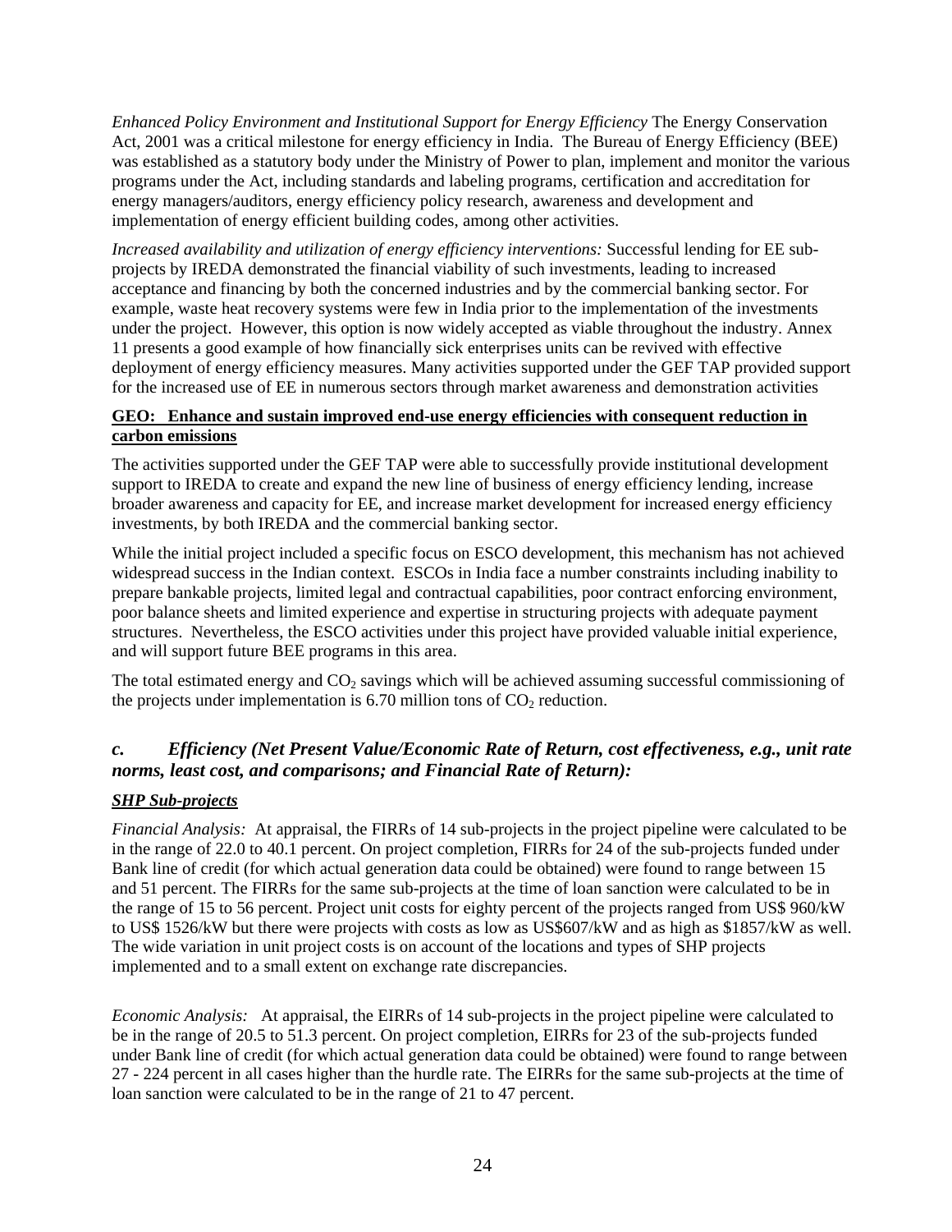*Enhanced Policy Environment and Institutional Support for Energy Efficiency* The Energy Conservation Act, 2001 was a critical milestone for energy efficiency in India. The Bureau of Energy Efficiency (BEE) was established as a statutory body under the Ministry of Power to plan, implement and monitor the various programs under the Act, including standards and labeling programs, certification and accreditation for energy managers/auditors, energy efficiency policy research, awareness and development and implementation of energy efficient building codes, among other activities.

*Increased availability and utilization of energy efficiency interventions:* Successful lending for EE sub-projects by IREDA demonstrated the financial viability of such investments, leading to increased acceptance and financing by both the concerned industries and by the commercial banking sector. For example, waste heat recovery systems were few in India prior to the implementation of the investments under the project. However, this option is now widely accepted as viable throughout the industry. Annex 11 presents a good example of how financially sick enterprises units can be revived with effective deployment of energy efficiency measures. Many activities supported under the GEF TAP provided support for the increased use of EE in numerous sectors through market awareness and demonstration activities

**GEO: Enhance and sustain improved end-use energy efficiencies with consequent reduction in carbon emissions**

The activities supported under the GEF TAP were able to successfully provide institutional development support to IREDA to create and expand the new line of business of energy efficiency lending, increase broader awareness and capacity for EE, and increase market development for increased energy efficiency investments, by both IREDA and the commercial banking sector.

While the initial project included a specific focus on ESCO development, this mechanism has not achieved widespread success in the Indian context. ESCOs in India face a number constraints including inability to prepare bankable projects, limited legal and contractual capabilities, poor contract enforcing environment, poor balance sheets and limited experience and expertise in structuring projects with adequate payment structures. Nevertheless, the ESCO activities under this project have provided valuable initial experience, and will support future BEE programs in this area.

The total estimated energy and $CO_2$ savings which will be achieved assuming successful commissioning of the projects under implementation is 6.70 million tons of $CO_2$ reduction.

### *c. Efficiency (Net Present Value/Economic Rate of Return, cost effectiveness, e.g., unit rate norms, least cost, and comparisons; and Financial Rate of Return):*

***SHP Sub-projects***

*Financial Analysis:* At appraisal, the FIRRs of 14 sub-projects in the project pipeline were calculated to be in the range of 22.0 to 40.1 percent. On project completion, FIRRs for 24 of the sub-projects funded under Bank line of credit (for which actual generation data could be obtained) were found to range between 15 and 51 percent. The FIRRs for the same sub-projects at the time of loan sanction were calculated to be in the range of 15 to 56 percent. Project unit costs for eighty percent of the projects ranged from US$ 960/kW to US$ 1526/kW but there were projects with costs as low as US$607/kW and as high as $1857/kW as well. The wide variation in unit project costs is on account of the locations and types of SHP projects implemented and to a small extent on exchange rate discrepancies.

*Economic Analysis:* At appraisal, the EIRRs of 14 sub-projects in the project pipeline were calculated to be in the range of 20.5 to 51.3 percent. On project completion, EIRRs for 23 of the sub-projects funded under Bank line of credit (for which actual generation data could be obtained) were found to range between 27 - 224 percent in all cases higher than the hurdle rate. The EIRRs for the same sub-projects at the time of loan sanction were calculated to be in the range of 21 to 47 percent.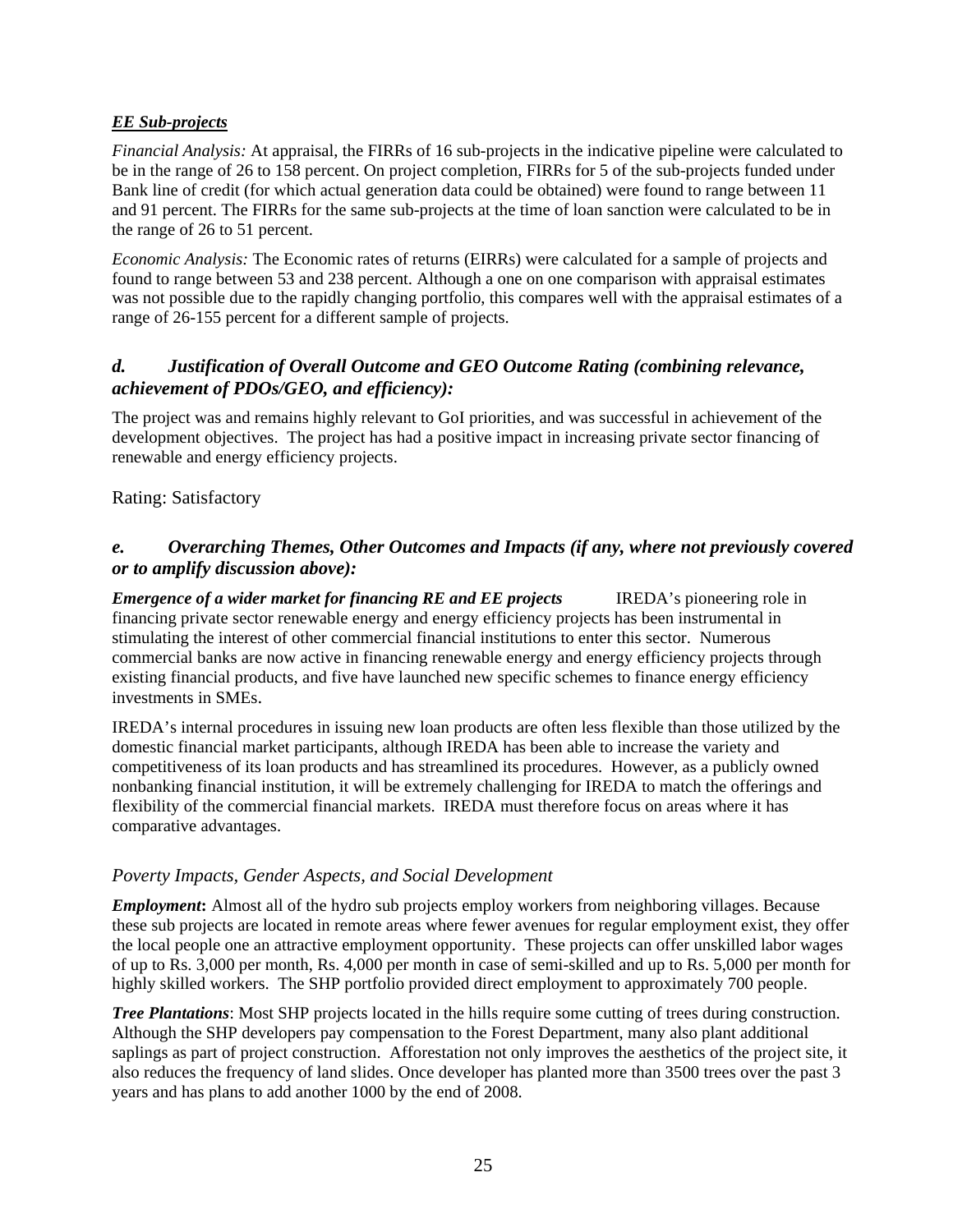***EE Sub-projects***

*Financial Analysis:* At appraisal, the FIRRs of 16 sub-projects in the indicative pipeline were calculated to be in the range of 26 to 158 percent. On project completion, FIRRs for 5 of the sub-projects funded under Bank line of credit (for which actual generation data could be obtained) were found to range between 11 and 91 percent. The FIRRs for the same sub-projects at the time of loan sanction were calculated to be in the range of 26 to 51 percent.

*Economic Analysis:* The Economic rates of returns (EIRRs) were calculated for a sample of projects and found to range between 53 and 238 percent. Although a one on one comparison with appraisal estimates was not possible due to the rapidly changing portfolio, this compares well with the appraisal estimates of a range of 26-155 percent for a different sample of projects.

### *d. Justification of Overall Outcome and GEO Outcome Rating (combining relevance, achievement of PDOs/GEO, and efficiency):*

The project was and remains highly relevant to GoI priorities, and was successful in achievement of the development objectives. The project has had a positive impact in increasing private sector financing of renewable and energy efficiency projects.

Rating: Satisfactory

### *e. Overarching Themes, Other Outcomes and Impacts (if any, where not previously covered or to amplify discussion above):*

***Emergence of a wider market for financing RE and EE projects*** IREDA's pioneering role in financing private sector renewable energy and energy efficiency projects has been instrumental in stimulating the interest of other commercial financial institutions to enter this sector. Numerous commercial banks are now active in financing renewable energy and energy efficiency projects through existing financial products, and five have launched new specific schemes to finance energy efficiency investments in SMEs.

IREDA's internal procedures in issuing new loan products are often less flexible than those utilized by the domestic financial market participants, although IREDA has been able to increase the variety and competitiveness of its loan products and has streamlined its procedures. However, as a publicly owned nonbanking financial institution, it will be extremely challenging for IREDA to match the offerings and flexibility of the commercial financial markets. IREDA must therefore focus on areas where it has comparative advantages.

#### *Poverty Impacts, Gender Aspects, and Social Development*

***Employment*:** Almost all of the hydro sub projects employ workers from neighboring villages. Because these sub projects are located in remote areas where fewer avenues for regular employment exist, they offer the local people one an attractive employment opportunity. These projects can offer unskilled labor wages of up to Rs. 3,000 per month, Rs. 4,000 per month in case of semi-skilled and up to Rs. 5,000 per month for highly skilled workers. The SHP portfolio provided direct employment to approximately 700 people.

***Tree Plantations***: Most SHP projects located in the hills require some cutting of trees during construction. Although the SHP developers pay compensation to the Forest Department, many also plant additional saplings as part of project construction. Afforestation not only improves the aesthetics of the project site, it also reduces the frequency of land slides. Once developer has planted more than 3500 trees over the past 3 years and has plans to add another 1000 by the end of 2008.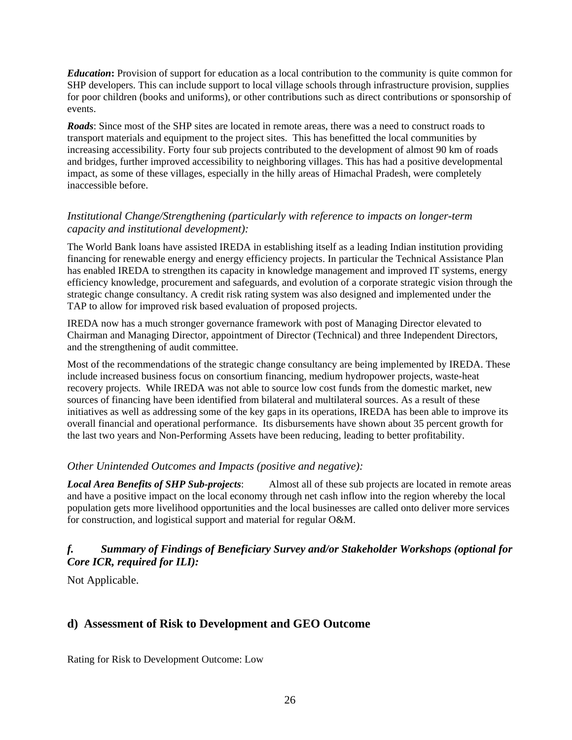***Education*****:** Provision of support for education as a local contribution to the community is quite common for SHP developers. This can include support to local village schools through infrastructure provision, supplies for poor children (books and uniforms), or other contributions such as direct contributions or sponsorship of events.

***Roads***: Since most of the SHP sites are located in remote areas, there was a need to construct roads to transport materials and equipment to the project sites. This has benefitted the local communities by increasing accessibility. Forty four sub projects contributed to the development of almost 90 km of roads and bridges, further improved accessibility to neighboring villages. This has had a positive developmental impact, as some of these villages, especially in the hilly areas of Himachal Pradesh, were completely inaccessible before.

*Institutional Change/Strengthening (particularly with reference to impacts on longer-term capacity and institutional development):*

The World Bank loans have assisted IREDA in establishing itself as a leading Indian institution providing financing for renewable energy and energy efficiency projects. In particular the Technical Assistance Plan has enabled IREDA to strengthen its capacity in knowledge management and improved IT systems, energy efficiency knowledge, procurement and safeguards, and evolution of a corporate strategic vision through the strategic change consultancy. A credit risk rating system was also designed and implemented under the TAP to allow for improved risk based evaluation of proposed projects.

IREDA now has a much stronger governance framework with post of Managing Director elevated to Chairman and Managing Director, appointment of Director (Technical) and three Independent Directors, and the strengthening of audit committee.

Most of the recommendations of the strategic change consultancy are being implemented by IREDA. These include increased business focus on consortium financing, medium hydropower projects, waste-heat recovery projects. While IREDA was not able to source low cost funds from the domestic market, new sources of financing have been identified from bilateral and multilateral sources. As a result of these initiatives as well as addressing some of the key gaps in its operations, IREDA has been able to improve its overall financial and operational performance. Its disbursements have shown about 35 percent growth for the last two years and Non-Performing Assets have been reducing, leading to better profitability.

*Other Unintended Outcomes and Impacts (positive and negative):*

***Local Area Benefits of SHP Sub-projects***: Almost all of these sub projects are located in remote areas and have a positive impact on the local economy through net cash inflow into the region whereby the local population gets more livelihood opportunities and the local businesses are called onto deliver more services for construction, and logistical support and material for regular O&M.

### *f. Summary of Findings of Beneficiary Survey and/or Stakeholder Workshops (optional for Core ICR, required for ILI):*

Not Applicable.

## d) Assessment of Risk to Development and GEO Outcome

Rating for Risk to Development Outcome: Low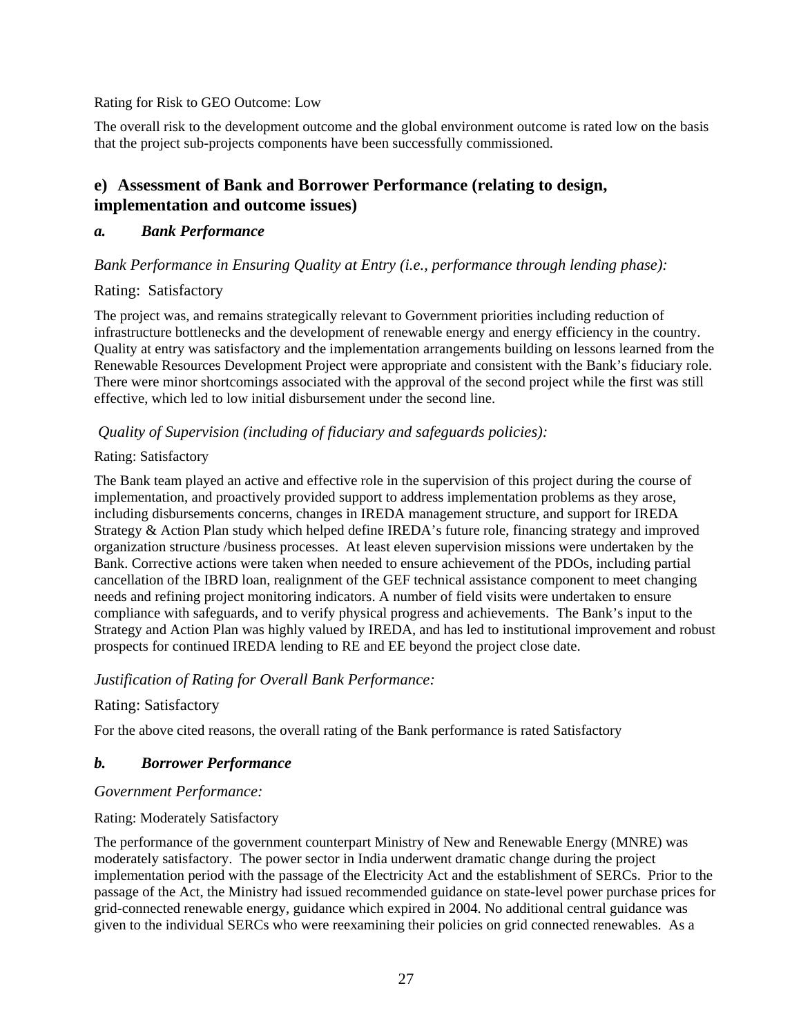Rating for Risk to GEO Outcome: Low

The overall risk to the development outcome and the global environment outcome is rated low on the basis that the project sub-projects components have been successfully commissioned.

## e) Assessment of Bank and Borrower Performance (relating to design, implementation and outcome issues)

### *a. Bank Performance*

*Bank Performance in Ensuring Quality at Entry (i.e., performance through lending phase):*

Rating: Satisfactory

The project was, and remains strategically relevant to Government priorities including reduction of infrastructure bottlenecks and the development of renewable energy and energy efficiency in the country. Quality at entry was satisfactory and the implementation arrangements building on lessons learned from the Renewable Resources Development Project were appropriate and consistent with the Bank's fiduciary role. There were minor shortcomings associated with the approval of the second project while the first was still effective, which led to low initial disbursement under the second line.

*Quality of Supervision (including of fiduciary and safeguards policies):*

Rating: Satisfactory

The Bank team played an active and effective role in the supervision of this project during the course of implementation, and proactively provided support to address implementation problems as they arose, including disbursements concerns, changes in IREDA management structure, and support for IREDA Strategy & Action Plan study which helped define IREDA's future role, financing strategy and improved organization structure /business processes. At least eleven supervision missions were undertaken by the Bank. Corrective actions were taken when needed to ensure achievement of the PDOs, including partial cancellation of the IBRD loan, realignment of the GEF technical assistance component to meet changing needs and refining project monitoring indicators. A number of field visits were undertaken to ensure compliance with safeguards, and to verify physical progress and achievements. The Bank's input to the Strategy and Action Plan was highly valued by IREDA, and has led to institutional improvement and robust prospects for continued IREDA lending to RE and EE beyond the project close date.

*Justification of Rating for Overall Bank Performance:*

Rating: Satisfactory

For the above cited reasons, the overall rating of the Bank performance is rated Satisfactory

### *b. Borrower Performance*

*Government Performance:*

Rating: Moderately Satisfactory

The performance of the government counterpart Ministry of New and Renewable Energy (MNRE) was moderately satisfactory. The power sector in India underwent dramatic change during the project implementation period with the passage of the Electricity Act and the establishment of SERCs. Prior to the passage of the Act, the Ministry had issued recommended guidance on state-level power purchase prices for grid-connected renewable energy, guidance which expired in 2004. No additional central guidance was given to the individual SERCs who were reexamining their policies on grid connected renewables. As a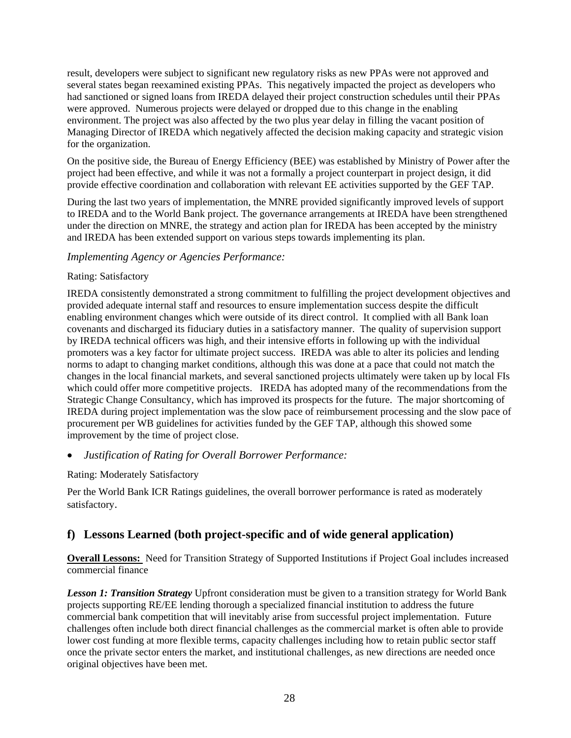result, developers were subject to significant new regulatory risks as new PPAs were not approved and several states began reexamined existing PPAs. This negatively impacted the project as developers who had sanctioned or signed loans from IREDA delayed their project construction schedules until their PPAs were approved. Numerous projects were delayed or dropped due to this change in the enabling environment. The project was also affected by the two plus year delay in filling the vacant position of Managing Director of IREDA which negatively affected the decision making capacity and strategic vision for the organization.

On the positive side, the Bureau of Energy Efficiency (BEE) was established by Ministry of Power after the project had been effective, and while it was not a formally a project counterpart in project design, it did provide effective coordination and collaboration with relevant EE activities supported by the GEF TAP.

During the last two years of implementation, the MNRE provided significantly improved levels of support to IREDA and to the World Bank project. The governance arrangements at IREDA have been strengthened under the direction on MNRE, the strategy and action plan for IREDA has been accepted by the ministry and IREDA has been extended support on various steps towards implementing its plan.

*Implementing Agency or Agencies Performance:*

Rating: Satisfactory

IREDA consistently demonstrated a strong commitment to fulfilling the project development objectives and provided adequate internal staff and resources to ensure implementation success despite the difficult enabling environment changes which were outside of its direct control. It complied with all Bank loan covenants and discharged its fiduciary duties in a satisfactory manner. The quality of supervision support by IREDA technical officers was high, and their intensive efforts in following up with the individual promoters was a key factor for ultimate project success. IREDA was able to alter its policies and lending norms to adapt to changing market conditions, although this was done at a pace that could not match the changes in the local financial markets, and several sanctioned projects ultimately were taken up by local FIs which could offer more competitive projects. IREDA has adopted many of the recommendations from the Strategic Change Consultancy, which has improved its prospects for the future. The major shortcoming of IREDA during project implementation was the slow pace of reimbursement processing and the slow pace of procurement per WB guidelines for activities funded by the GEF TAP, although this showed some improvement by the time of project close.

- *Justification of Rating for Overall Borrower Performance:*

Rating: Moderately Satisfactory

Per the World Bank ICR Ratings guidelines, the overall borrower performance is rated as moderately satisfactory.

## f) Lessons Learned (both project-specific and of wide general application)

**Overall Lessons:** Need for Transition Strategy of Supported Institutions if Project Goal includes increased commercial finance

***Lesson 1: Transition Strategy*** Upfront consideration must be given to a transition strategy for World Bank projects supporting RE/EE lending thorough a specialized financial institution to address the future commercial bank competition that will inevitably arise from successful project implementation. Future challenges often include both direct financial challenges as the commercial market is often able to provide lower cost funding at more flexible terms, capacity challenges including how to retain public sector staff once the private sector enters the market, and institutional challenges, as new directions are needed once original objectives have been met.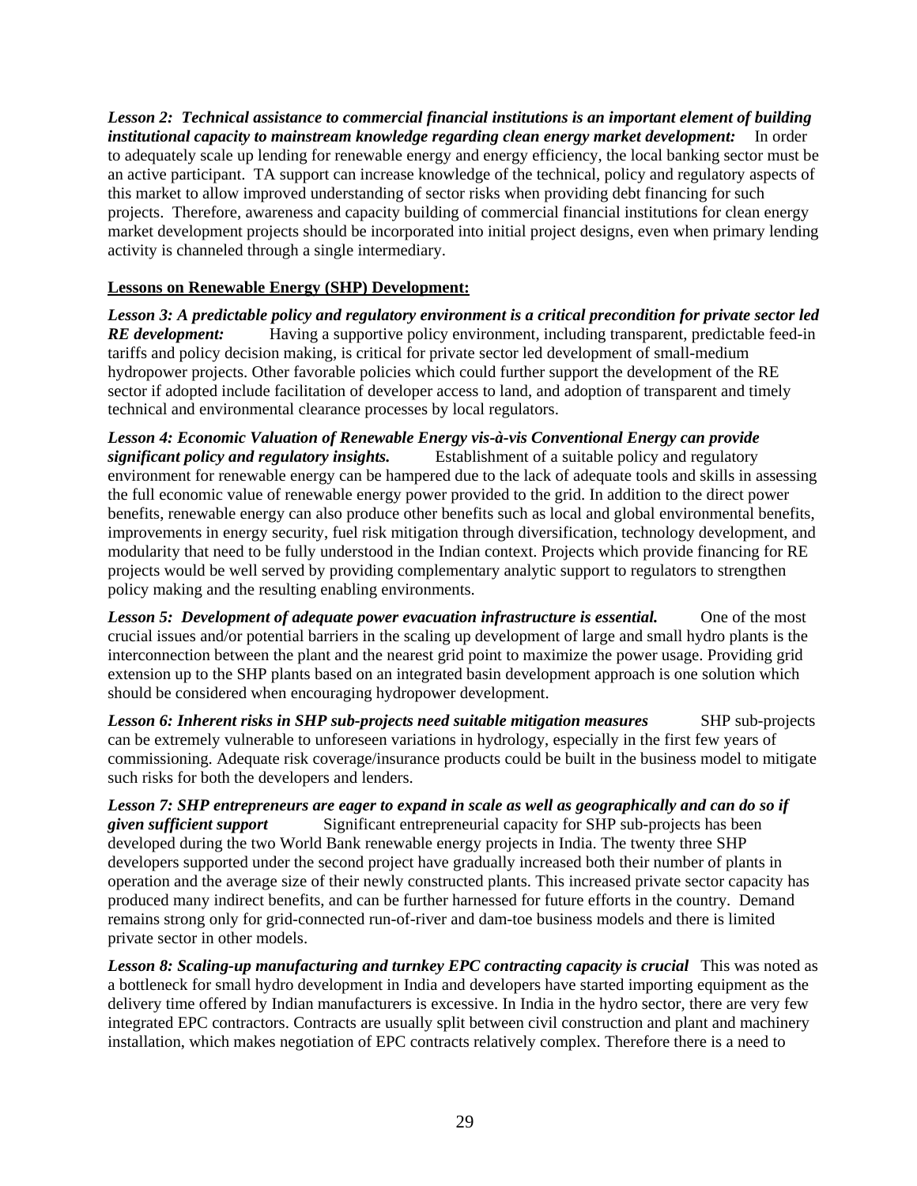***Lesson 2: Technical assistance to commercial financial institutions is an important element of building institutional capacity to mainstream knowledge regarding clean energy market development:*** In order to adequately scale up lending for renewable energy and energy efficiency, the local banking sector must be an active participant. TA support can increase knowledge of the technical, policy and regulatory aspects of this market to allow improved understanding of sector risks when providing debt financing for such projects. Therefore, awareness and capacity building of commercial financial institutions for clean energy market development projects should be incorporated into initial project designs, even when primary lending activity is channeled through a single intermediary.

**<u>Lessons on Renewable Energy (SHP) Development:</u>**

***Lesson 3: A predictable policy and regulatory environment is a critical precondition for private sector led RE development:*** Having a supportive policy environment, including transparent, predictable feed-in tariffs and policy decision making, is critical for private sector led development of small-medium hydropower projects. Other favorable policies which could further support the development of the RE sector if adopted include facilitation of developer access to land, and adoption of transparent and timely technical and environmental clearance processes by local regulators.

***Lesson 4: Economic Valuation of Renewable Energy vis-à-vis Conventional Energy can provide significant policy and regulatory insights.*** Establishment of a suitable policy and regulatory environment for renewable energy can be hampered due to the lack of adequate tools and skills in assessing the full economic value of renewable energy power provided to the grid. In addition to the direct power benefits, renewable energy can also produce other benefits such as local and global environmental benefits, improvements in energy security, fuel risk mitigation through diversification, technology development, and modularity that need to be fully understood in the Indian context. Projects which provide financing for RE projects would be well served by providing complementary analytic support to regulators to strengthen policy making and the resulting enabling environments.

***Lesson 5: Development of adequate power evacuation infrastructure is essential.*** One of the most crucial issues and/or potential barriers in the scaling up development of large and small hydro plants is the interconnection between the plant and the nearest grid point to maximize the power usage. Providing grid extension up to the SHP plants based on an integrated basin development approach is one solution which should be considered when encouraging hydropower development.

***Lesson 6: Inherent risks in SHP sub-projects need suitable mitigation measures*** SHP sub-projects can be extremely vulnerable to unforeseen variations in hydrology, especially in the first few years of commissioning. Adequate risk coverage/insurance products could be built in the business model to mitigate such risks for both the developers and lenders.

***Lesson 7: SHP entrepreneurs are eager to expand in scale as well as geographically and can do so if given sufficient support*** Significant entrepreneurial capacity for SHP sub-projects has been developed during the two World Bank renewable energy projects in India. The twenty three SHP developers supported under the second project have gradually increased both their number of plants in operation and the average size of their newly constructed plants. This increased private sector capacity has produced many indirect benefits, and can be further harnessed for future efforts in the country. Demand remains strong only for grid-connected run-of-river and dam-toe business models and there is limited private sector in other models.

***Lesson 8: Scaling-up manufacturing and turnkey EPC contracting capacity is crucial*** This was noted as a bottleneck for small hydro development in India and developers have started importing equipment as the delivery time offered by Indian manufacturers is excessive. In India in the hydro sector, there are very few integrated EPC contractors. Contracts are usually split between civil construction and plant and machinery installation, which makes negotiation of EPC contracts relatively complex. Therefore there is a need to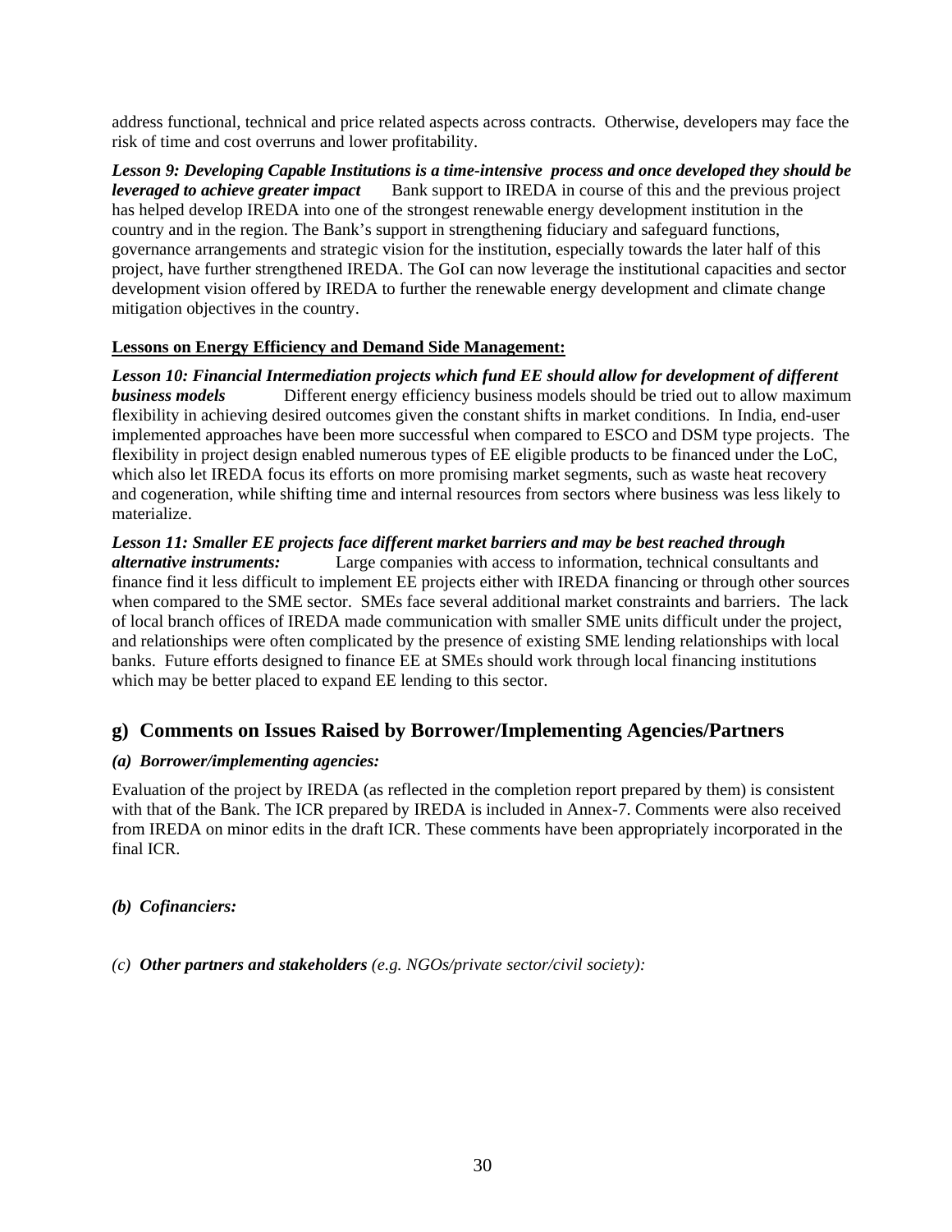address functional, technical and price related aspects across contracts. Otherwise, developers may face the risk of time and cost overruns and lower profitability.

***Lesson 9: Developing Capable Institutions is a time-intensive process and once developed they should be leveraged to achieve greater impact*** Bank support to IREDA in course of this and the previous project has helped develop IREDA into one of the strongest renewable energy development institution in the country and in the region. The Bank's support in strengthening fiduciary and safeguard functions, governance arrangements and strategic vision for the institution, especially towards the later half of this project, have further strengthened IREDA. The GoI can now leverage the institutional capacities and sector development vision offered by IREDA to further the renewable energy development and climate change mitigation objectives in the country.

**Lessons on Energy Efficiency and Demand Side Management:**

***Lesson 10: Financial Intermediation projects which fund EE should allow for development of different business models*** Different energy efficiency business models should be tried out to allow maximum flexibility in achieving desired outcomes given the constant shifts in market conditions. In India, end-user implemented approaches have been more successful when compared to ESCO and DSM type projects. The flexibility in project design enabled numerous types of EE eligible products to be financed under the LoC, which also let IREDA focus its efforts on more promising market segments, such as waste heat recovery and cogeneration, while shifting time and internal resources from sectors where business was less likely to materialize.

***Lesson 11: Smaller EE projects face different market barriers and may be best reached through alternative instruments:*** Large companies with access to information, technical consultants and finance find it less difficult to implement EE projects either with IREDA financing or through other sources when compared to the SME sector. SMEs face several additional market constraints and barriers. The lack of local branch offices of IREDA made communication with smaller SME units difficult under the project, and relationships were often complicated by the presence of existing SME lending relationships with local banks. Future efforts designed to finance EE at SMEs should work through local financing institutions which may be better placed to expand EE lending to this sector.

## g) Comments on Issues Raised by Borrower/Implementing Agencies/Partners

***(a) Borrower/implementing agencies:***

Evaluation of the project by IREDA (as reflected in the completion report prepared by them) is consistent with that of the Bank. The ICR prepared by IREDA is included in Annex-7. Comments were also received from IREDA on minor edits in the draft ICR. These comments have been appropriately incorporated in the final ICR.

***(b) Cofinanciers:***

*(c)* ***Other partners and stakeholders*** *(e.g. NGOs/private sector/civil society):*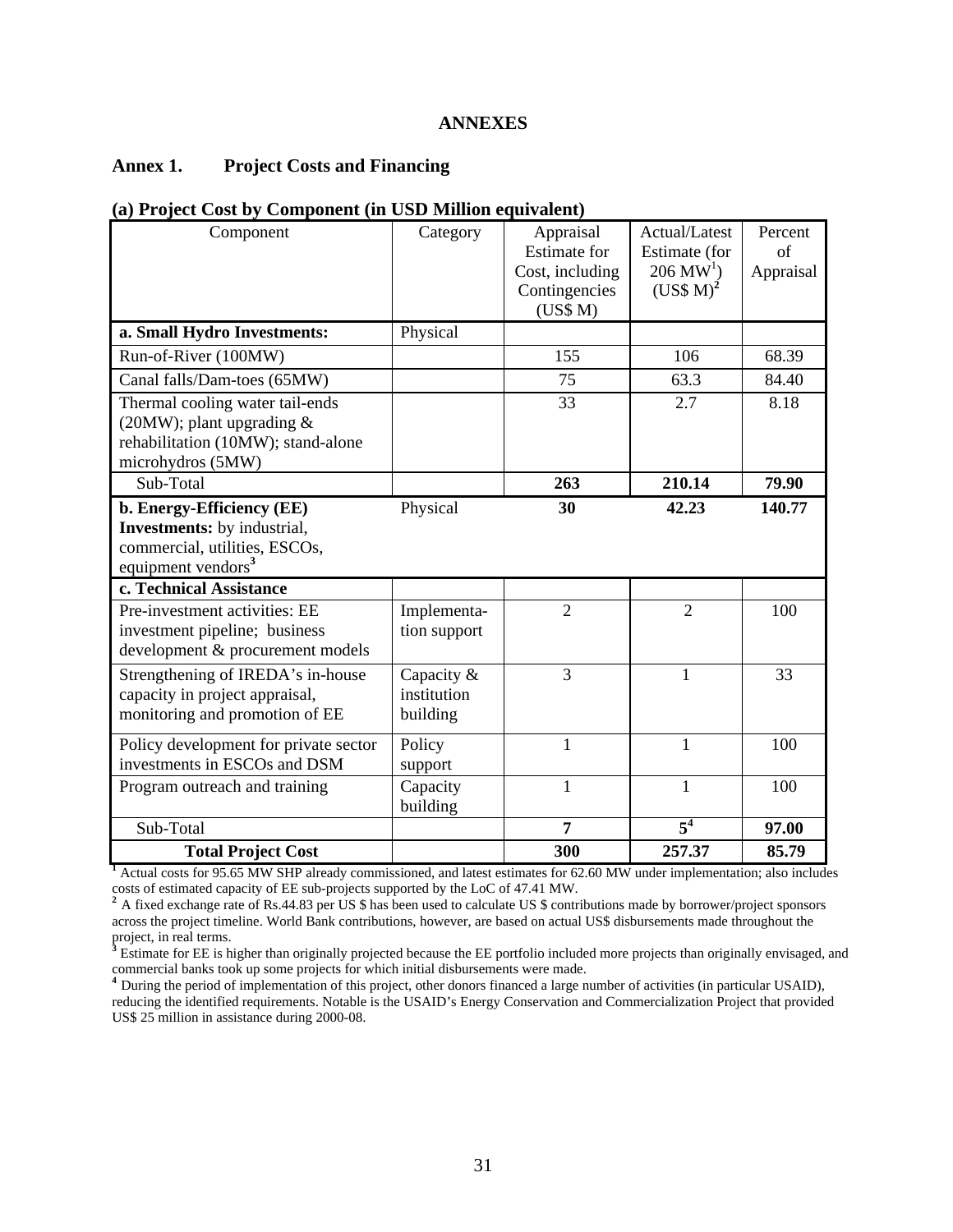# ANNEXES

## Annex 1. Project Costs and Financing

**(a) Project Cost by Component (in USD Million equivalent)**

| Component | Category | Appraisal Estimate for Cost, including Contingencies (US$ M) | Actual/Latest Estimate (for 206 MW[1]) (US$ M)[2] | Percent of Appraisal |
|---|---|---|---|---|
| **a. Small Hydro Investments:** | Physical | | | |
| Run-of-River (100MW) | | 155 | 106 | 68.39 |
| Canal falls/Dam-toes (65MW) | | 75 | 63.3 | 84.40 |
| Thermal cooling water tail-ends (20MW); plant upgrading & rehabilitation (10MW); stand-alone microhydros (5MW) | | 33 | 2.7 | 8.18 |
| Sub-Total | | **263** | **210.14** | **79.90** |
| **b. Energy-Efficiency (EE) Investments:** by industrial, commercial, utilities, ESCOs, equipment vendors[3] | Physical | **30** | **42.23** | **140.77** |
| **c. Technical Assistance** | | | | |
| Pre-investment activities: EE investment pipeline; business development & procurement models | Implementation support | 2 | 2 | 100 |
| Strengthening of IREDA's in-house capacity in project appraisal, monitoring and promotion of EE | Capacity & institution building | 3 | 1 | 33 |
| Policy development for private sector investments in ESCOs and DSM | Policy support | 1 | 1 | 100 |
| Program outreach and training | Capacity building | 1 | 1 | 100 |
| Sub-Total | | **7** | **5[4]** | **97.00** |
| **Total Project Cost** | | **300** | **257.37** | **85.79** |

[1] Actual costs for 95.65 MW SHP already commissioned, and latest estimates for 62.60 MW under implementation; also includes costs of estimated capacity of EE sub-projects supported by the LoC of 47.41 MW.

[2] A fixed exchange rate of Rs.44.83 per US $ has been used to calculate US $ contributions made by borrower/project sponsors across the project timeline. World Bank contributions, however, are based on actual US$ disbursements made throughout the project, in real terms.

[3] Estimate for EE is higher than originally projected because the EE portfolio included more projects than originally envisaged, and commercial banks took up some projects for which initial disbursements were made.

[4] During the period of implementation of this project, other donors financed a large number of activities (in particular USAID), reducing the identified requirements. Notable is the USAID's Energy Conservation and Commercialization Project that provided US$ 25 million in assistance during 2000-08.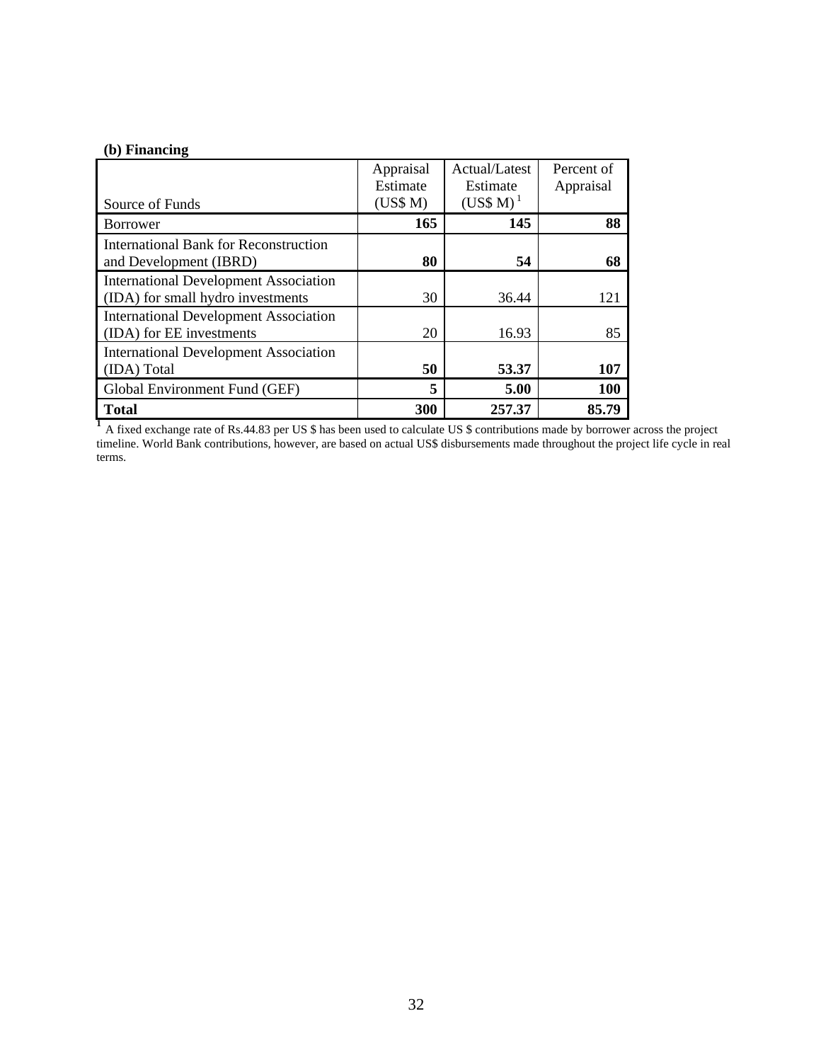**(b) Financing**

| Source of Funds | Appraisal Estimate (US$ M) | Actual/Latest Estimate (US$ M) [1] | Percent of Appraisal |
|---|---|---|---|
| Borrower | **165** | **145** | **88** |
| International Bank for Reconstruction and Development (IBRD) | **80** | **54** | **68** |
| International Development Association (IDA) for small hydro investments | 30 | 36.44 | 121 |
| International Development Association (IDA) for EE investments | 20 | 16.93 | 85 |
| International Development Association (IDA) Total | **50** | **53.37** | **107** |
| Global Environment Fund (GEF) | **5** | **5.00** | **100** |
| **Total** | **300** | **257.37** | **85.79** |

[1] A fixed exchange rate of Rs.44.83 per US $ has been used to calculate US $ contributions made by borrower across the project timeline. World Bank contributions, however, are based on actual US$ disbursements made throughout the project life cycle in real terms.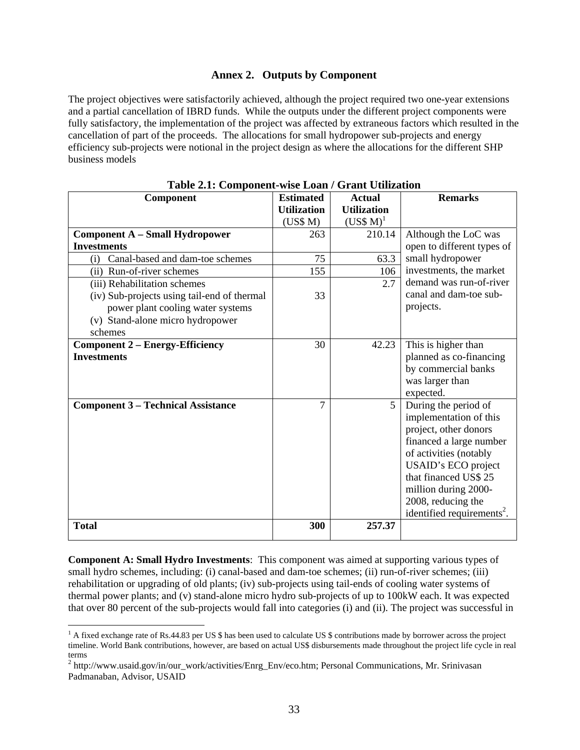## Annex 2. Outputs by Component

The project objectives were satisfactorily achieved, although the project required two one-year extensions and a partial cancellation of IBRD funds. While the outputs under the different project components were fully satisfactory, the implementation of the project was affected by extraneous factors which resulted in the cancellation of part of the proceeds. The allocations for small hydropower sub-projects and energy efficiency sub-projects were notional in the project design as where the allocations for the different SHP business models

**Table 2.1: Component-wise Loan / Grant Utilization**

| Component | Estimated Utilization (US$ M) | Actual Utilization (US$ M)[1] | Remarks |
|---|---|---|---|
| **Component A – Small Hydropower Investments** | 263 | 210.14 | Although the LoC was open to different types of small hydropower investments, the market demand was run-of-river canal and dam-toe sub-projects. |
| (i) Canal-based and dam-toe schemes | 75 | 63.3 | |
| (ii) Run-of-river schemes | 155 | 106 | |
| (iii) Rehabilitation schemes<br>(iv) Sub-projects using tail-end of thermal power plant cooling water systems<br>(v) Stand-alone micro hydropower schemes | 33 | 2.7 | |
| **Component 2 – Energy-Efficiency Investments** | 30 | 42.23 | This is higher than planned as co-financing by commercial banks was larger than expected. |
| **Component 3 – Technical Assistance** | 7 | 5 | During the period of implementation of this project, other donors financed a large number of activities (notably USAID's ECO project that financed US$ 25 million during 2000-2008, reducing the identified requirements[2]. |
| **Total** | **300** | **257.37** | |

**Component A: Small Hydro Investments**: This component was aimed at supporting various types of small hydro schemes, including: (i) canal-based and dam-toe schemes; (ii) run-of-river schemes; (iii) rehabilitation or upgrading of old plants; (iv) sub-projects using tail-ends of cooling water systems of thermal power plants; and (v) stand-alone micro hydro sub-projects of up to 100kW each. It was expected that over 80 percent of the sub-projects would fall into categories (i) and (ii). The project was successful in

[1] A fixed exchange rate of Rs.44.83 per US $ has been used to calculate US $ contributions made by borrower across the project timeline. World Bank contributions, however, are based on actual US$ disbursements made throughout the project life cycle in real terms

[2] http://www.usaid.gov/in/our_work/activities/Enrg_Env/eco.htm; Personal Communications, Mr. Srinivasan Padmanaban, Advisor, USAID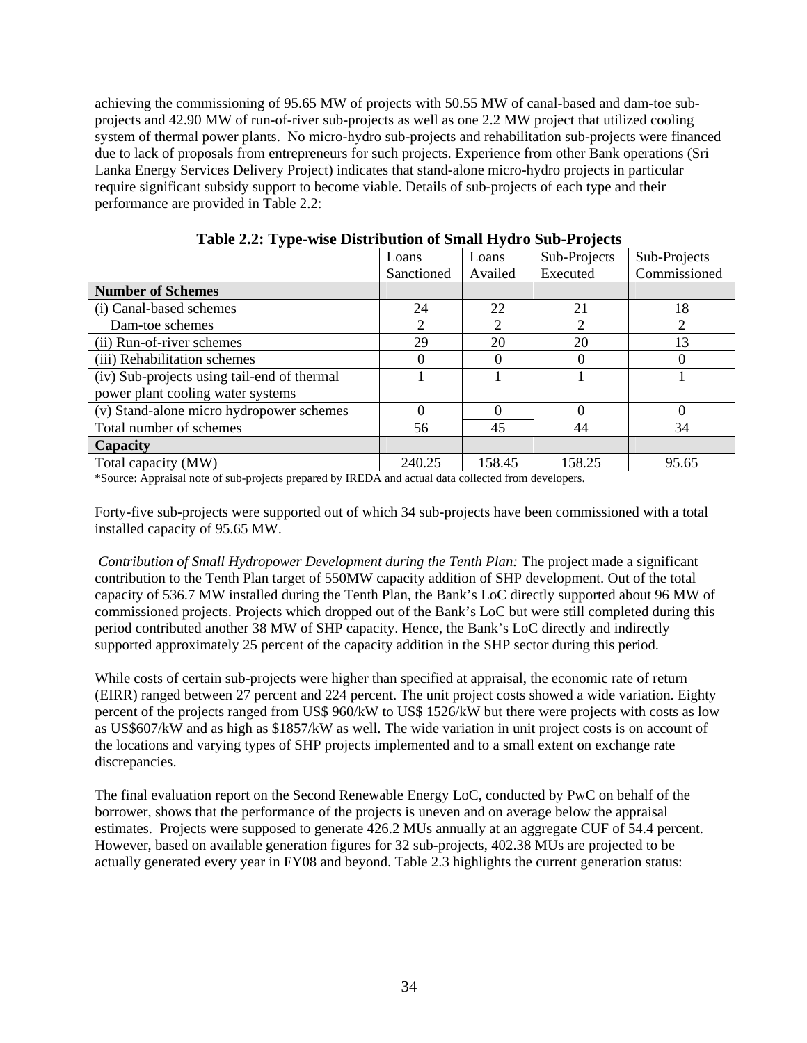achieving the commissioning of 95.65 MW of projects with 50.55 MW of canal-based and dam-toe sub-projects and 42.90 MW of run-of-river sub-projects as well as one 2.2 MW project that utilized cooling system of thermal power plants. No micro-hydro sub-projects and rehabilitation sub-projects were financed due to lack of proposals from entrepreneurs for such projects. Experience from other Bank operations (Sri Lanka Energy Services Delivery Project) indicates that stand-alone micro-hydro projects in particular require significant subsidy support to become viable. Details of sub-projects of each type and their performance are provided in Table 2.2:

**Table 2.2: Type-wise Distribution of Small Hydro Sub-Projects**

| | Loans Sanctioned | Loans Availed | Sub-Projects Executed | Sub-Projects Commissioned |
|---|---|---|---|---|
| **Number of Schemes** | | | | |
| (i) Canal-based schemes | 24 | 22 | 21 | 18 |
| Dam-toe schemes | 2 | 2 | 2 | 2 |
| (ii) Run-of-river schemes | 29 | 20 | 20 | 13 |
| (iii) Rehabilitation schemes | 0 | 0 | 0 | 0 |
| (iv) Sub-projects using tail-end of thermal power plant cooling water systems | 1 | 1 | 1 | 1 |
| (v) Stand-alone micro hydropower schemes | 0 | 0 | 0 | 0 |
| Total number of schemes | 56 | 45 | 44 | 34 |
| **Capacity** | | | | |
| Total capacity (MW) | 240.25 | 158.45 | 158.25 | 95.65 |

*Source: Appraisal note of sub-projects prepared by IREDA and actual data collected from developers.

Forty-five sub-projects were supported out of which 34 sub-projects have been commissioned with a total installed capacity of 95.65 MW.

*Contribution of Small Hydropower Development during the Tenth Plan:* The project made a significant contribution to the Tenth Plan target of 550MW capacity addition of SHP development. Out of the total capacity of 536.7 MW installed during the Tenth Plan, the Bank's LoC directly supported about 96 MW of commissioned projects. Projects which dropped out of the Bank's LoC but were still completed during this period contributed another 38 MW of SHP capacity. Hence, the Bank's LoC directly and indirectly supported approximately 25 percent of the capacity addition in the SHP sector during this period.

While costs of certain sub-projects were higher than specified at appraisal, the economic rate of return (EIRR) ranged between 27 percent and 224 percent. The unit project costs showed a wide variation. Eighty percent of the projects ranged from US$ 960/kW to US$ 1526/kW but there were projects with costs as low as US$607/kW and as high as $1857/kW as well. The wide variation in unit project costs is on account of the locations and varying types of SHP projects implemented and to a small extent on exchange rate discrepancies.

The final evaluation report on the Second Renewable Energy LoC, conducted by PwC on behalf of the borrower, shows that the performance of the projects is uneven and on average below the appraisal estimates. Projects were supposed to generate 426.2 MUs annually at an aggregate CUF of 54.4 percent. However, based on available generation figures for 32 sub-projects, 402.38 MUs are projected to be actually generated every year in FY08 and beyond. Table 2.3 highlights the current generation status: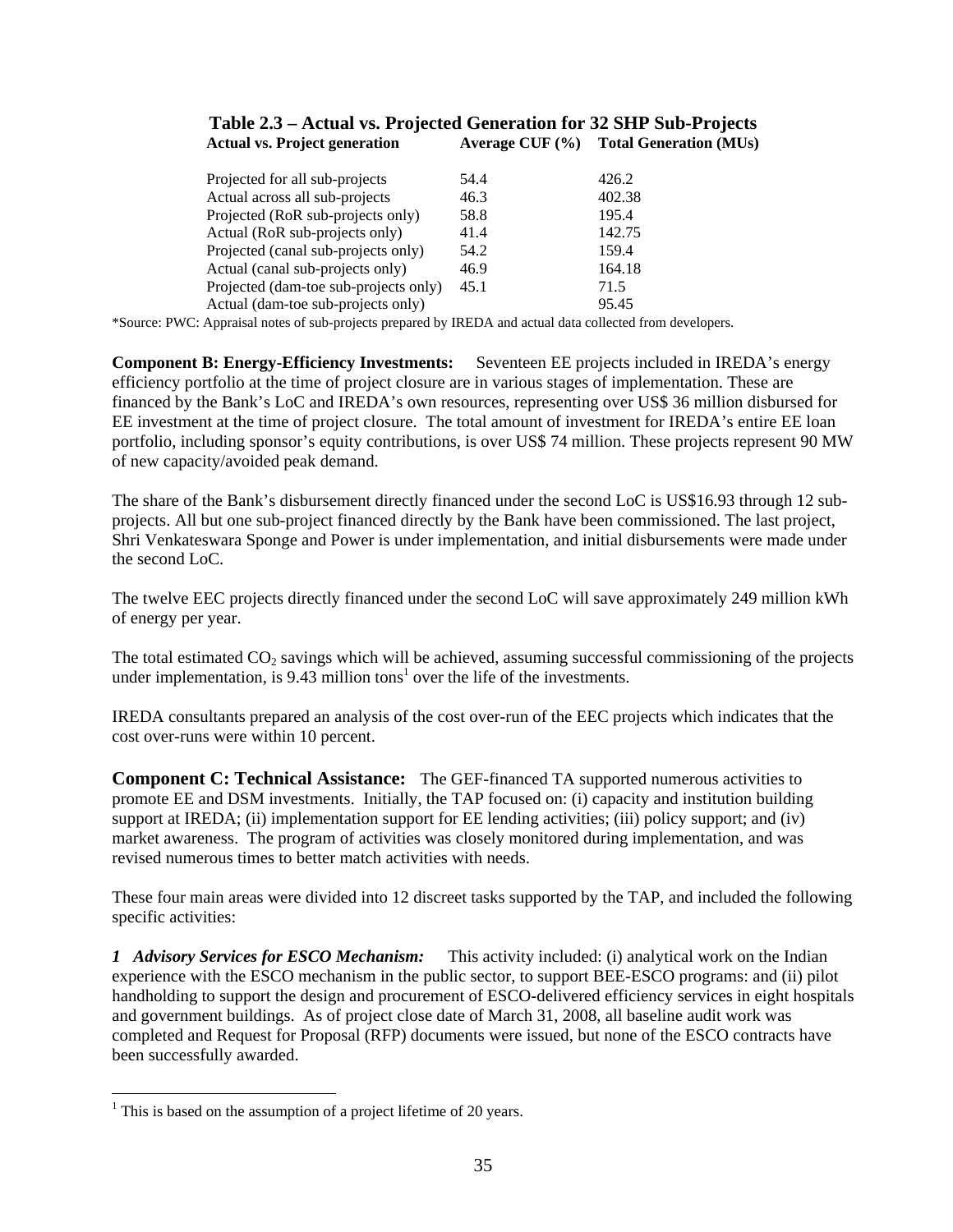**Table 2.3 – Actual vs. Projected Generation for 32 SHP Sub-Projects**

| Actual vs. Project generation | Average CUF (%) | Total Generation (MUs) |
|---|---|---|
| Projected for all sub-projects | 54.4 | 426.2 |
| Actual across all sub-projects | 46.3 | 402.38 |
| Projected (RoR sub-projects only) | 58.8 | 195.4 |
| Actual (RoR sub-projects only) | 41.4 | 142.75 |
| Projected (canal sub-projects only) | 54.2 | 159.4 |
| Actual (canal sub-projects only) | 46.9 | 164.18 |
| Projected (dam-toe sub-projects only) | 45.1 | 71.5 |
| Actual (dam-toe sub-projects only) | | 95.45 |

*Source: PWC: Appraisal notes of sub-projects prepared by IREDA and actual data collected from developers.

**Component B: Energy-Efficiency Investments:** Seventeen EE projects included in IREDA's energy efficiency portfolio at the time of project closure are in various stages of implementation. These are financed by the Bank's LoC and IREDA's own resources, representing over US$ 36 million disbursed for EE investment at the time of project closure. The total amount of investment for IREDA's entire EE loan portfolio, including sponsor's equity contributions, is over US$ 74 million. These projects represent 90 MW of new capacity/avoided peak demand.

The share of the Bank's disbursement directly financed under the second LoC is US$16.93 through 12 sub-projects. All but one sub-project financed directly by the Bank have been commissioned. The last project, Shri Venkateswara Sponge and Power is under implementation, and initial disbursements were made under the second LoC.

The twelve EEC projects directly financed under the second LoC will save approximately 249 million kWh of energy per year.

The total estimated $CO_2$ savings which will be achieved, assuming successful commissioning of the projects under implementation, is 9.43 million tons[1] over the life of the investments.

IREDA consultants prepared an analysis of the cost over-run of the EEC projects which indicates that the cost over-runs were within 10 percent.

**Component C: Technical Assistance:** The GEF-financed TA supported numerous activities to promote EE and DSM investments. Initially, the TAP focused on: (i) capacity and institution building support at IREDA; (ii) implementation support for EE lending activities; (iii) policy support; and (iv) market awareness. The program of activities was closely monitored during implementation, and was revised numerous times to better match activities with needs.

These four main areas were divided into 12 discreet tasks supported by the TAP, and included the following specific activities:

***1 Advisory Services for ESCO Mechanism:*** This activity included: (i) analytical work on the Indian experience with the ESCO mechanism in the public sector, to support BEE-ESCO programs: and (ii) pilot handholding to support the design and procurement of ESCO-delivered efficiency services in eight hospitals and government buildings. As of project close date of March 31, 2008, all baseline audit work was completed and Request for Proposal (RFP) documents were issued, but none of the ESCO contracts have been successfully awarded.

[1] This is based on the assumption of a project lifetime of 20 years.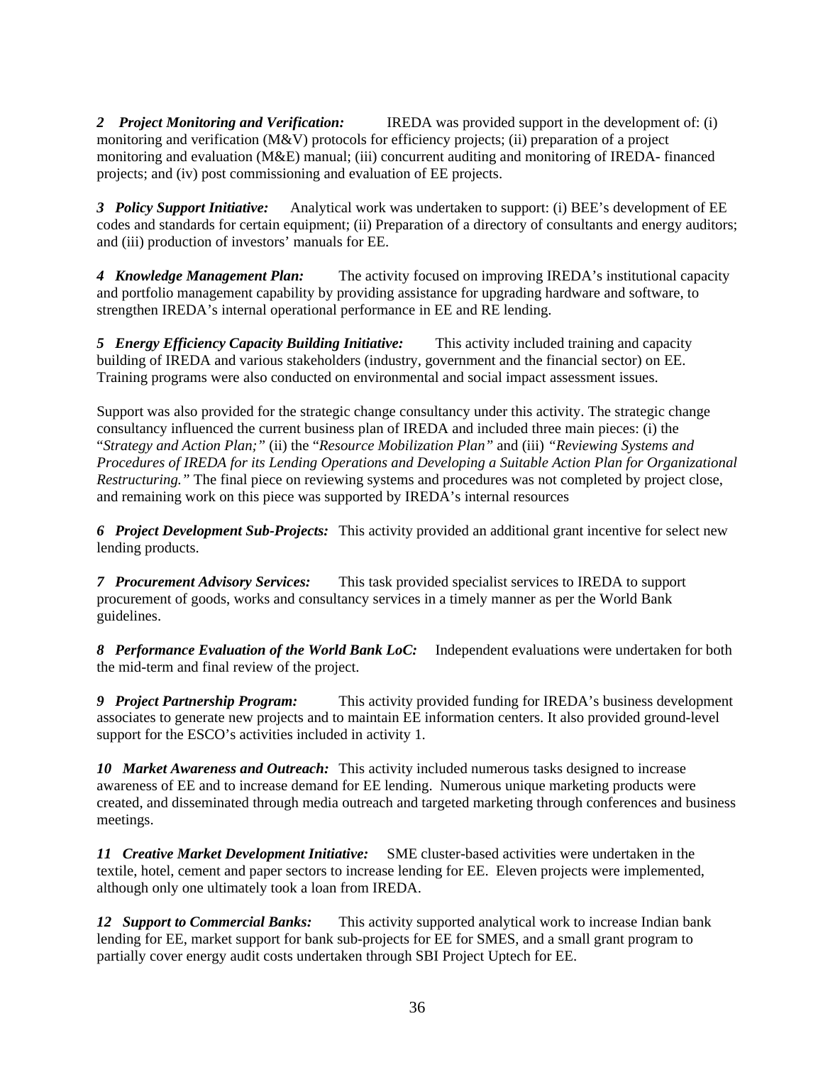***2 Project Monitoring and Verification:*** IREDA was provided support in the development of: (i) monitoring and verification (M&V) protocols for efficiency projects; (ii) preparation of a project monitoring and evaluation (M&E) manual; (iii) concurrent auditing and monitoring of IREDA- financed projects; and (iv) post commissioning and evaluation of EE projects.

***3 Policy Support Initiative:*** Analytical work was undertaken to support: (i) BEE's development of EE codes and standards for certain equipment; (ii) Preparation of a directory of consultants and energy auditors; and (iii) production of investors' manuals for EE.

***4 Knowledge Management Plan:*** The activity focused on improving IREDA's institutional capacity and portfolio management capability by providing assistance for upgrading hardware and software, to strengthen IREDA's internal operational performance in EE and RE lending.

***5 Energy Efficiency Capacity Building Initiative:*** This activity included training and capacity building of IREDA and various stakeholders (industry, government and the financial sector) on EE. Training programs were also conducted on environmental and social impact assessment issues.

Support was also provided for the strategic change consultancy under this activity. The strategic change consultancy influenced the current business plan of IREDA and included three main pieces: (i) the "*Strategy and Action Plan;"* (ii) the "*Resource Mobilization Plan"* and (iii) *"Reviewing Systems and Procedures of IREDA for its Lending Operations and Developing a Suitable Action Plan for Organizational Restructuring."* The final piece on reviewing systems and procedures was not completed by project close, and remaining work on this piece was supported by IREDA's internal resources

***6 Project Development Sub-Projects:*** This activity provided an additional grant incentive for select new lending products.

***7 Procurement Advisory Services:*** This task provided specialist services to IREDA to support procurement of goods, works and consultancy services in a timely manner as per the World Bank guidelines.

***8 Performance Evaluation of the World Bank LoC:*** Independent evaluations were undertaken for both the mid-term and final review of the project.

***9 Project Partnership Program:*** This activity provided funding for IREDA's business development associates to generate new projects and to maintain EE information centers. It also provided ground-level support for the ESCO's activities included in activity 1.

***10 Market Awareness and Outreach:*** This activity included numerous tasks designed to increase awareness of EE and to increase demand for EE lending. Numerous unique marketing products were created, and disseminated through media outreach and targeted marketing through conferences and business meetings.

***11 Creative Market Development Initiative:*** SME cluster-based activities were undertaken in the textile, hotel, cement and paper sectors to increase lending for EE. Eleven projects were implemented, although only one ultimately took a loan from IREDA.

***12 Support to Commercial Banks:*** This activity supported analytical work to increase Indian bank lending for EE, market support for bank sub-projects for EE for SMES, and a small grant program to partially cover energy audit costs undertaken through SBI Project Uptech for EE.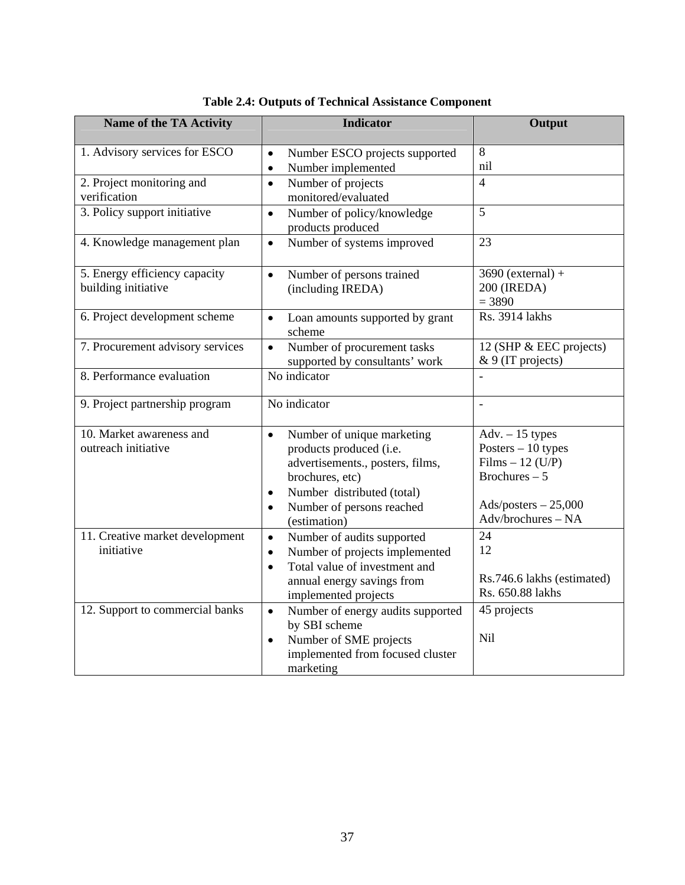**Table 2.4: Outputs of Technical Assistance Component**

| Name of the TA Activity | Indicator | Output |
|---|---|---|
| 1. Advisory services for ESCO | • Number ESCO projects supported<br>• Number implemented | 8<br>nil |
| 2. Project monitoring and verification | • Number of projects monitored/evaluated | 4 |
| 3. Policy support initiative | • Number of policy/knowledge products produced | 5 |
| 4. Knowledge management plan | • Number of systems improved | 23 |
| 5. Energy efficiency capacity building initiative | • Number of persons trained (including IREDA) | 3690 (external) +<br>200 (IREDA)<br>= 3890 |
| 6. Project development scheme | • Loan amounts supported by grant scheme | Rs. 3914 lakhs |
| 7. Procurement advisory services | • Number of procurement tasks supported by consultants' work | 12 (SHP & EEC projects) & 9 (IT projects) |
| 8. Performance evaluation | No indicator | - |
| 9. Project partnership program | No indicator | - |
| 10. Market awareness and outreach initiative | • Number of unique marketing products produced (i.e. advertisements., posters, films, brochures, etc)<br>• Number distributed (total)<br>• Number of persons reached (estimation) | Adv. – 15 types<br>Posters – 10 types<br>Films – 12 (U/P)<br>Brochures – 5<br><br>Ads/posters – 25,000<br>Adv/brochures – NA |
| 11. Creative market development initiative | • Number of audits supported<br>• Number of projects implemented<br>• Total value of investment and annual energy savings from implemented projects | 24<br>12<br><br>Rs.746.6 lakhs (estimated)<br>Rs. 650.88 lakhs |
| 12. Support to commercial banks | • Number of energy audits supported by SBI scheme<br>• Number of SME projects implemented from focused cluster marketing | 45 projects<br><br>Nil |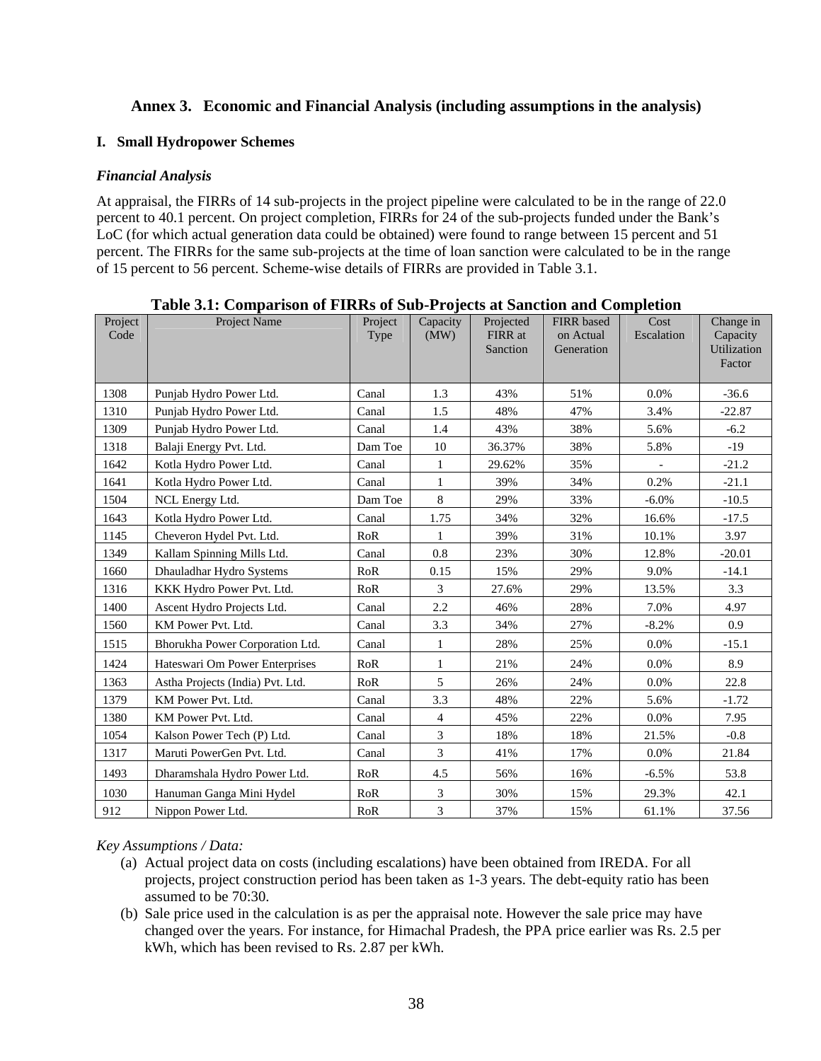## Annex 3. Economic and Financial Analysis (including assumptions in the analysis)

### I. Small Hydropower Schemes

*Financial Analysis*

At appraisal, the FIRRs of 14 sub-projects in the project pipeline were calculated to be in the range of 22.0 percent to 40.1 percent. On project completion, FIRRs for 24 of the sub-projects funded under the Bank's LoC (for which actual generation data could be obtained) were found to range between 15 percent and 51 percent. The FIRRs for the same sub-projects at the time of loan sanction were calculated to be in the range of 15 percent to 56 percent. Scheme-wise details of FIRRs are provided in Table 3.1.

**Table 3.1: Comparison of FIRRs of Sub-Projects at Sanction and Completion**

| Project Code | Project Name | Project Type | Capacity (MW) | Projected FIRR at Sanction | FIRR based on Actual Generation | Cost Escalation | Change in Capacity Utilization Factor |
|---|---|---|---|---|---|---|---|
| 1308 | Punjab Hydro Power Ltd. | Canal | 1.3 | 43% | 51% | 0.0% | -36.6 |
| 1310 | Punjab Hydro Power Ltd. | Canal | 1.5 | 48% | 47% | 3.4% | -22.87 |
| 1309 | Punjab Hydro Power Ltd. | Canal | 1.4 | 43% | 38% | 5.6% | -6.2 |
| 1318 | Balaji Energy Pvt. Ltd. | Dam Toe | 10 | 36.37% | 38% | 5.8% | -19 |
| 1642 | Kotla Hydro Power Ltd. | Canal | 1 | 29.62% | 35% | - | -21.2 |
| 1641 | Kotla Hydro Power Ltd. | Canal | 1 | 39% | 34% | 0.2% | -21.1 |
| 1504 | NCL Energy Ltd. | Dam Toe | 8 | 29% | 33% | -6.0% | -10.5 |
| 1643 | Kotla Hydro Power Ltd. | Canal | 1.75 | 34% | 32% | 16.6% | -17.5 |
| 1145 | Cheveron Hydel Pvt. Ltd. | RoR | 1 | 39% | 31% | 10.1% | 3.97 |
| 1349 | Kallam Spinning Mills Ltd. | Canal | 0.8 | 23% | 30% | 12.8% | -20.01 |
| 1660 | Dhauladhar Hydro Systems | RoR | 0.15 | 15% | 29% | 9.0% | -14.1 |
| 1316 | KKK Hydro Power Pvt. Ltd. | RoR | 3 | 27.6% | 29% | 13.5% | 3.3 |
| 1400 | Ascent Hydro Projects Ltd. | Canal | 2.2 | 46% | 28% | 7.0% | 4.97 |
| 1560 | KM Power Pvt. Ltd. | Canal | 3.3 | 34% | 27% | -8.2% | 0.9 |
| 1515 | Bhorukha Power Corporation Ltd. | Canal | 1 | 28% | 25% | 0.0% | -15.1 |
| 1424 | Hateswari Om Power Enterprises | RoR | 1 | 21% | 24% | 0.0% | 8.9 |
| 1363 | Astha Projects (India) Pvt. Ltd. | RoR | 5 | 26% | 24% | 0.0% | 22.8 |
| 1379 | KM Power Pvt. Ltd. | Canal | 3.3 | 48% | 22% | 5.6% | -1.72 |
| 1380 | KM Power Pvt. Ltd. | Canal | 4 | 45% | 22% | 0.0% | 7.95 |
| 1054 | Kalson Power Tech (P) Ltd. | Canal | 3 | 18% | 18% | 21.5% | -0.8 |
| 1317 | Maruti PowerGen Pvt. Ltd. | Canal | 3 | 41% | 17% | 0.0% | 21.84 |
| 1493 | Dharamshala Hydro Power Ltd. | RoR | 4.5 | 56% | 16% | -6.5% | 53.8 |
| 1030 | Hanuman Ganga Mini Hydel | RoR | 3 | 30% | 15% | 29.3% | 42.1 |
| 912 | Nippon Power Ltd. | RoR | 3 | 37% | 15% | 61.1% | 37.56 |

*Key Assumptions / Data:*

(a) Actual project data on costs (including escalations) have been obtained from IREDA. For all projects, project construction period has been taken as 1-3 years. The debt-equity ratio has been assumed to be 70:30.

(b) Sale price used in the calculation is as per the appraisal note. However the sale price may have changed over the years. For instance, for Himachal Pradesh, the PPA price earlier was Rs. 2.5 per kWh, which has been revised to Rs. 2.87 per kWh.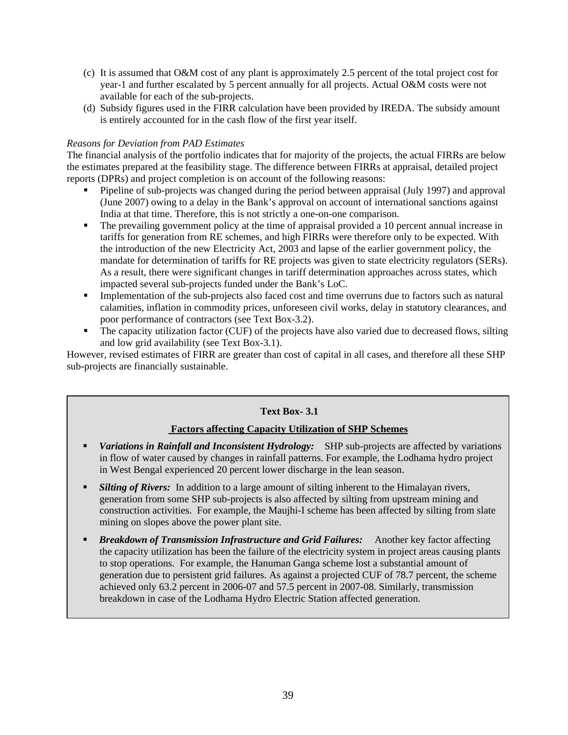(c) It is assumed that O&M cost of any plant is approximately 2.5 percent of the total project cost for year-1 and further escalated by 5 percent annually for all projects. Actual O&M costs were not available for each of the sub-projects.

(d) Subsidy figures used in the FIRR calculation have been provided by IREDA. The subsidy amount is entirely accounted for in the cash flow of the first year itself.

*Reasons for Deviation from PAD Estimates*

The financial analysis of the portfolio indicates that for majority of the projects, the actual FIRRs are below the estimates prepared at the feasibility stage. The difference between FIRRs at appraisal, detailed project reports (DPRs) and project completion is on account of the following reasons:

- Pipeline of sub-projects was changed during the period between appraisal (July 1997) and approval (June 2007) owing to a delay in the Bank's approval on account of international sanctions against India at that time. Therefore, this is not strictly a one-on-one comparison.
- The prevailing government policy at the time of appraisal provided a 10 percent annual increase in tariffs for generation from RE schemes, and high FIRRs were therefore only to be expected. With the introduction of the new Electricity Act, 2003 and lapse of the earlier government policy, the mandate for determination of tariffs for RE projects was given to state electricity regulators (SERs). As a result, there were significant changes in tariff determination approaches across states, which impacted several sub-projects funded under the Bank's LoC.
- Implementation of the sub-projects also faced cost and time overruns due to factors such as natural calamities, inflation in commodity prices, unforeseen civil works, delay in statutory clearances, and poor performance of contractors (see Text Box-3.2).
- The capacity utilization factor (CUF) of the projects have also varied due to decreased flows, silting and low grid availability (see Text Box-3.1).

However, revised estimates of FIRR are greater than cost of capital in all cases, and therefore all these SHP sub-projects are financially sustainable.

**Text Box- 3.1**

**Factors affecting Capacity Utilization of SHP Schemes**

- ***Variations in Rainfall and Inconsistent Hydrology:*** SHP sub-projects are affected by variations in flow of water caused by changes in rainfall patterns. For example, the Lodhama hydro project in West Bengal experienced 20 percent lower discharge in the lean season.
- ***Silting of Rivers:*** In addition to a large amount of silting inherent to the Himalayan rivers, generation from some SHP sub-projects is also affected by silting from upstream mining and construction activities. For example, the Maujhi-I scheme has been affected by silting from slate mining on slopes above the power plant site.
- ***Breakdown of Transmission Infrastructure and Grid Failures:*** Another key factor affecting the capacity utilization has been the failure of the electricity system in project areas causing plants to stop operations. For example, the Hanuman Ganga scheme lost a substantial amount of generation due to persistent grid failures. As against a projected CUF of 78.7 percent, the scheme achieved only 63.2 percent in 2006-07 and 57.5 percent in 2007-08. Similarly, transmission breakdown in case of the Lodhama Hydro Electric Station affected generation.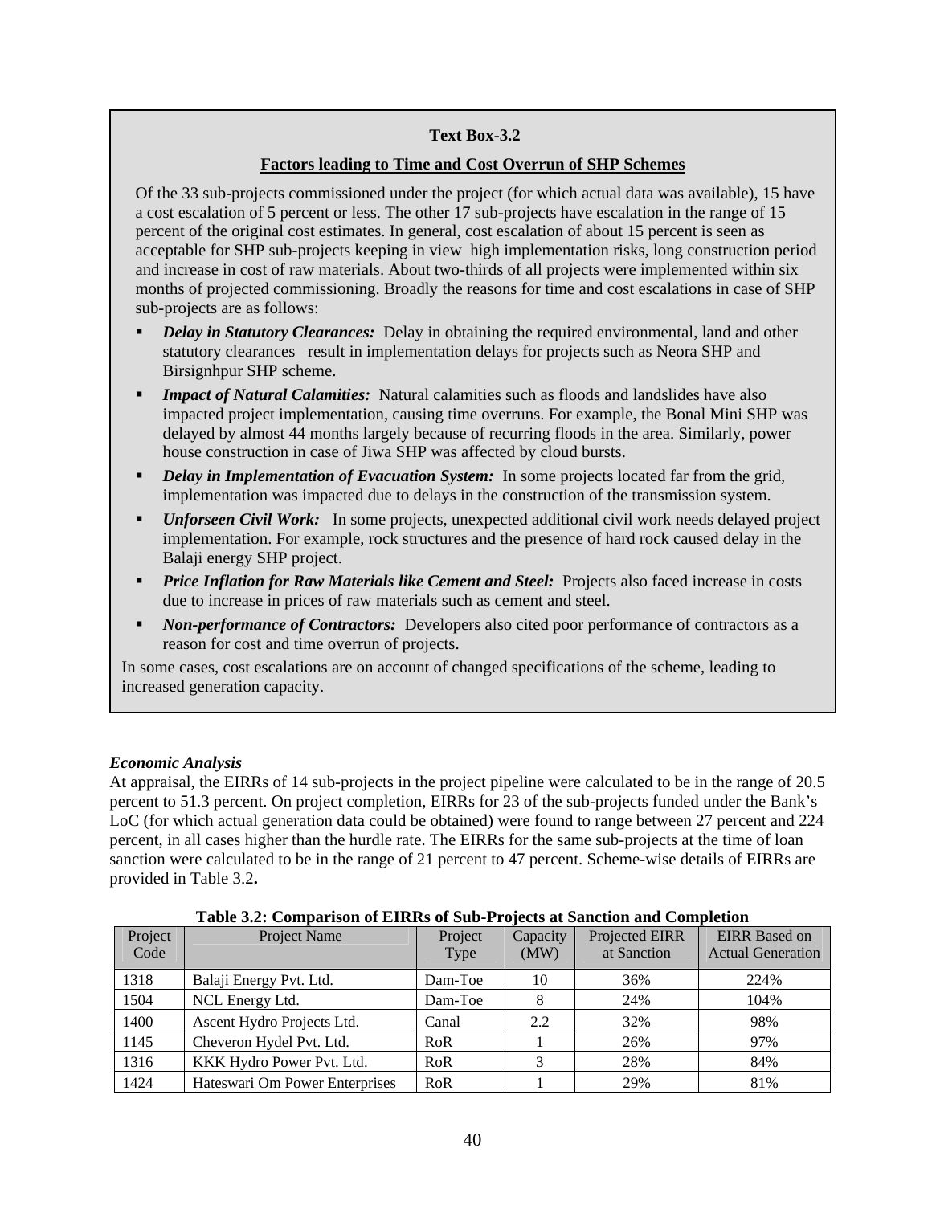**Text Box-3.2**

**Factors leading to Time and Cost Overrun of SHP Schemes**

Of the 33 sub-projects commissioned under the project (for which actual data was available), 15 have a cost escalation of 5 percent or less. The other 17 sub-projects have escalation in the range of 15 percent of the original cost estimates. In general, cost escalation of about 15 percent is seen as acceptable for SHP sub-projects keeping in view high implementation risks, long construction period and increase in cost of raw materials. About two-thirds of all projects were implemented within six months of projected commissioning. Broadly the reasons for time and cost escalations in case of SHP sub-projects are as follows:

- ***Delay in Statutory Clearances:*** Delay in obtaining the required environmental, land and other statutory clearances result in implementation delays for projects such as Neora SHP and Birsignhpur SHP scheme.
- ***Impact of Natural Calamities:*** Natural calamities such as floods and landslides have also impacted project implementation, causing time overruns. For example, the Bonal Mini SHP was delayed by almost 44 months largely because of recurring floods in the area. Similarly, power house construction in case of Jiwa SHP was affected by cloud bursts.
- ***Delay in Implementation of Evacuation System:*** In some projects located far from the grid, implementation was impacted due to delays in the construction of the transmission system.
- ***Unforseen Civil Work:*** In some projects, unexpected additional civil work needs delayed project implementation. For example, rock structures and the presence of hard rock caused delay in the Balaji energy SHP project.
- ***Price Inflation for Raw Materials like Cement and Steel:*** Projects also faced increase in costs due to increase in prices of raw materials such as cement and steel.
- ***Non-performance of Contractors:*** Developers also cited poor performance of contractors as a reason for cost and time overrun of projects.

In some cases, cost escalations are on account of changed specifications of the scheme, leading to increased generation capacity.

***Economic Analysis***

At appraisal, the EIRRs of 14 sub-projects in the project pipeline were calculated to be in the range of 20.5 percent to 51.3 percent. On project completion, EIRRs for 23 of the sub-projects funded under the Bank's LoC (for which actual generation data could be obtained) were found to range between 27 percent and 224 percent, in all cases higher than the hurdle rate. The EIRRs for the same sub-projects at the time of loan sanction were calculated to be in the range of 21 percent to 47 percent. Scheme-wise details of EIRRs are provided in Table 3.2**.**

**Table 3.2: Comparison of EIRRs of Sub-Projects at Sanction and Completion**

| Project Code | Project Name | Project Type | Capacity (MW) | Projected EIRR at Sanction | EIRR Based on Actual Generation |
|---|---|---|---|---|---|
| 1318 | Balaji Energy Pvt. Ltd. | Dam-Toe | 10 | 36% | 224% |
| 1504 | NCL Energy Ltd. | Dam-Toe | 8 | 24% | 104% |
| 1400 | Ascent Hydro Projects Ltd. | Canal | 2.2 | 32% | 98% |
| 1145 | Cheveron Hydel Pvt. Ltd. | RoR | 1 | 26% | 97% |
| 1316 | KKK Hydro Power Pvt. Ltd. | RoR | 3 | 28% | 84% |
| 1424 | Hateswari Om Power Enterprises | RoR | 1 | 29% | 81% |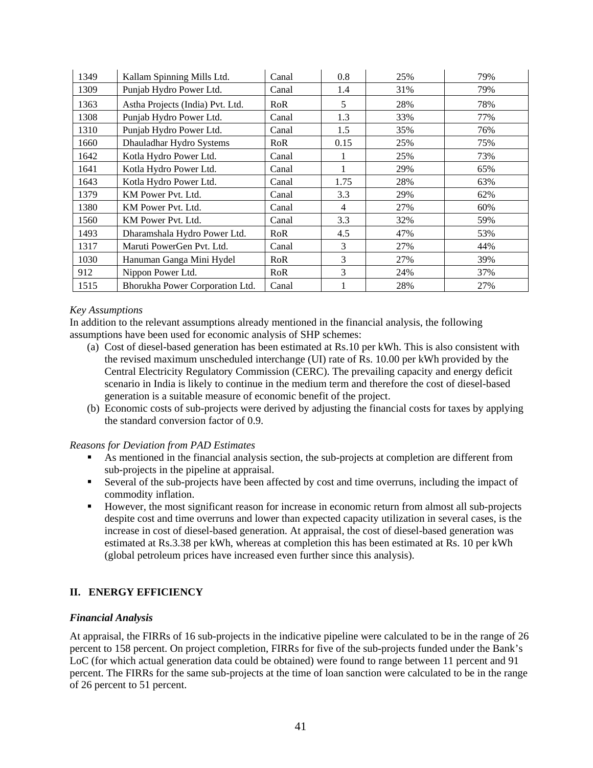| 1349 | Kallam Spinning Mills Ltd. | Canal | 0.8 | 25% | 79% |
|---|---|---|---|---|---|
| 1309 | Punjab Hydro Power Ltd. | Canal | 1.4 | 31% | 79% |
| 1363 | Astha Projects (India) Pvt. Ltd. | RoR | 5 | 28% | 78% |
| 1308 | Punjab Hydro Power Ltd. | Canal | 1.3 | 33% | 77% |
| 1310 | Punjab Hydro Power Ltd. | Canal | 1.5 | 35% | 76% |
| 1660 | Dhauladhar Hydro Systems | RoR | 0.15 | 25% | 75% |
| 1642 | Kotla Hydro Power Ltd. | Canal | 1 | 25% | 73% |
| 1641 | Kotla Hydro Power Ltd. | Canal | 1 | 29% | 65% |
| 1643 | Kotla Hydro Power Ltd. | Canal | 1.75 | 28% | 63% |
| 1379 | KM Power Pvt. Ltd. | Canal | 3.3 | 29% | 62% |
| 1380 | KM Power Pvt. Ltd. | Canal | 4 | 27% | 60% |
| 1560 | KM Power Pvt. Ltd. | Canal | 3.3 | 32% | 59% |
| 1493 | Dharamshala Hydro Power Ltd. | RoR | 4.5 | 47% | 53% |
| 1317 | Maruti PowerGen Pvt. Ltd. | Canal | 3 | 27% | 44% |
| 1030 | Hanuman Ganga Mini Hydel | RoR | 3 | 27% | 39% |
| 912 | Nippon Power Ltd. | RoR | 3 | 24% | 37% |
| 1515 | Bhorukha Power Corporation Ltd. | Canal | 1 | 28% | 27% |

*Key Assumptions*

In addition to the relevant assumptions already mentioned in the financial analysis, the following assumptions have been used for economic analysis of SHP schemes:

(a) Cost of diesel-based generation has been estimated at Rs.10 per kWh. This is also consistent with the revised maximum unscheduled interchange (UI) rate of Rs. 10.00 per kWh provided by the Central Electricity Regulatory Commission (CERC). The prevailing capacity and energy deficit scenario in India is likely to continue in the medium term and therefore the cost of diesel-based generation is a suitable measure of economic benefit of the project.

(b) Economic costs of sub-projects were derived by adjusting the financial costs for taxes by applying the standard conversion factor of 0.9.

*Reasons for Deviation from PAD Estimates*

- As mentioned in the financial analysis section, the sub-projects at completion are different from sub-projects in the pipeline at appraisal.
- Several of the sub-projects have been affected by cost and time overruns, including the impact of commodity inflation.
- However, the most significant reason for increase in economic return from almost all sub-projects despite cost and time overruns and lower than expected capacity utilization in several cases, is the increase in cost of diesel-based generation. At appraisal, the cost of diesel-based generation was estimated at Rs.3.38 per kWh, whereas at completion this has been estimated at Rs. 10 per kWh (global petroleum prices have increased even further since this analysis).

## II. ENERGY EFFICIENCY

***Financial Analysis***

At appraisal, the FIRRs of 16 sub-projects in the indicative pipeline were calculated to be in the range of 26 percent to 158 percent. On project completion, FIRRs for five of the sub-projects funded under the Bank's LoC (for which actual generation data could be obtained) were found to range between 11 percent and 91 percent. The FIRRs for the same sub-projects at the time of loan sanction were calculated to be in the range of 26 percent to 51 percent.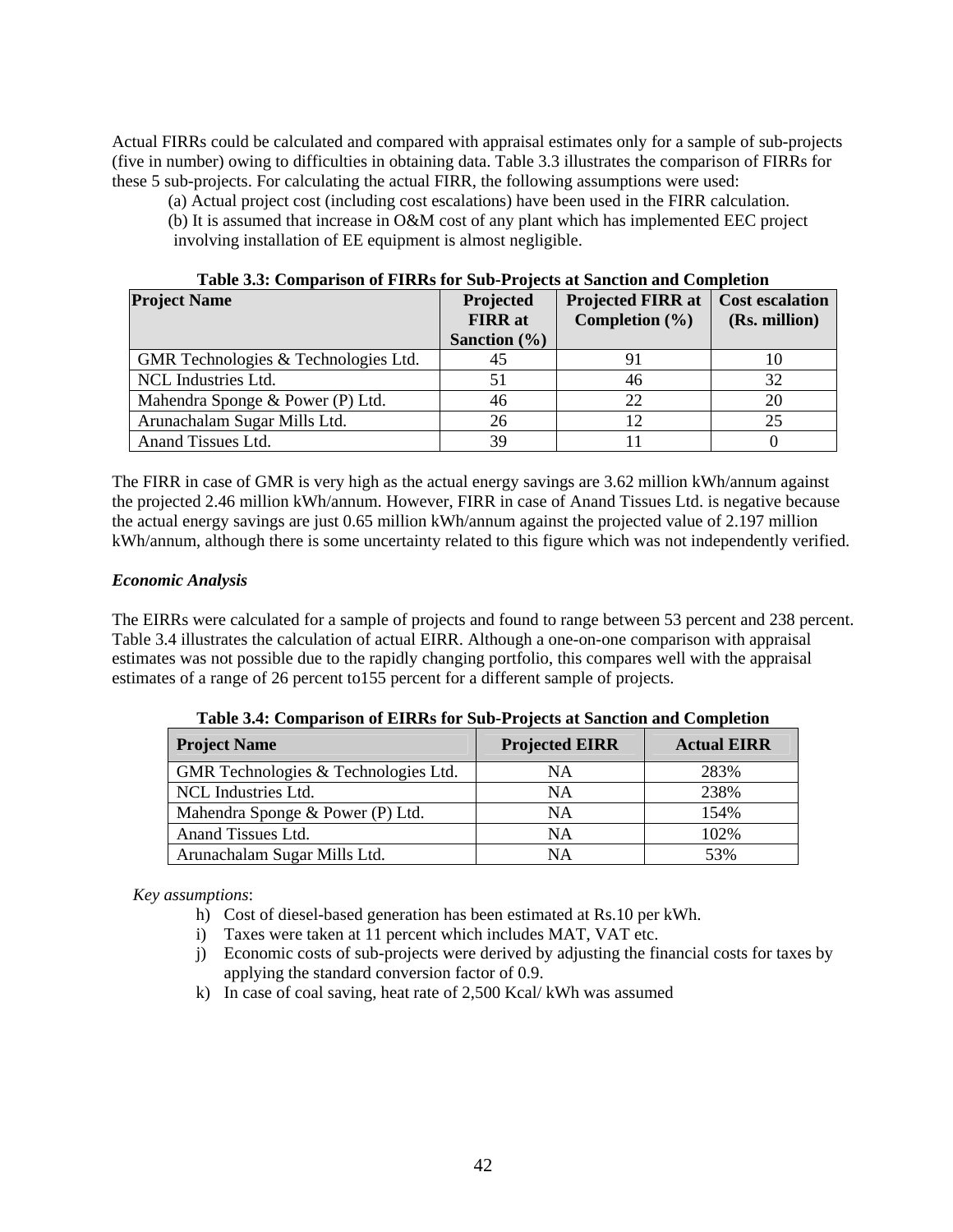Actual FIRRs could be calculated and compared with appraisal estimates only for a sample of sub-projects (five in number) owing to difficulties in obtaining data. Table 3.3 illustrates the comparison of FIRRs for these 5 sub-projects. For calculating the actual FIRR, the following assumptions were used:

(a) Actual project cost (including cost escalations) have been used in the FIRR calculation.

(b) It is assumed that increase in O&M cost of any plant which has implemented EEC project involving installation of EE equipment is almost negligible.

**Table 3.3: Comparison of FIRRs for Sub-Projects at Sanction and Completion**

| Project Name | Projected FIRR at Sanction (%) | Projected FIRR at Completion (%) | Cost escalation (Rs. million) |
|---|---|---|---|
| GMR Technologies & Technologies Ltd. | 45 | 91 | 10 |
| NCL Industries Ltd. | 51 | 46 | 32 |
| Mahendra Sponge & Power (P) Ltd. | 46 | 22 | 20 |
| Arunachalam Sugar Mills Ltd. | 26 | 12 | 25 |
| Anand Tissues Ltd. | 39 | 11 | 0 |

The FIRR in case of GMR is very high as the actual energy savings are 3.62 million kWh/annum against the projected 2.46 million kWh/annum. However, FIRR in case of Anand Tissues Ltd. is negative because the actual energy savings are just 0.65 million kWh/annum against the projected value of 2.197 million kWh/annum, although there is some uncertainty related to this figure which was not independently verified.

***Economic Analysis***

The EIRRs were calculated for a sample of projects and found to range between 53 percent and 238 percent. Table 3.4 illustrates the calculation of actual EIRR. Although a one-on-one comparison with appraisal estimates was not possible due to the rapidly changing portfolio, this compares well with the appraisal estimates of a range of 26 percent to155 percent for a different sample of projects.

**Table 3.4: Comparison of EIRRs for Sub-Projects at Sanction and Completion**

| Project Name | Projected EIRR | Actual EIRR |
|---|---|---|
| GMR Technologies & Technologies Ltd. | NA | 283% |
| NCL Industries Ltd. | NA | 238% |
| Mahendra Sponge & Power (P) Ltd. | NA | 154% |
| Anand Tissues Ltd. | NA | 102% |
| Arunachalam Sugar Mills Ltd. | NA | 53% |

*Key assumptions*:

h) Cost of diesel-based generation has been estimated at Rs.10 per kWh.

i) Taxes were taken at 11 percent which includes MAT, VAT etc.

j) Economic costs of sub-projects were derived by adjusting the financial costs for taxes by applying the standard conversion factor of 0.9.

k) In case of coal saving, heat rate of 2,500 Kcal/ kWh was assumed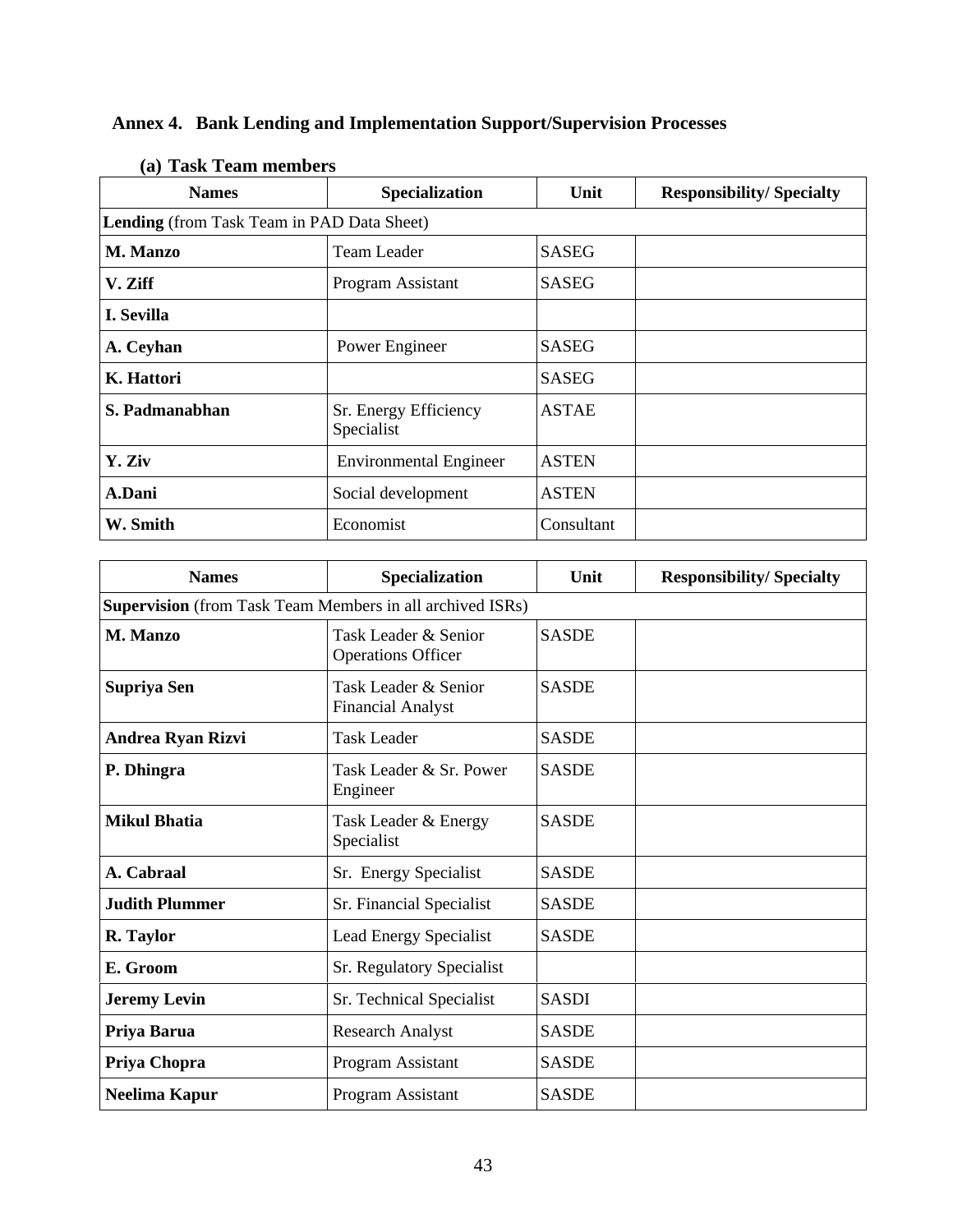## Annex 4. Bank Lending and Implementation Support/Supervision Processes

### (a) Task Team members

| Names | Specialization | Unit | Responsibility/ Specialty |
|---|---|---|---|
| **Lending** (from Task Team in PAD Data Sheet) | | | |
| **M. Manzo** | Team Leader | SASEG | |
| **V. Ziff** | Program Assistant | SASEG | |
| **I. Sevilla** | | | |
| **A. Ceyhan** | Power Engineer | SASEG | |
| **K. Hattori** | | SASEG | |
| **S. Padmanabhan** | Sr. Energy Efficiency Specialist | ASTAE | |
| **Y. Ziv** | Environmental Engineer | ASTEN | |
| **A.Dani** | Social development | ASTEN | |
| **W. Smith** | Economist | Consultant | |

| Names | Specialization | Unit | Responsibility/ Specialty |
|---|---|---|---|
| **Supervision** (from Task Team Members in all archived ISRs) | | | |
| **M. Manzo** | Task Leader & Senior Operations Officer | SASDE | |
| **Supriya Sen** | Task Leader & Senior Financial Analyst | SASDE | |
| **Andrea Ryan Rizvi** | Task Leader | SASDE | |
| **P. Dhingra** | Task Leader & Sr. Power Engineer | SASDE | |
| **Mikul Bhatia** | Task Leader & Energy Specialist | SASDE | |
| **A. Cabraal** | Sr. Energy Specialist | SASDE | |
| **Judith Plummer** | Sr. Financial Specialist | SASDE | |
| **R. Taylor** | Lead Energy Specialist | SASDE | |
| **E. Groom** | Sr. Regulatory Specialist | | |
| **Jeremy Levin** | Sr. Technical Specialist | SASDI | |
| **Priya Barua** | Research Analyst | SASDE | |
| **Priya Chopra** | Program Assistant | SASDE | |
| **Neelima Kapur** | Program Assistant | SASDE | |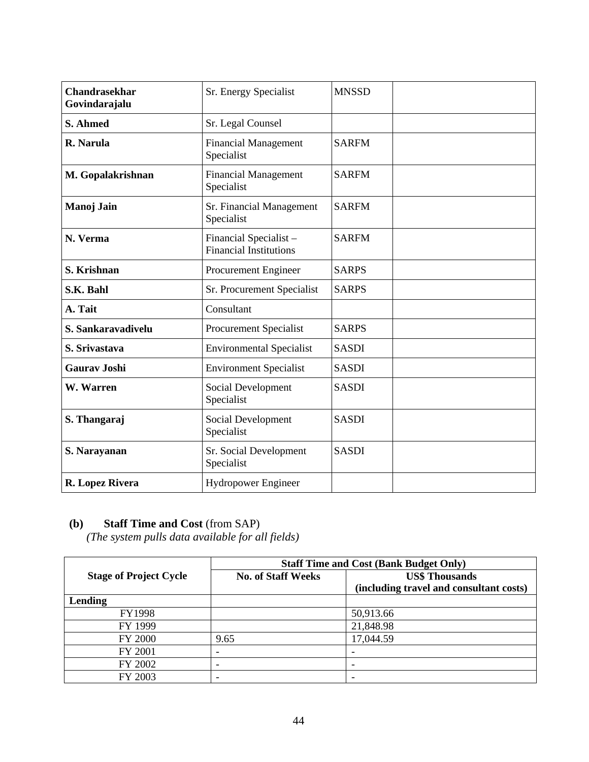| **Chandrasekhar Govindarajalu** | Sr. Energy Specialist | MNSSD | |
|---|---|---|---|
| **S. Ahmed** | Sr. Legal Counsel | | |
| **R. Narula** | Financial Management Specialist | SARFM | |
| **M. Gopalakrishnan** | Financial Management Specialist | SARFM | |
| **Manoj Jain** | Sr. Financial Management Specialist | SARFM | |
| **N. Verma** | Financial Specialist – Financial Institutions | SARFM | |
| **S. Krishnan** | Procurement Engineer | SARPS | |
| **S.K. Bahl** | Sr. Procurement Specialist | SARPS | |
| **A. Tait** | Consultant | | |
| **S. Sankaravadivelu** | Procurement Specialist | SARPS | |
| **S. Srivastava** | Environmental Specialist | SASDI | |
| **Gaurav Joshi** | Environment Specialist | SASDI | |
| **W. Warren** | Social Development Specialist | SASDI | |
| **S. Thangaraj** | Social Development Specialist | SASDI | |
| **S. Narayanan** | Sr. Social Development Specialist | SASDI | |
| **R. Lopez Rivera** | Hydropower Engineer | | |

**(b) Staff Time and Cost** (from SAP)
*(The system pulls data available for all fields)*

| Stage of Project Cycle | Staff Time and Cost (Bank Budget Only) | |
|---|---|---|
| | **No. of Staff Weeks** | **US$ Thousands (including travel and consultant costs)** |
| **Lending** | | |
| FY1998 | | 50,913.66 |
| FY 1999 | | 21,848.98 |
| FY 2000 | 9.65 | 17,044.59 |
| FY 2001 | - | - |
| FY 2002 | - | - |
| FY 2003 | - | - |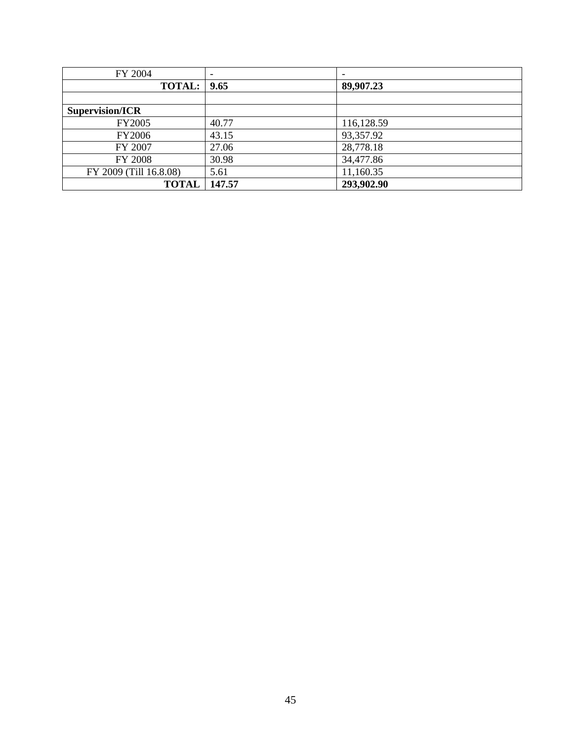| FY 2004 | - | - |
|---|---|---|
| **TOTAL:** | **9.65** | **89,907.23** |
| | | |
| **Supervision/ICR** | | |
| FY2005 | 40.77 | 116,128.59 |
| FY2006 | 43.15 | 93,357.92 |
| FY 2007 | 27.06 | 28,778.18 |
| FY 2008 | 30.98 | 34,477.86 |
| FY 2009 (Till 16.8.08) | 5.61 | 11,160.35 |
| **TOTAL** | **147.57** | **293,902.90** |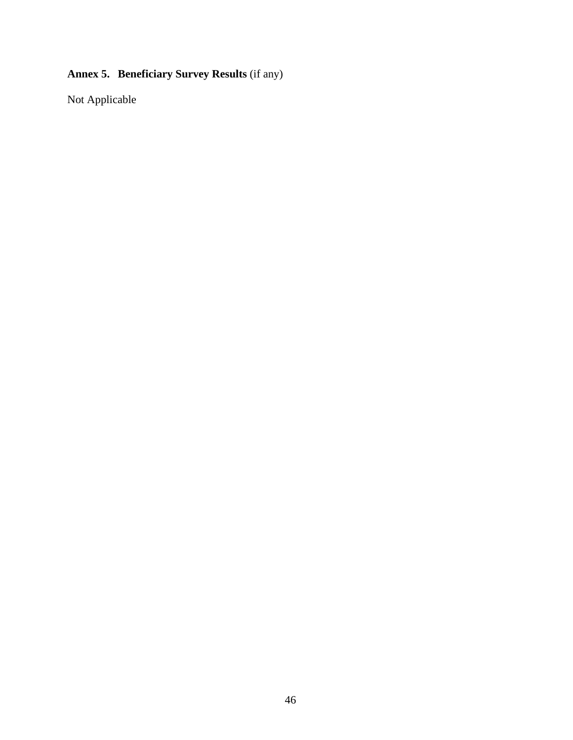## **Annex 5. Beneficiary Survey Results** (if any)

Not Applicable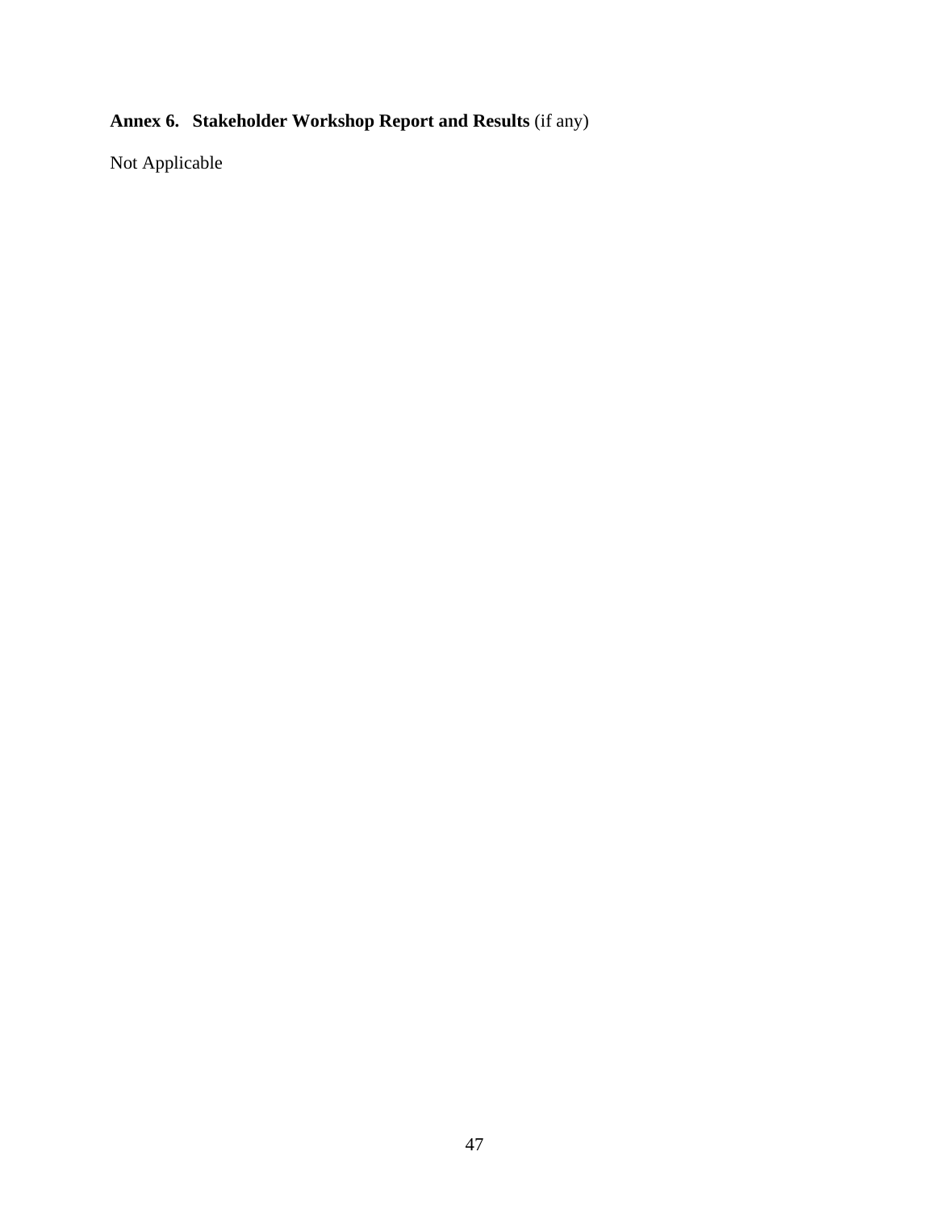## **Annex 6. Stakeholder Workshop Report and Results** (if any)

Not Applicable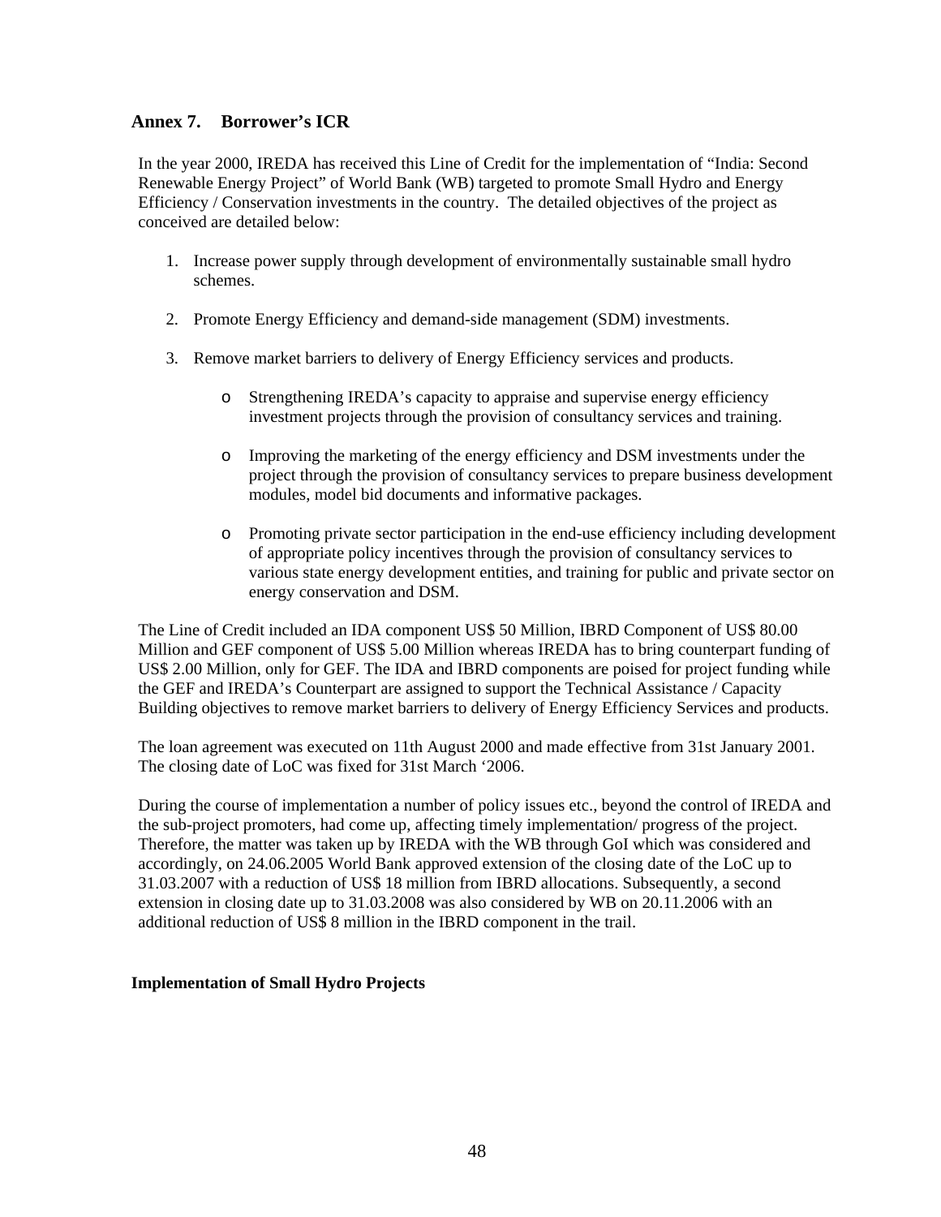## Annex 7. Borrower's ICR

In the year 2000, IREDA has received this Line of Credit for the implementation of "India: Second Renewable Energy Project" of World Bank (WB) targeted to promote Small Hydro and Energy Efficiency / Conservation investments in the country. The detailed objectives of the project as conceived are detailed below:

1. Increase power supply through development of environmentally sustainable small hydro schemes.

2. Promote Energy Efficiency and demand-side management (SDM) investments.

3. Remove market barriers to delivery of Energy Efficiency services and products.

    - Strengthening IREDA's capacity to appraise and supervise energy efficiency investment projects through the provision of consultancy services and training.

    - Improving the marketing of the energy efficiency and DSM investments under the project through the provision of consultancy services to prepare business development modules, model bid documents and informative packages.

    - Promoting private sector participation in the end-use efficiency including development of appropriate policy incentives through the provision of consultancy services to various state energy development entities, and training for public and private sector on energy conservation and DSM.

The Line of Credit included an IDA component US$ 50 Million, IBRD Component of US$ 80.00 Million and GEF component of US$ 5.00 Million whereas IREDA has to bring counterpart funding of US$ 2.00 Million, only for GEF. The IDA and IBRD components are poised for project funding while the GEF and IREDA's Counterpart are assigned to support the Technical Assistance / Capacity Building objectives to remove market barriers to delivery of Energy Efficiency Services and products.

The loan agreement was executed on 11th August 2000 and made effective from 31st January 2001. The closing date of LoC was fixed for 31st March '2006.

During the course of implementation a number of policy issues etc., beyond the control of IREDA and the sub-project promoters, had come up, affecting timely implementation/ progress of the project. Therefore, the matter was taken up by IREDA with the WB through GoI which was considered and accordingly, on 24.06.2005 World Bank approved extension of the closing date of the LoC up to 31.03.2007 with a reduction of US$ 18 million from IBRD allocations. Subsequently, a second extension in closing date up to 31.03.2008 was also considered by WB on 20.11.2006 with an additional reduction of US$ 8 million in the IBRD component in the trail.

### Implementation of Small Hydro Projects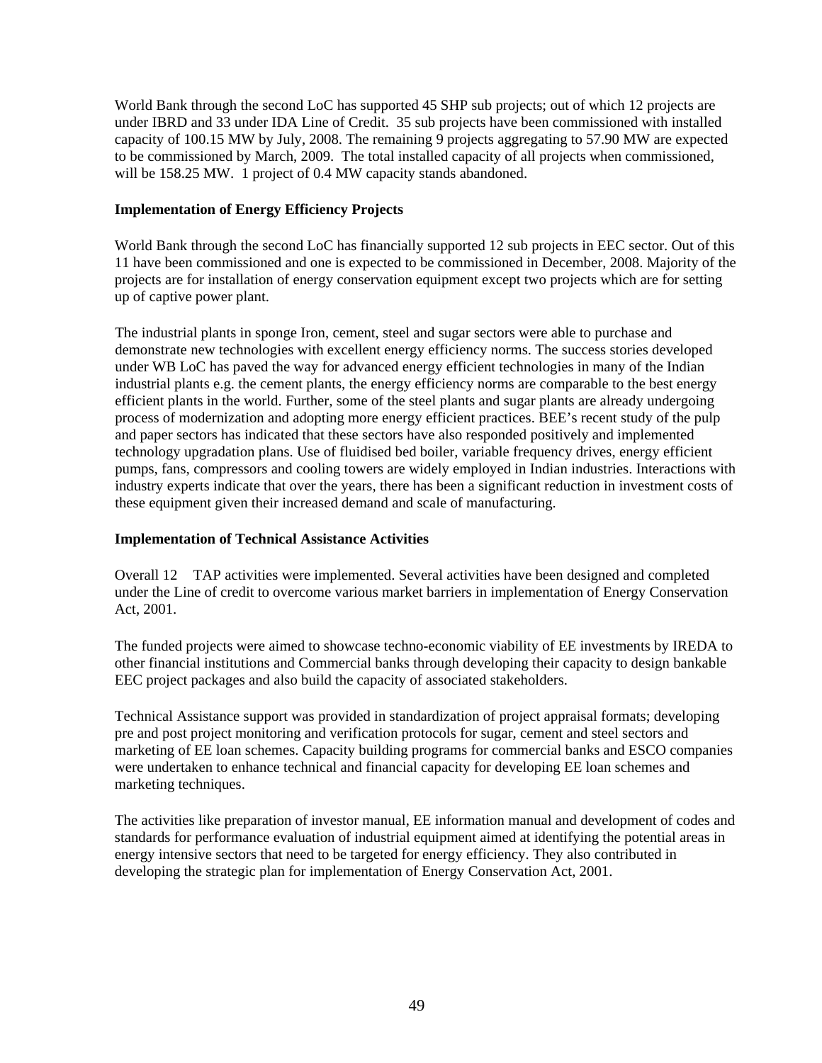World Bank through the second LoC has supported 45 SHP sub projects; out of which 12 projects are under IBRD and 33 under IDA Line of Credit. 35 sub projects have been commissioned with installed capacity of 100.15 MW by July, 2008. The remaining 9 projects aggregating to 57.90 MW are expected to be commissioned by March, 2009. The total installed capacity of all projects when commissioned, will be 158.25 MW. 1 project of 0.4 MW capacity stands abandoned.

**Implementation of Energy Efficiency Projects**

World Bank through the second LoC has financially supported 12 sub projects in EEC sector. Out of this 11 have been commissioned and one is expected to be commissioned in December, 2008. Majority of the projects are for installation of energy conservation equipment except two projects which are for setting up of captive power plant.

The industrial plants in sponge Iron, cement, steel and sugar sectors were able to purchase and demonstrate new technologies with excellent energy efficiency norms. The success stories developed under WB LoC has paved the way for advanced energy efficient technologies in many of the Indian industrial plants e.g. the cement plants, the energy efficiency norms are comparable to the best energy efficient plants in the world. Further, some of the steel plants and sugar plants are already undergoing process of modernization and adopting more energy efficient practices. BEE's recent study of the pulp and paper sectors has indicated that these sectors have also responded positively and implemented technology upgradation plans. Use of fluidised bed boiler, variable frequency drives, energy efficient pumps, fans, compressors and cooling towers are widely employed in Indian industries. Interactions with industry experts indicate that over the years, there has been a significant reduction in investment costs of these equipment given their increased demand and scale of manufacturing.

**Implementation of Technical Assistance Activities**

Overall 12 TAP activities were implemented. Several activities have been designed and completed under the Line of credit to overcome various market barriers in implementation of Energy Conservation Act, 2001.

The funded projects were aimed to showcase techno-economic viability of EE investments by IREDA to other financial institutions and Commercial banks through developing their capacity to design bankable EEC project packages and also build the capacity of associated stakeholders.

Technical Assistance support was provided in standardization of project appraisal formats; developing pre and post project monitoring and verification protocols for sugar, cement and steel sectors and marketing of EE loan schemes. Capacity building programs for commercial banks and ESCO companies were undertaken to enhance technical and financial capacity for developing EE loan schemes and marketing techniques.

The activities like preparation of investor manual, EE information manual and development of codes and standards for performance evaluation of industrial equipment aimed at identifying the potential areas in energy intensive sectors that need to be targeted for energy efficiency. They also contributed in developing the strategic plan for implementation of Energy Conservation Act, 2001.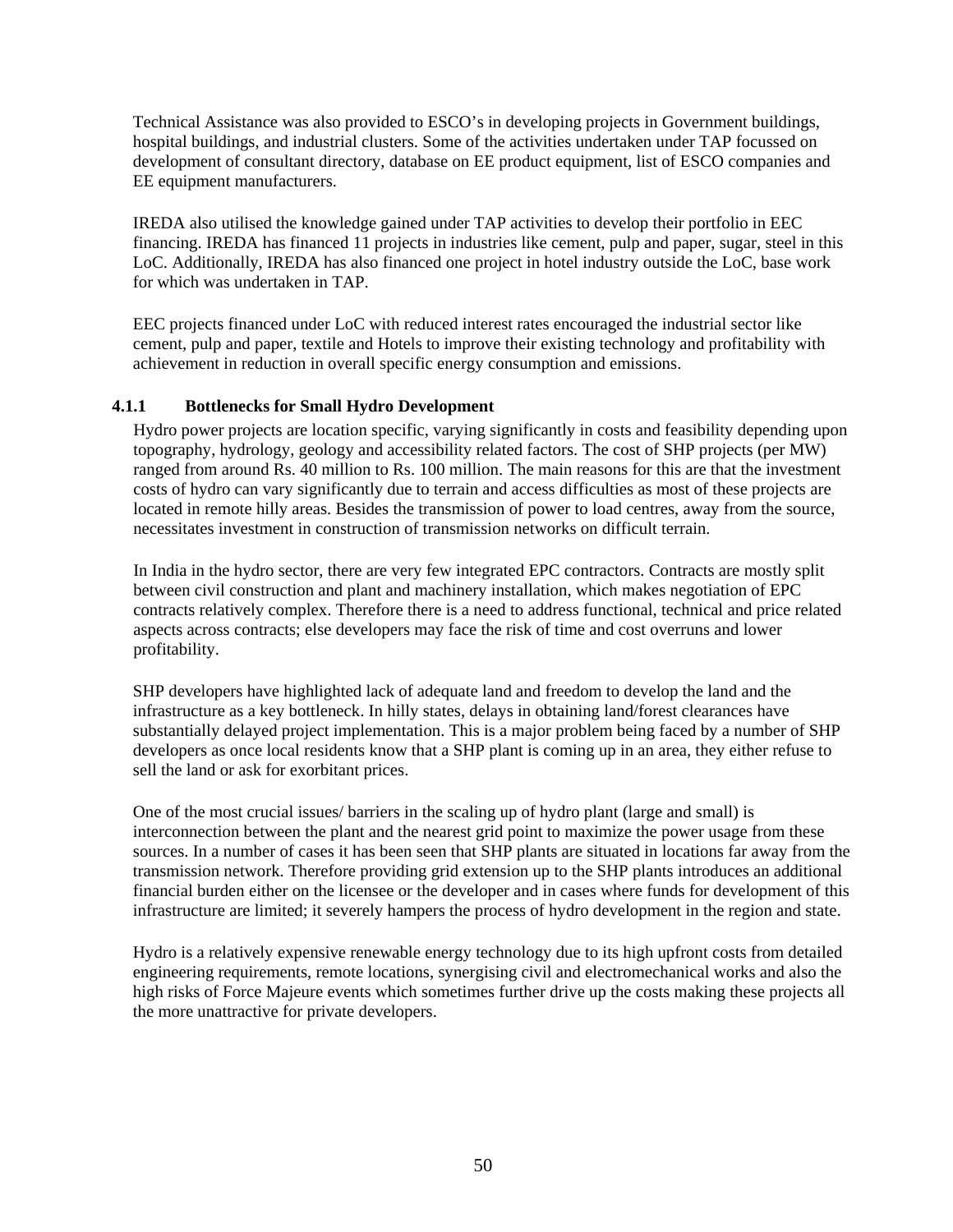Technical Assistance was also provided to ESCO's in developing projects in Government buildings, hospital buildings, and industrial clusters. Some of the activities undertaken under TAP focussed on development of consultant directory, database on EE product equipment, list of ESCO companies and EE equipment manufacturers.

IREDA also utilised the knowledge gained under TAP activities to develop their portfolio in EEC financing. IREDA has financed 11 projects in industries like cement, pulp and paper, sugar, steel in this LoC. Additionally, IREDA has also financed one project in hotel industry outside the LoC, base work for which was undertaken in TAP.

EEC projects financed under LoC with reduced interest rates encouraged the industrial sector like cement, pulp and paper, textile and Hotels to improve their existing technology and profitability with achievement in reduction in overall specific energy consumption and emissions.

#### 4.1.1 Bottlenecks for Small Hydro Development

Hydro power projects are location specific, varying significantly in costs and feasibility depending upon topography, hydrology, geology and accessibility related factors. The cost of SHP projects (per MW) ranged from around Rs. 40 million to Rs. 100 million. The main reasons for this are that the investment costs of hydro can vary significantly due to terrain and access difficulties as most of these projects are located in remote hilly areas. Besides the transmission of power to load centres, away from the source, necessitates investment in construction of transmission networks on difficult terrain.

In India in the hydro sector, there are very few integrated EPC contractors. Contracts are mostly split between civil construction and plant and machinery installation, which makes negotiation of EPC contracts relatively complex. Therefore there is a need to address functional, technical and price related aspects across contracts; else developers may face the risk of time and cost overruns and lower profitability.

SHP developers have highlighted lack of adequate land and freedom to develop the land and the infrastructure as a key bottleneck. In hilly states, delays in obtaining land/forest clearances have substantially delayed project implementation. This is a major problem being faced by a number of SHP developers as once local residents know that a SHP plant is coming up in an area, they either refuse to sell the land or ask for exorbitant prices.

One of the most crucial issues/ barriers in the scaling up of hydro plant (large and small) is interconnection between the plant and the nearest grid point to maximize the power usage from these sources. In a number of cases it has been seen that SHP plants are situated in locations far away from the transmission network. Therefore providing grid extension up to the SHP plants introduces an additional financial burden either on the licensee or the developer and in cases where funds for development of this infrastructure are limited; it severely hampers the process of hydro development in the region and state.

Hydro is a relatively expensive renewable energy technology due to its high upfront costs from detailed engineering requirements, remote locations, synergising civil and electromechanical works and also the high risks of Force Majeure events which sometimes further drive up the costs making these projects all the more unattractive for private developers.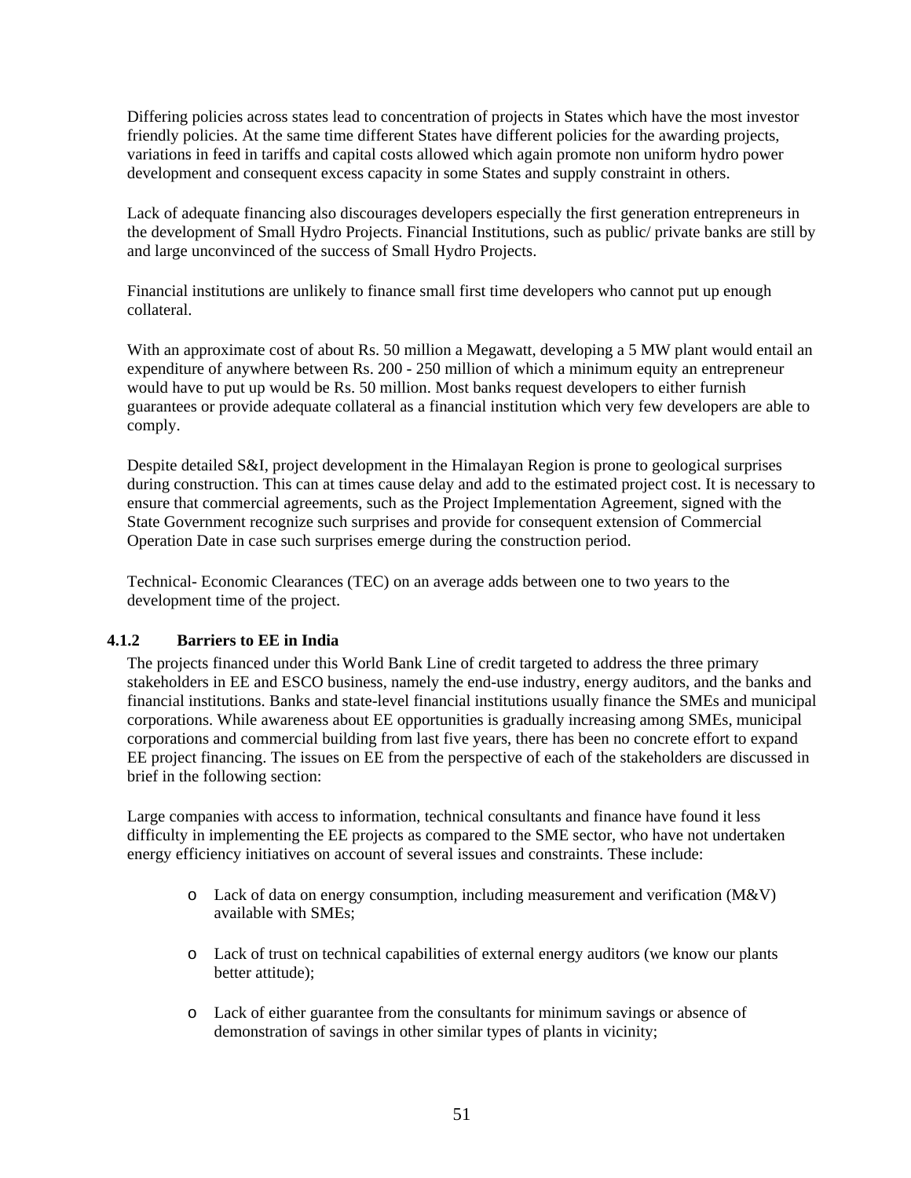Differing policies across states lead to concentration of projects in States which have the most investor friendly policies. At the same time different States have different policies for the awarding projects, variations in feed in tariffs and capital costs allowed which again promote non uniform hydro power development and consequent excess capacity in some States and supply constraint in others.

Lack of adequate financing also discourages developers especially the first generation entrepreneurs in the development of Small Hydro Projects. Financial Institutions, such as public/ private banks are still by and large unconvinced of the success of Small Hydro Projects.

Financial institutions are unlikely to finance small first time developers who cannot put up enough collateral.

With an approximate cost of about Rs. 50 million a Megawatt, developing a 5 MW plant would entail an expenditure of anywhere between Rs. 200 - 250 million of which a minimum equity an entrepreneur would have to put up would be Rs. 50 million. Most banks request developers to either furnish guarantees or provide adequate collateral as a financial institution which very few developers are able to comply.

Despite detailed S&I, project development in the Himalayan Region is prone to geological surprises during construction. This can at times cause delay and add to the estimated project cost. It is necessary to ensure that commercial agreements, such as the Project Implementation Agreement, signed with the State Government recognize such surprises and provide for consequent extension of Commercial Operation Date in case such surprises emerge during the construction period.

Technical- Economic Clearances (TEC) on an average adds between one to two years to the development time of the project.

### 4.1.2 Barriers to EE in India

The projects financed under this World Bank Line of credit targeted to address the three primary stakeholders in EE and ESCO business, namely the end-use industry, energy auditors, and the banks and financial institutions. Banks and state-level financial institutions usually finance the SMEs and municipal corporations. While awareness about EE opportunities is gradually increasing among SMEs, municipal corporations and commercial building from last five years, there has been no concrete effort to expand EE project financing. The issues on EE from the perspective of each of the stakeholders are discussed in brief in the following section:

Large companies with access to information, technical consultants and finance have found it less difficulty in implementing the EE projects as compared to the SME sector, who have not undertaken energy efficiency initiatives on account of several issues and constraints. These include:

- Lack of data on energy consumption, including measurement and verification (M&V) available with SMEs;
- Lack of trust on technical capabilities of external energy auditors (we know our plants better attitude);
- Lack of either guarantee from the consultants for minimum savings or absence of demonstration of savings in other similar types of plants in vicinity;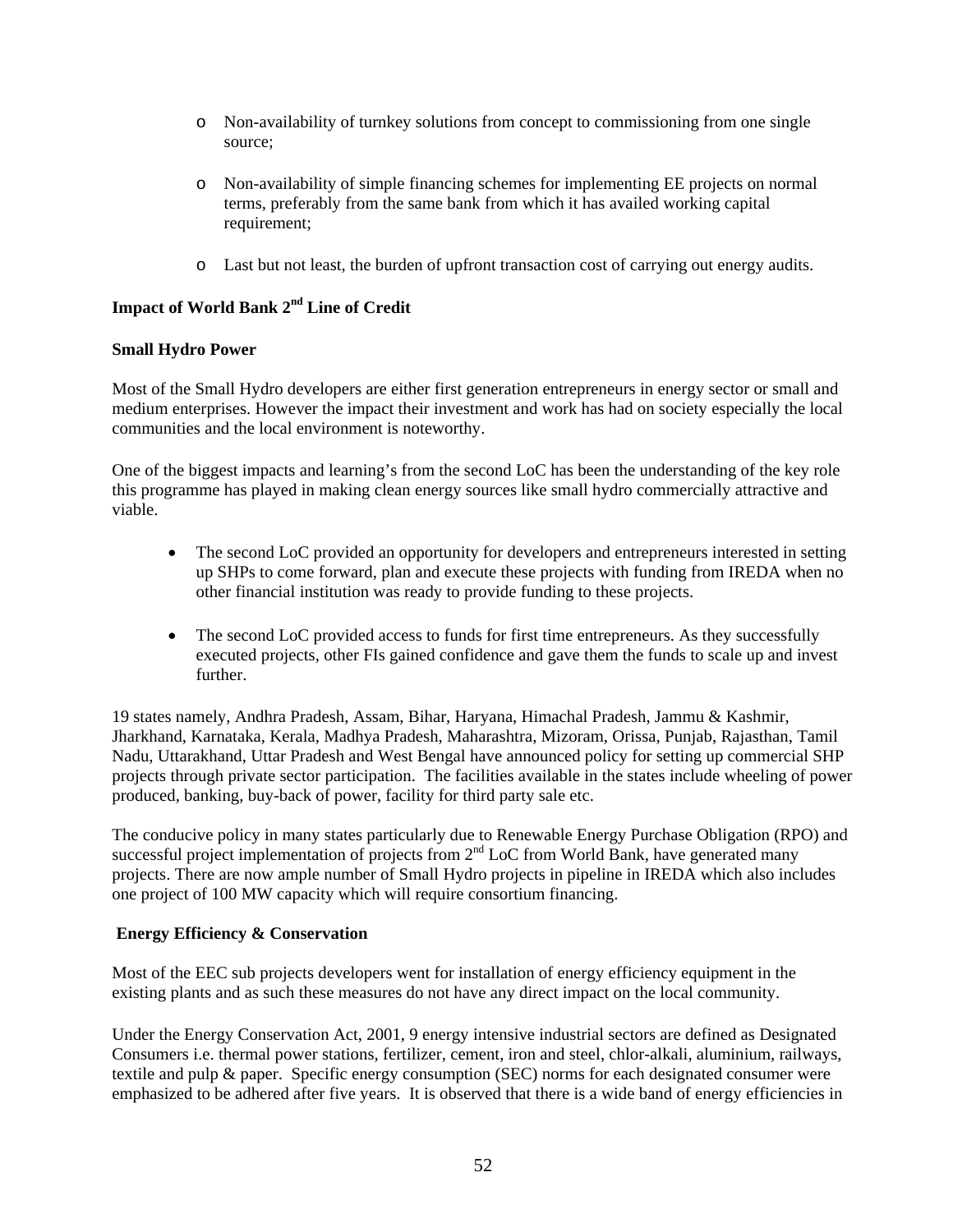- Non-availability of turnkey solutions from concept to commissioning from one single source;

- Non-availability of simple financing schemes for implementing EE projects on normal terms, preferably from the same bank from which it has availed working capital requirement;

- Last but not least, the burden of upfront transaction cost of carrying out energy audits.

## Impact of World Bank 2nd Line of Credit

### Small Hydro Power

Most of the Small Hydro developers are either first generation entrepreneurs in energy sector or small and medium enterprises. However the impact their investment and work has had on society especially the local communities and the local environment is noteworthy.

One of the biggest impacts and learning's from the second LoC has been the understanding of the key role this programme has played in making clean energy sources like small hydro commercially attractive and viable.

- The second LoC provided an opportunity for developers and entrepreneurs interested in setting up SHPs to come forward, plan and execute these projects with funding from IREDA when no other financial institution was ready to provide funding to these projects.

- The second LoC provided access to funds for first time entrepreneurs. As they successfully executed projects, other FIs gained confidence and gave them the funds to scale up and invest further.

19 states namely, Andhra Pradesh, Assam, Bihar, Haryana, Himachal Pradesh, Jammu & Kashmir, Jharkhand, Karnataka, Kerala, Madhya Pradesh, Maharashtra, Mizoram, Orissa, Punjab, Rajasthan, Tamil Nadu, Uttarakhand, Uttar Pradesh and West Bengal have announced policy for setting up commercial SHP projects through private sector participation. The facilities available in the states include wheeling of power produced, banking, buy-back of power, facility for third party sale etc.

The conducive policy in many states particularly due to Renewable Energy Purchase Obligation (RPO) and successful project implementation of projects from 2nd LoC from World Bank, have generated many projects. There are now ample number of Small Hydro projects in pipeline in IREDA which also includes one project of 100 MW capacity which will require consortium financing.

### Energy Efficiency & Conservation

Most of the EEC sub projects developers went for installation of energy efficiency equipment in the existing plants and as such these measures do not have any direct impact on the local community.

Under the Energy Conservation Act, 2001, 9 energy intensive industrial sectors are defined as Designated Consumers i.e. thermal power stations, fertilizer, cement, iron and steel, chlor-alkali, aluminium, railways, textile and pulp & paper. Specific energy consumption (SEC) norms for each designated consumer were emphasized to be adhered after five years. It is observed that there is a wide band of energy efficiencies in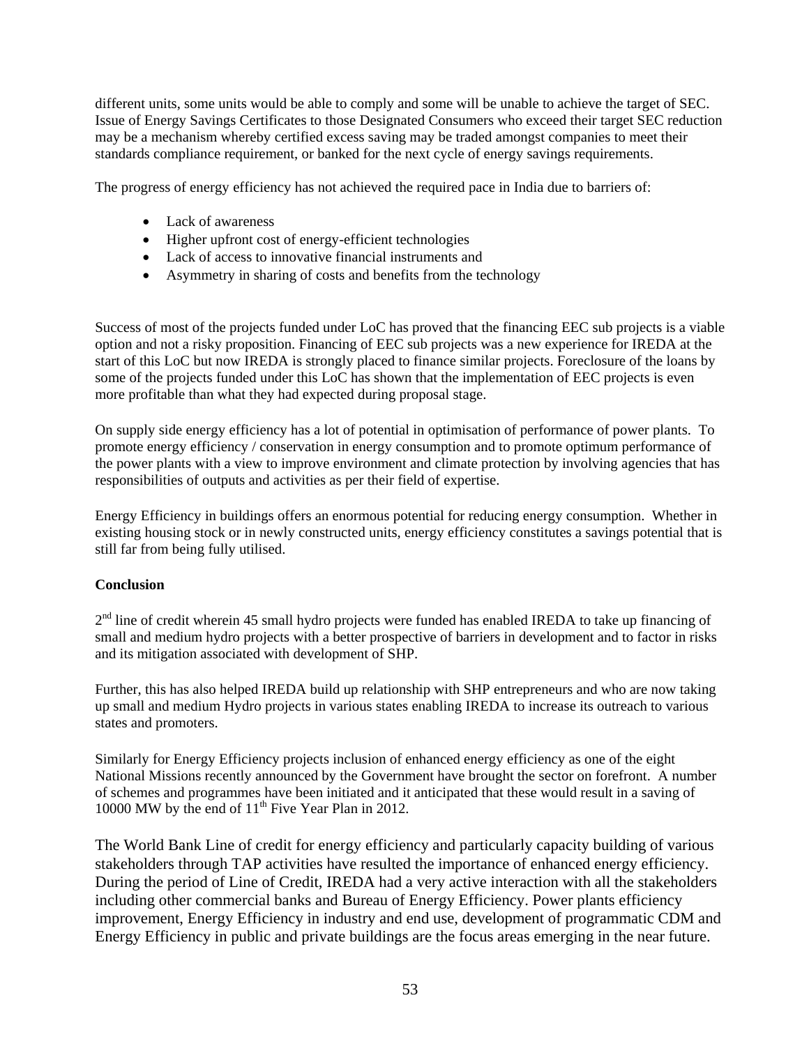different units, some units would be able to comply and some will be unable to achieve the target of SEC. Issue of Energy Savings Certificates to those Designated Consumers who exceed their target SEC reduction may be a mechanism whereby certified excess saving may be traded amongst companies to meet their standards compliance requirement, or banked for the next cycle of energy savings requirements.

The progress of energy efficiency has not achieved the required pace in India due to barriers of:

- Lack of awareness
- Higher upfront cost of energy-efficient technologies
- Lack of access to innovative financial instruments and
- Asymmetry in sharing of costs and benefits from the technology

Success of most of the projects funded under LoC has proved that the financing EEC sub projects is a viable option and not a risky proposition. Financing of EEC sub projects was a new experience for IREDA at the start of this LoC but now IREDA is strongly placed to finance similar projects. Foreclosure of the loans by some of the projects funded under this LoC has shown that the implementation of EEC projects is even more profitable than what they had expected during proposal stage.

On supply side energy efficiency has a lot of potential in optimisation of performance of power plants. To promote energy efficiency / conservation in energy consumption and to promote optimum performance of the power plants with a view to improve environment and climate protection by involving agencies that has responsibilities of outputs and activities as per their field of expertise.

Energy Efficiency in buildings offers an enormous potential for reducing energy consumption. Whether in existing housing stock or in newly constructed units, energy efficiency constitutes a savings potential that is still far from being fully utilised.

**Conclusion**

2nd line of credit wherein 45 small hydro projects were funded has enabled IREDA to take up financing of small and medium hydro projects with a better prospective of barriers in development and to factor in risks and its mitigation associated with development of SHP.

Further, this has also helped IREDA build up relationship with SHP entrepreneurs and who are now taking up small and medium Hydro projects in various states enabling IREDA to increase its outreach to various states and promoters.

Similarly for Energy Efficiency projects inclusion of enhanced energy efficiency as one of the eight National Missions recently announced by the Government have brought the sector on forefront. A number of schemes and programmes have been initiated and it anticipated that these would result in a saving of 10000 MW by the end of 11th Five Year Plan in 2012.

The World Bank Line of credit for energy efficiency and particularly capacity building of various stakeholders through TAP activities have resulted the importance of enhanced energy efficiency. During the period of Line of Credit, IREDA had a very active interaction with all the stakeholders including other commercial banks and Bureau of Energy Efficiency. Power plants efficiency improvement, Energy Efficiency in industry and end use, development of programmatic CDM and Energy Efficiency in public and private buildings are the focus areas emerging in the near future.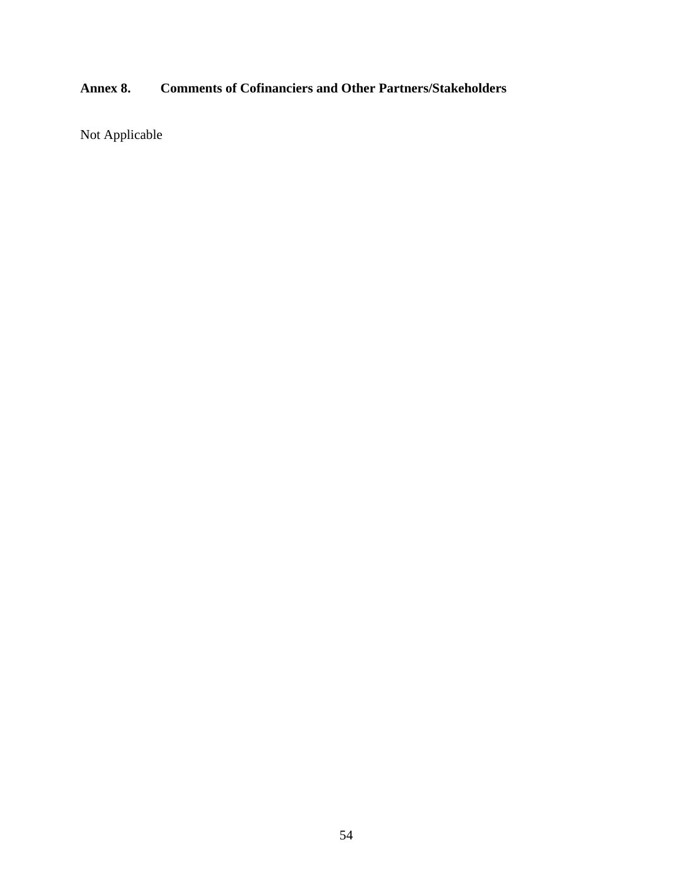## Annex 8. Comments of Cofinanciers and Other Partners/Stakeholders

Not Applicable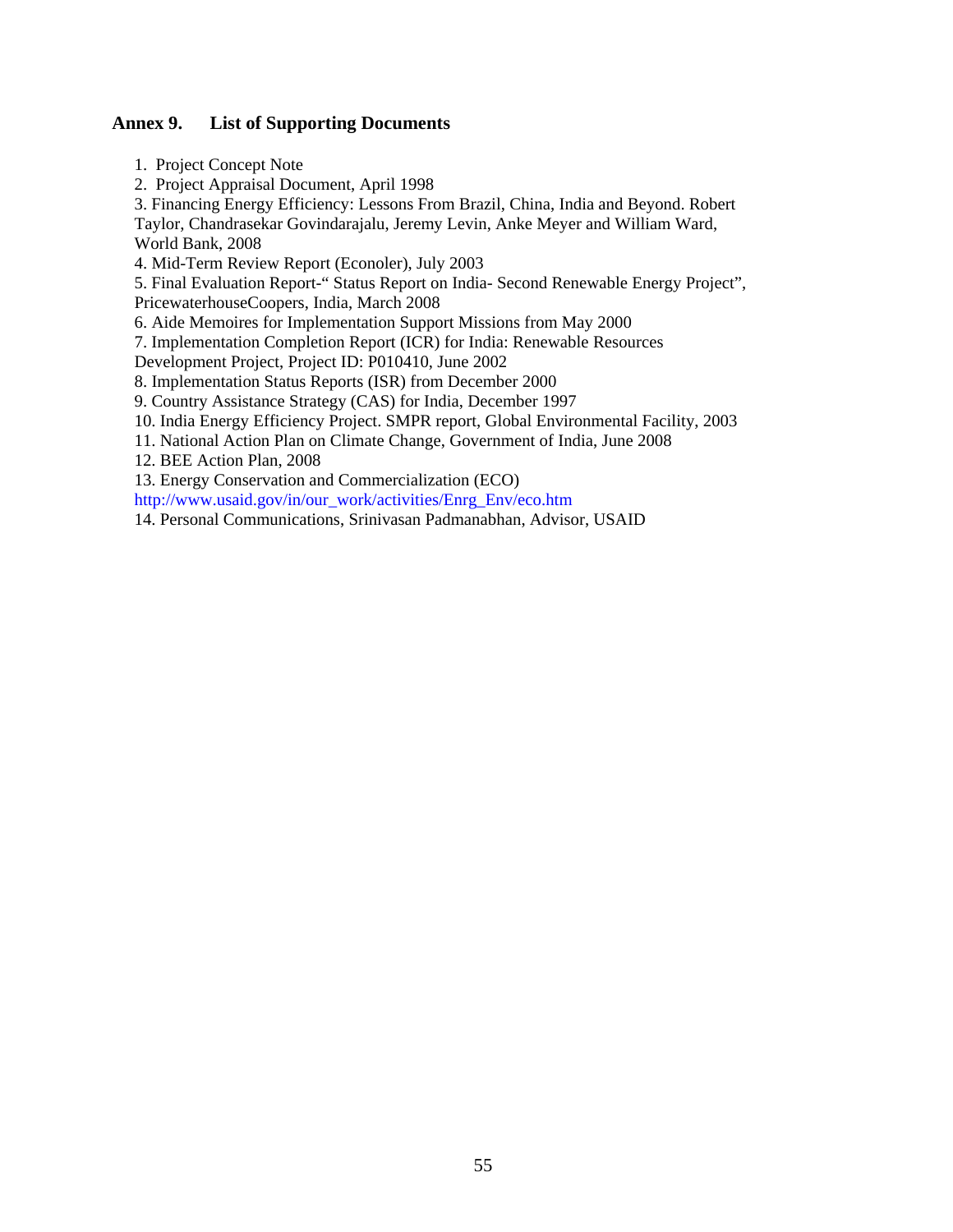## Annex 9. List of Supporting Documents

1. Project Concept Note
2. Project Appraisal Document, April 1998
3. Financing Energy Efficiency: Lessons From Brazil, China, India and Beyond. Robert Taylor, Chandrasekar Govindarajalu, Jeremy Levin, Anke Meyer and William Ward, World Bank, 2008
4. Mid-Term Review Report (Econoler), July 2003
5. Final Evaluation Report-" Status Report on India- Second Renewable Energy Project", PricewaterhouseCoopers, India, March 2008
6. Aide Memoires for Implementation Support Missions from May 2000
7. Implementation Completion Report (ICR) for India: Renewable Resources Development Project, Project ID: P010410, June 2002
8. Implementation Status Reports (ISR) from December 2000
9. Country Assistance Strategy (CAS) for India, December 1997
10. India Energy Efficiency Project. SMPR report, Global Environmental Facility, 2003
11. National Action Plan on Climate Change, Government of India, June 2008
12. BEE Action Plan, 2008
13. Energy Conservation and Commercialization (ECO) http://www.usaid.gov/in/our_work/activities/Enrg_Env/eco.htm
14. Personal Communications, Srinivasan Padmanabhan, Advisor, USAID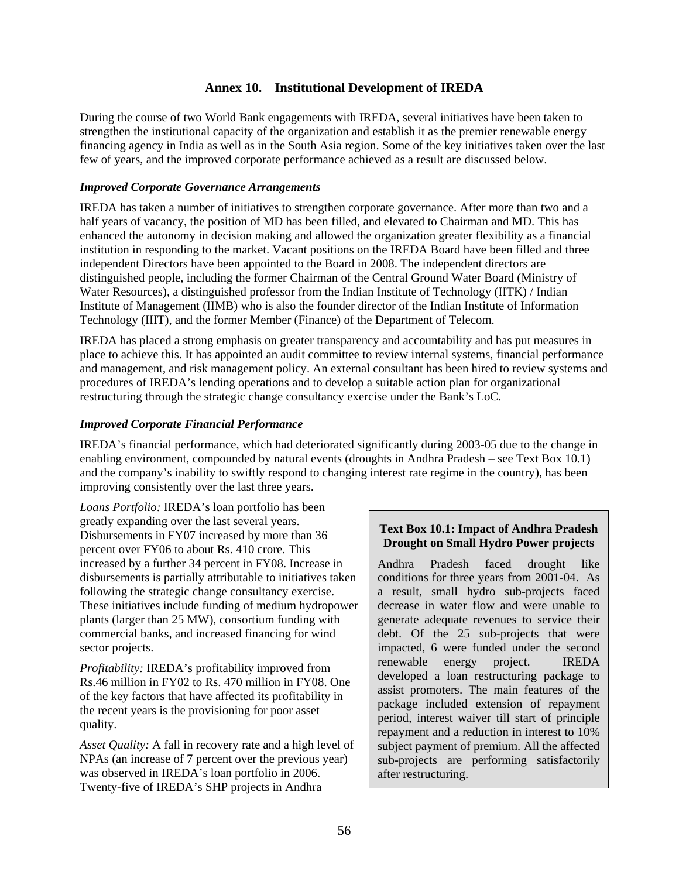# Annex 10. Institutional Development of IREDA

During the course of two World Bank engagements with IREDA, several initiatives have been taken to strengthen the institutional capacity of the organization and establish it as the premier renewable energy financing agency in India as well as in the South Asia region. Some of the key initiatives taken over the last few of years, and the improved corporate performance achieved as a result are discussed below.

### *Improved Corporate Governance Arrangements*

IREDA has taken a number of initiatives to strengthen corporate governance. After more than two and a half years of vacancy, the position of MD has been filled, and elevated to Chairman and MD. This has enhanced the autonomy in decision making and allowed the organization greater flexibility as a financial institution in responding to the market. Vacant positions on the IREDA Board have been filled and three independent Directors have been appointed to the Board in 2008. The independent directors are distinguished people, including the former Chairman of the Central Ground Water Board (Ministry of Water Resources), a distinguished professor from the Indian Institute of Technology (IITK) / Indian Institute of Management (IIMB) who is also the founder director of the Indian Institute of Information Technology (IIIT), and the former Member (Finance) of the Department of Telecom.

IREDA has placed a strong emphasis on greater transparency and accountability and has put measures in place to achieve this. It has appointed an audit committee to review internal systems, financial performance and management, and risk management policy. An external consultant has been hired to review systems and procedures of IREDA's lending operations and to develop a suitable action plan for organizational restructuring through the strategic change consultancy exercise under the Bank's LoC.

### *Improved Corporate Financial Performance*

IREDA's financial performance, which had deteriorated significantly during 2003-05 due to the change in enabling environment, compounded by natural events (droughts in Andhra Pradesh – see Text Box 10.1) and the company's inability to swiftly respond to changing interest rate regime in the country), has been improving consistently over the last three years.

*Loans Portfolio:* IREDA's loan portfolio has been greatly expanding over the last several years. Disbursements in FY07 increased by more than 36 percent over FY06 to about Rs. 410 crore. This increased by a further 34 percent in FY08. Increase in disbursements is partially attributable to initiatives taken following the strategic change consultancy exercise. These initiatives include funding of medium hydropower plants (larger than 25 MW), consortium funding with commercial banks, and increased financing for wind sector projects.

*Profitability:* IREDA's profitability improved from Rs.46 million in FY02 to Rs. 470 million in FY08. One of the key factors that have affected its profitability in the recent years is the provisioning for poor asset quality.

*Asset Quality:* A fall in recovery rate and a high level of NPAs (an increase of 7 percent over the previous year) was observed in IREDA's loan portfolio in 2006. Twenty-five of IREDA's SHP projects in Andhra

> **Text Box 10.1: Impact of Andhra Pradesh Drought on Small Hydro Power projects**
>
> Andhra Pradesh faced drought like conditions for three years from 2001-04. As a result, small hydro sub-projects faced decrease in water flow and were unable to generate adequate revenues to service their debt. Of the 25 sub-projects that were impacted, 6 were funded under the second renewable energy project. IREDA developed a loan restructuring package to assist promoters. The main features of the package included extension of repayment period, interest waiver till start of principle repayment and a reduction in interest to 10% subject payment of premium. All the affected sub-projects are performing satisfactorily after restructuring.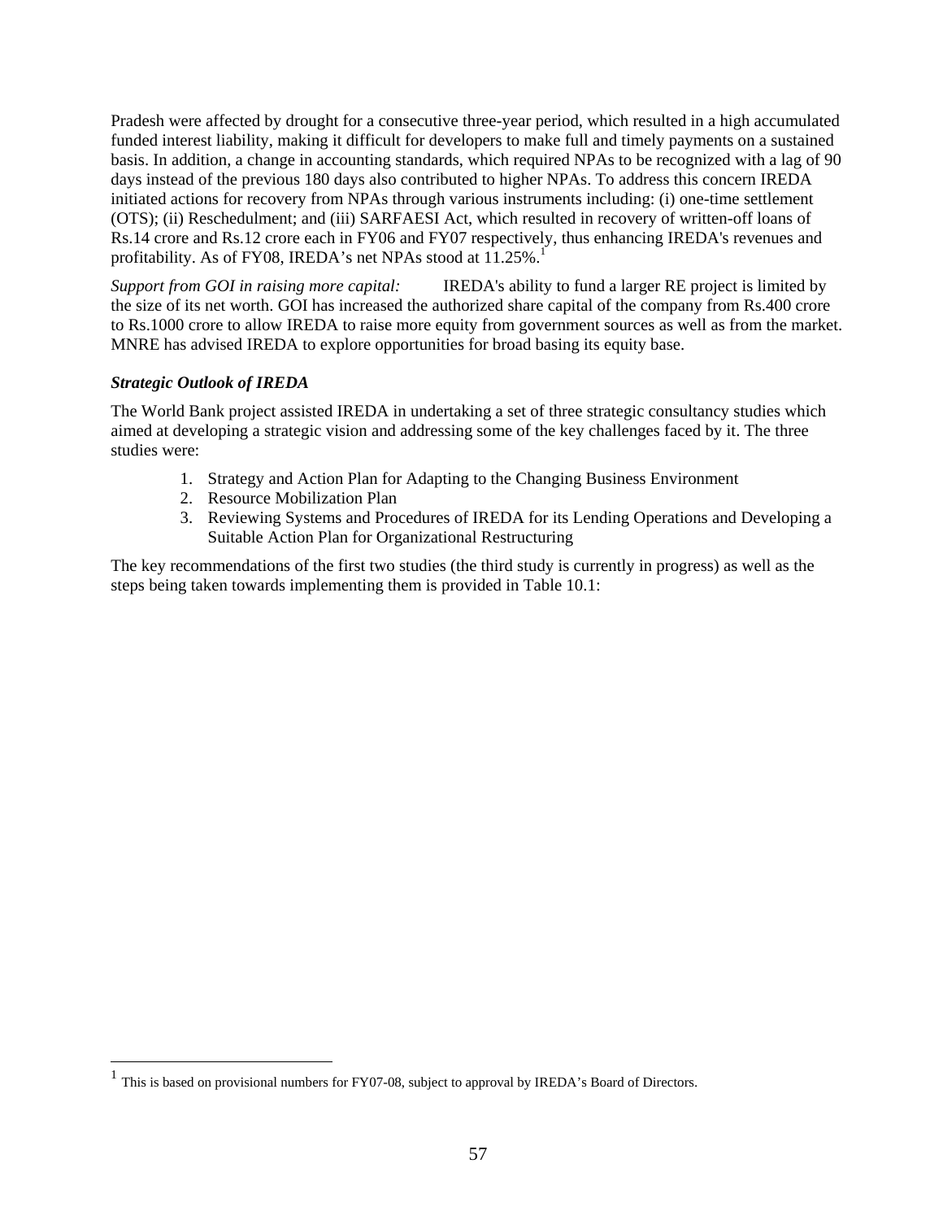Pradesh were affected by drought for a consecutive three-year period, which resulted in a high accumulated funded interest liability, making it difficult for developers to make full and timely payments on a sustained basis. In addition, a change in accounting standards, which required NPAs to be recognized with a lag of 90 days instead of the previous 180 days also contributed to higher NPAs. To address this concern IREDA initiated actions for recovery from NPAs through various instruments including: (i) one-time settlement (OTS); (ii) Reschedulment; and (iii) SARFAESI Act, which resulted in recovery of written-off loans of Rs.14 crore and Rs.12 crore each in FY06 and FY07 respectively, thus enhancing IREDA's revenues and profitability. As of FY08, IREDA's net NPAs stood at 11.25%.[1]

*Support from GOI in raising more capital:* IREDA's ability to fund a larger RE project is limited by the size of its net worth. GOI has increased the authorized share capital of the company from Rs.400 crore to Rs.1000 crore to allow IREDA to raise more equity from government sources as well as from the market. MNRE has advised IREDA to explore opportunities for broad basing its equity base.

***Strategic Outlook of IREDA***

The World Bank project assisted IREDA in undertaking a set of three strategic consultancy studies which aimed at developing a strategic vision and addressing some of the key challenges faced by it. The three studies were:

1. Strategy and Action Plan for Adapting to the Changing Business Environment
2. Resource Mobilization Plan
3. Reviewing Systems and Procedures of IREDA for its Lending Operations and Developing a Suitable Action Plan for Organizational Restructuring

The key recommendations of the first two studies (the third study is currently in progress) as well as the steps being taken towards implementing them is provided in Table 10.1:

[1] This is based on provisional numbers for FY07-08, subject to approval by IREDA's Board of Directors.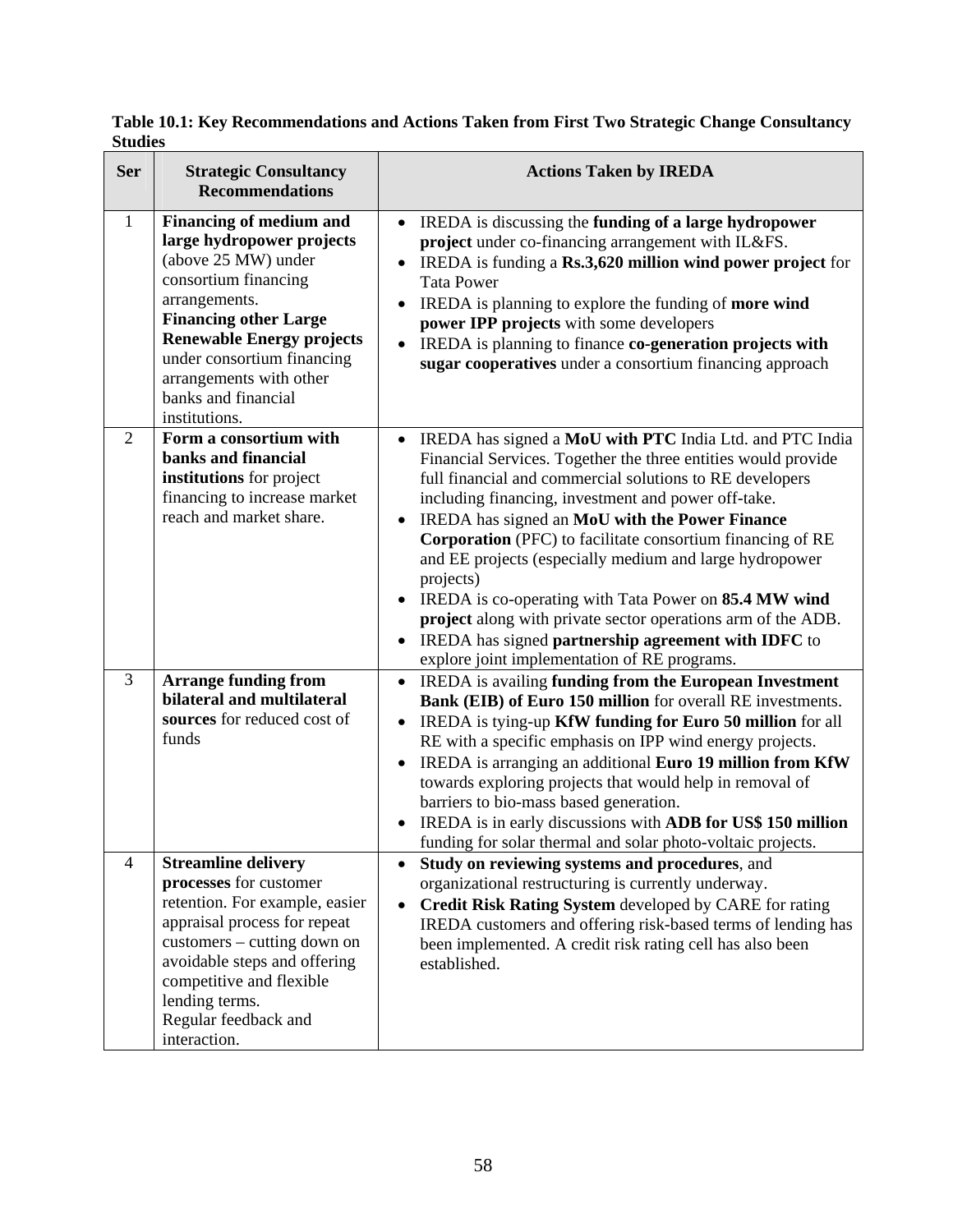**Table 10.1: Key Recommendations and Actions Taken from First Two Strategic Change Consultancy Studies**

| Ser | Strategic Consultancy Recommendations | Actions Taken by IREDA |
|---|---|---|
| 1 | **Financing of medium and large hydropower projects** (above 25 MW) under consortium financing arrangements. **Financing other Large Renewable Energy projects** under consortium financing arrangements with other banks and financial institutions. | • IREDA is discussing the **funding of a large hydropower project** under co-financing arrangement with IL&FS. <br> • IREDA is funding a **Rs.3,620 million wind power project** for Tata Power <br> • IREDA is planning to explore the funding of **more wind power IPP projects** with some developers <br> • IREDA is planning to finance **co-generation projects with sugar cooperatives** under a consortium financing approach |
| 2 | **Form a consortium with banks and financial institutions** for project financing to increase market reach and market share. | • IREDA has signed a **MoU with PTC** India Ltd. and PTC India Financial Services. Together the three entities would provide full financial and commercial solutions to RE developers including financing, investment and power off-take. <br> • IREDA has signed an **MoU with the Power Finance Corporation** (PFC) to facilitate consortium financing of RE and EE projects (especially medium and large hydropower projects) <br> • IREDA is co-operating with Tata Power on **85.4 MW wind project** along with private sector operations arm of the ADB. <br> • IREDA has signed **partnership agreement with IDFC** to explore joint implementation of RE programs. |
| 3 | **Arrange funding from bilateral and multilateral sources** for reduced cost of funds | • IREDA is availing **funding from the European Investment Bank (EIB) of Euro 150 million** for overall RE investments. <br> • IREDA is tying-up **KfW funding for Euro 50 million** for all RE with a specific emphasis on IPP wind energy projects. <br> • IREDA is arranging an additional **Euro 19 million from KfW** towards exploring projects that would help in removal of barriers to bio-mass based generation. <br> • IREDA is in early discussions with **ADB for US$ 150 million** funding for solar thermal and solar photo-voltaic projects. |
| 4 | **Streamline delivery processes** for customer retention. For example, easier appraisal process for repeat customers – cutting down on avoidable steps and offering competitive and flexible lending terms. Regular feedback and interaction. | • **Study on reviewing systems and procedures**, and organizational restructuring is currently underway. <br> • **Credit Risk Rating System** developed by CARE for rating IREDA customers and offering risk-based terms of lending has been implemented. A credit risk rating cell has also been established. |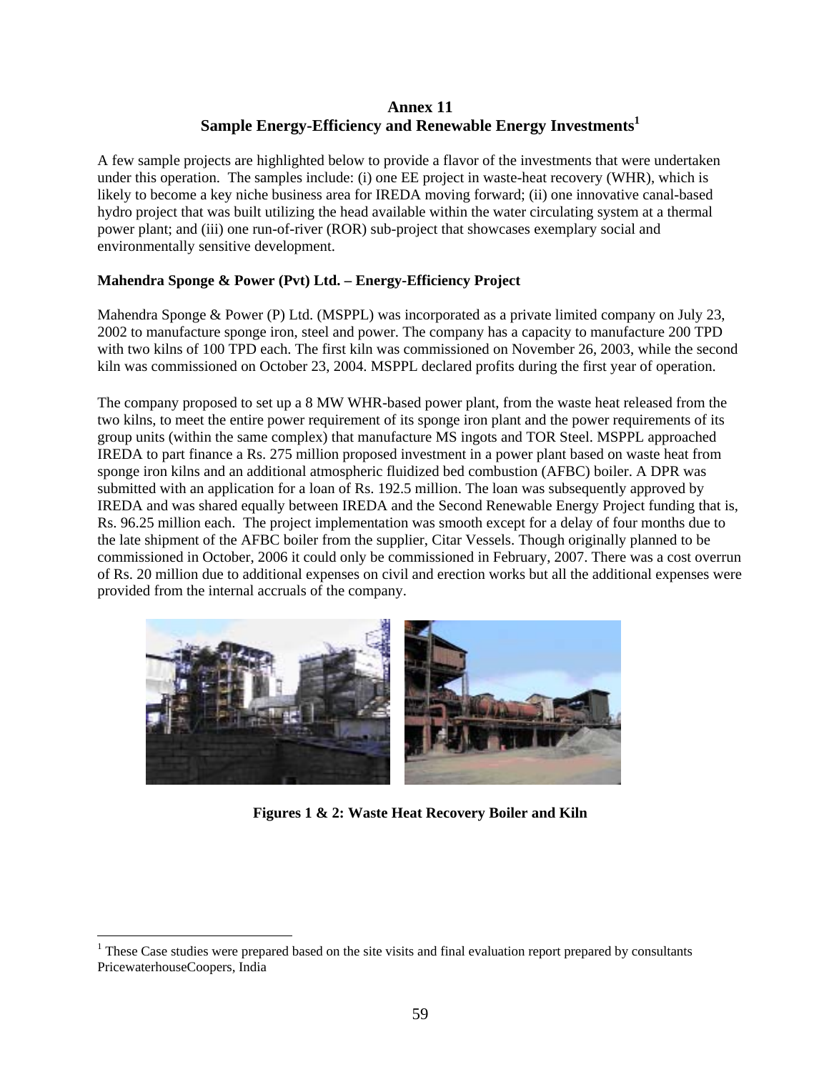# Annex 11
## Sample Energy-Efficiency and Renewable Energy Investments[1]

A few sample projects are highlighted below to provide a flavor of the investments that were undertaken under this operation. The samples include: (i) one EE project in waste-heat recovery (WHR), which is likely to become a key niche business area for IREDA moving forward; (ii) one innovative canal-based hydro project that was built utilizing the head available within the water circulating system at a thermal power plant; and (iii) one run-of-river (ROR) sub-project that showcases exemplary social and environmentally sensitive development.

### Mahendra Sponge & Power (Pvt) Ltd. – Energy-Efficiency Project

Mahendra Sponge & Power (P) Ltd. (MSPPL) was incorporated as a private limited company on July 23, 2002 to manufacture sponge iron, steel and power. The company has a capacity to manufacture 200 TPD with two kilns of 100 TPD each. The first kiln was commissioned on November 26, 2003, while the second kiln was commissioned on October 23, 2004. MSPPL declared profits during the first year of operation.

The company proposed to set up a 8 MW WHR-based power plant, from the waste heat released from the two kilns, to meet the entire power requirement of its sponge iron plant and the power requirements of its group units (within the same complex) that manufacture MS ingots and TOR Steel. MSPPL approached IREDA to part finance a Rs. 275 million proposed investment in a power plant based on waste heat from sponge iron kilns and an additional atmospheric fluidized bed combustion (AFBC) boiler. A DPR was submitted with an application for a loan of Rs. 192.5 million. The loan was subsequently approved by IREDA and was shared equally between IREDA and the Second Renewable Energy Project funding that is, Rs. 96.25 million each. The project implementation was smooth except for a delay of four months due to the late shipment of the AFBC boiler from the supplier, Citar Vessels. Though originally planned to be commissioned in October, 2006 it could only be commissioned in February, 2007. There was a cost overrun of Rs. 20 million due to additional expenses on civil and erection works but all the additional expenses were provided from the internal accruals of the company.

**Figures 1 & 2: Waste Heat Recovery Boiler and Kiln**

[1] These Case studies were prepared based on the site visits and final evaluation report prepared by consultants PricewaterhouseCoopers, India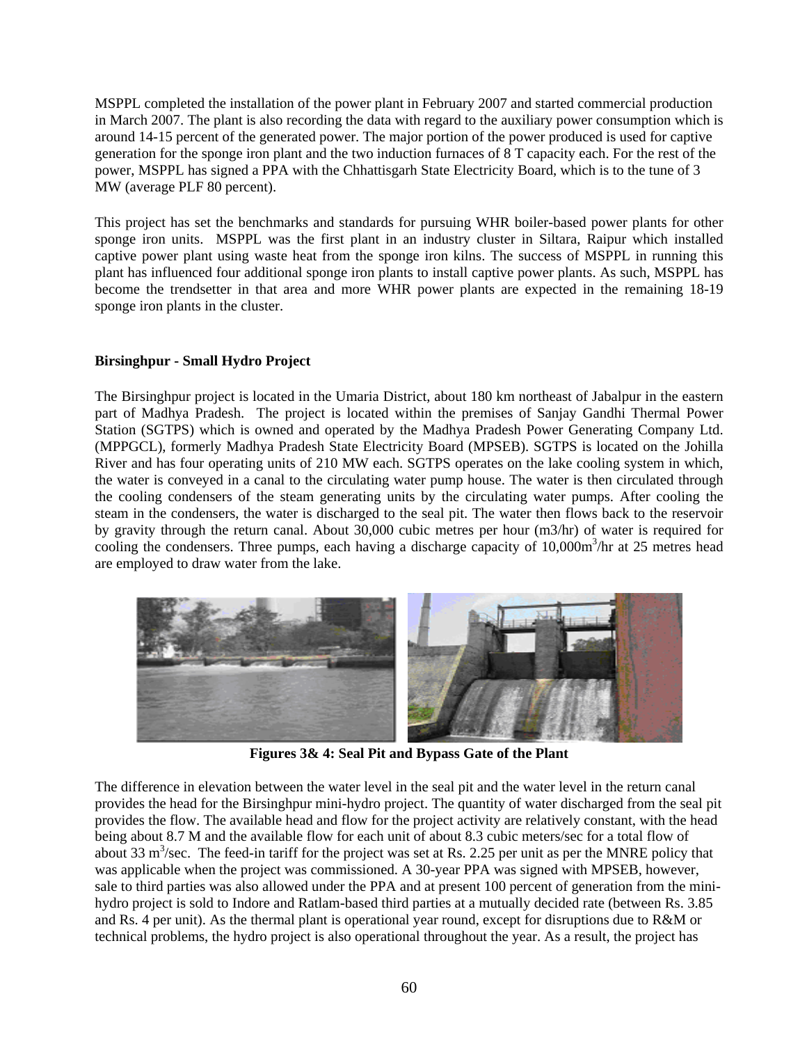MSPPL completed the installation of the power plant in February 2007 and started commercial production in March 2007. The plant is also recording the data with regard to the auxiliary power consumption which is around 14-15 percent of the generated power. The major portion of the power produced is used for captive generation for the sponge iron plant and the two induction furnaces of 8 T capacity each. For the rest of the power, MSPPL has signed a PPA with the Chhattisgarh State Electricity Board, which is to the tune of 3 MW (average PLF 80 percent).

This project has set the benchmarks and standards for pursuing WHR boiler-based power plants for other sponge iron units. MSPPL was the first plant in an industry cluster in Siltara, Raipur which installed captive power plant using waste heat from the sponge iron kilns. The success of MSPPL in running this plant has influenced four additional sponge iron plants to install captive power plants. As such, MSPPL has become the trendsetter in that area and more WHR power plants are expected in the remaining 18-19 sponge iron plants in the cluster.

**Birsinghpur - Small Hydro Project**

The Birsinghpur project is located in the Umaria District, about 180 km northeast of Jabalpur in the eastern part of Madhya Pradesh. The project is located within the premises of Sanjay Gandhi Thermal Power Station (SGTPS) which is owned and operated by the Madhya Pradesh Power Generating Company Ltd. (MPPGCL), formerly Madhya Pradesh State Electricity Board (MPSEB). SGTPS is located on the Johilla River and has four operating units of 210 MW each. SGTPS operates on the lake cooling system in which, the water is conveyed in a canal to the circulating water pump house. The water is then circulated through the cooling condensers of the steam generating units by the circulating water pumps. After cooling the steam in the condensers, the water is discharged to the seal pit. The water then flows back to the reservoir by gravity through the return canal. About 30,000 cubic metres per hour (m3/hr) of water is required for cooling the condensers. Three pumps, each having a discharge capacity of 10,000m$^3$/hr at 25 metres head are employed to draw water from the lake.

**Figures 3& 4: Seal Pit and Bypass Gate of the Plant**

The difference in elevation between the water level in the seal pit and the water level in the return canal provides the head for the Birsinghpur mini-hydro project. The quantity of water discharged from the seal pit provides the flow. The available head and flow for the project activity are relatively constant, with the head being about 8.7 M and the available flow for each unit of about 8.3 cubic meters/sec for a total flow of about 33 m$^3$/sec. The feed-in tariff for the project was set at Rs. 2.25 per unit as per the MNRE policy that was applicable when the project was commissioned. A 30-year PPA was signed with MPSEB, however, sale to third parties was also allowed under the PPA and at present 100 percent of generation from the mini-hydro project is sold to Indore and Ratlam-based third parties at a mutually decided rate (between Rs. 3.85 and Rs. 4 per unit). As the thermal plant is operational year round, except for disruptions due to R&M or technical problems, the hydro project is also operational throughout the year. As a result, the project has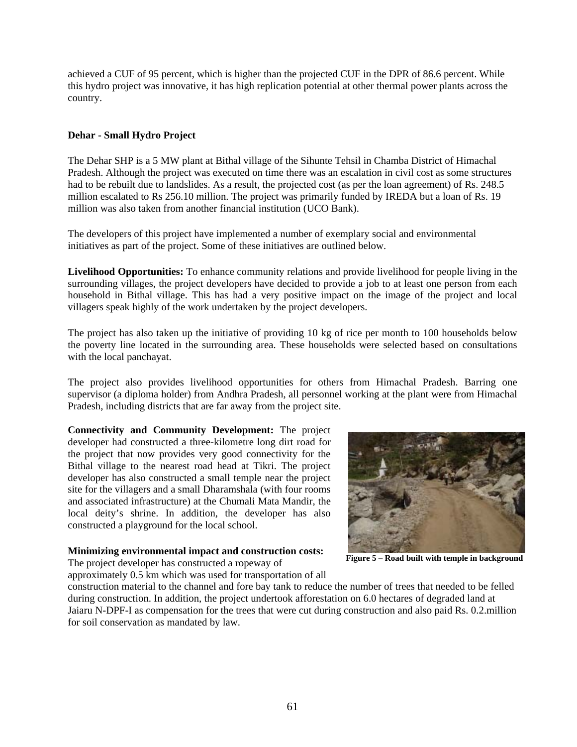achieved a CUF of 95 percent, which is higher than the projected CUF in the DPR of 86.6 percent. While this hydro project was innovative, it has high replication potential at other thermal power plants across the country.

**Dehar - Small Hydro Project**

The Dehar SHP is a 5 MW plant at Bithal village of the Sihunte Tehsil in Chamba District of Himachal Pradesh. Although the project was executed on time there was an escalation in civil cost as some structures had to be rebuilt due to landslides. As a result, the projected cost (as per the loan agreement) of Rs. 248.5 million escalated to Rs 256.10 million. The project was primarily funded by IREDA but a loan of Rs. 19 million was also taken from another financial institution (UCO Bank).

The developers of this project have implemented a number of exemplary social and environmental initiatives as part of the project. Some of these initiatives are outlined below.

**Livelihood Opportunities:** To enhance community relations and provide livelihood for people living in the surrounding villages, the project developers have decided to provide a job to at least one person from each household in Bithal village. This has had a very positive impact on the image of the project and local villagers speak highly of the work undertaken by the project developers.

The project has also taken up the initiative of providing 10 kg of rice per month to 100 households below the poverty line located in the surrounding area. These households were selected based on consultations with the local panchayat.

The project also provides livelihood opportunities for others from Himachal Pradesh. Barring one supervisor (a diploma holder) from Andhra Pradesh, all personnel working at the plant were from Himachal Pradesh, including districts that are far away from the project site.

**Connectivity and Community Development:** The project developer had constructed a three-kilometre long dirt road for the project that now provides very good connectivity for the Bithal village to the nearest road head at Tikri. The project developer has also constructed a small temple near the project site for the villagers and a small Dharamshala (with four rooms and associated infrastructure) at the Chumali Mata Mandir, the local deity's shrine. In addition, the developer has also constructed a playground for the local school.

**Figure 5 – Road built with temple in background**

**Minimizing environmental impact and construction costs:** The project developer has constructed a ropeway of approximately 0.5 km which was used for transportation of all construction material to the channel and fore bay tank to reduce the number of trees that needed to be felled during construction. In addition, the project undertook afforestation on 6.0 hectares of degraded land at Jaiaru N-DPF-I as compensation for the trees that were cut during construction and also paid Rs. 0.2.million for soil conservation as mandated by law.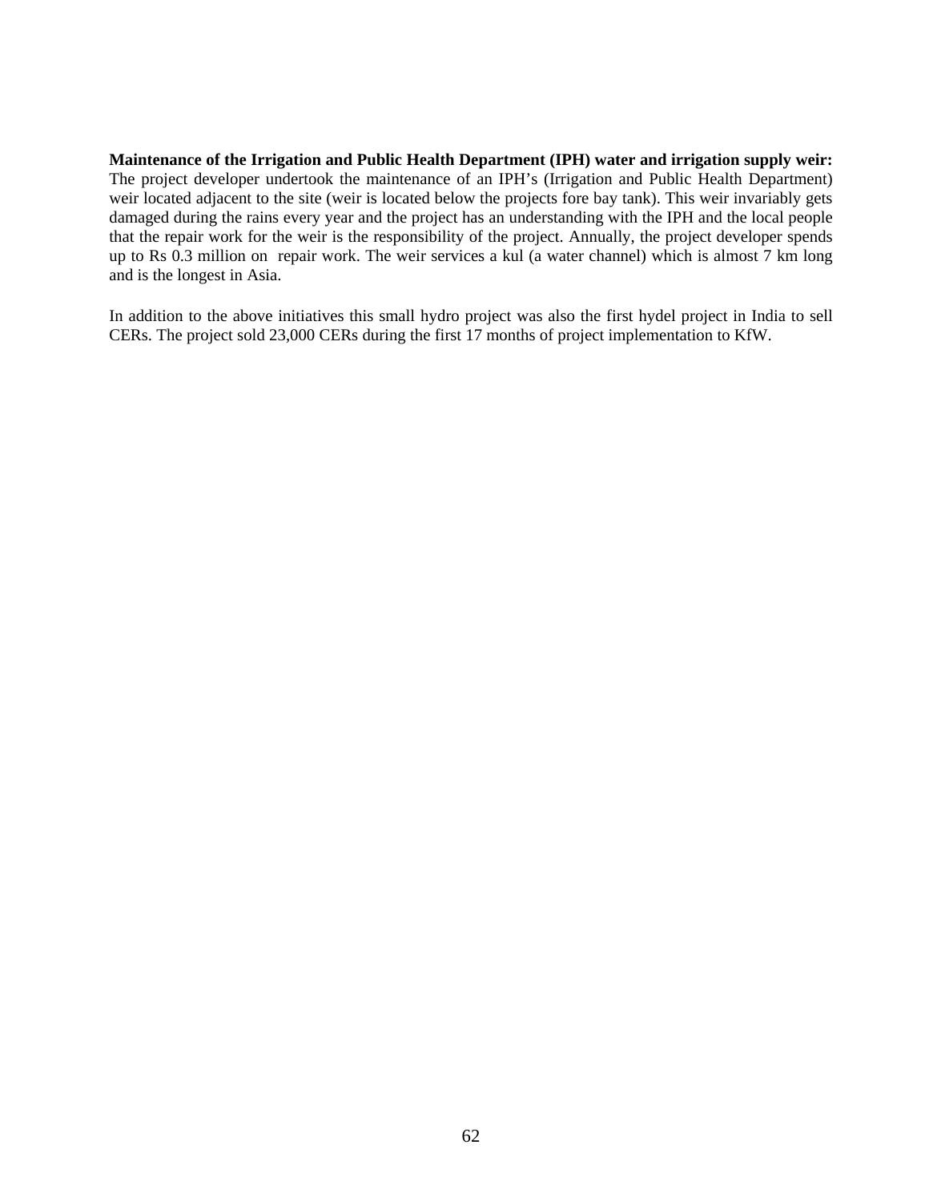**Maintenance of the Irrigation and Public Health Department (IPH) water and irrigation supply weir:** The project developer undertook the maintenance of an IPH's (Irrigation and Public Health Department) weir located adjacent to the site (weir is located below the projects fore bay tank). This weir invariably gets damaged during the rains every year and the project has an understanding with the IPH and the local people that the repair work for the weir is the responsibility of the project. Annually, the project developer spends up to Rs 0.3 million on repair work. The weir services a kul (a water channel) which is almost 7 km long and is the longest in Asia.

In addition to the above initiatives this small hydro project was also the first hydel project in India to sell CERs. The project sold 23,000 CERs during the first 17 months of project implementation to KfW.